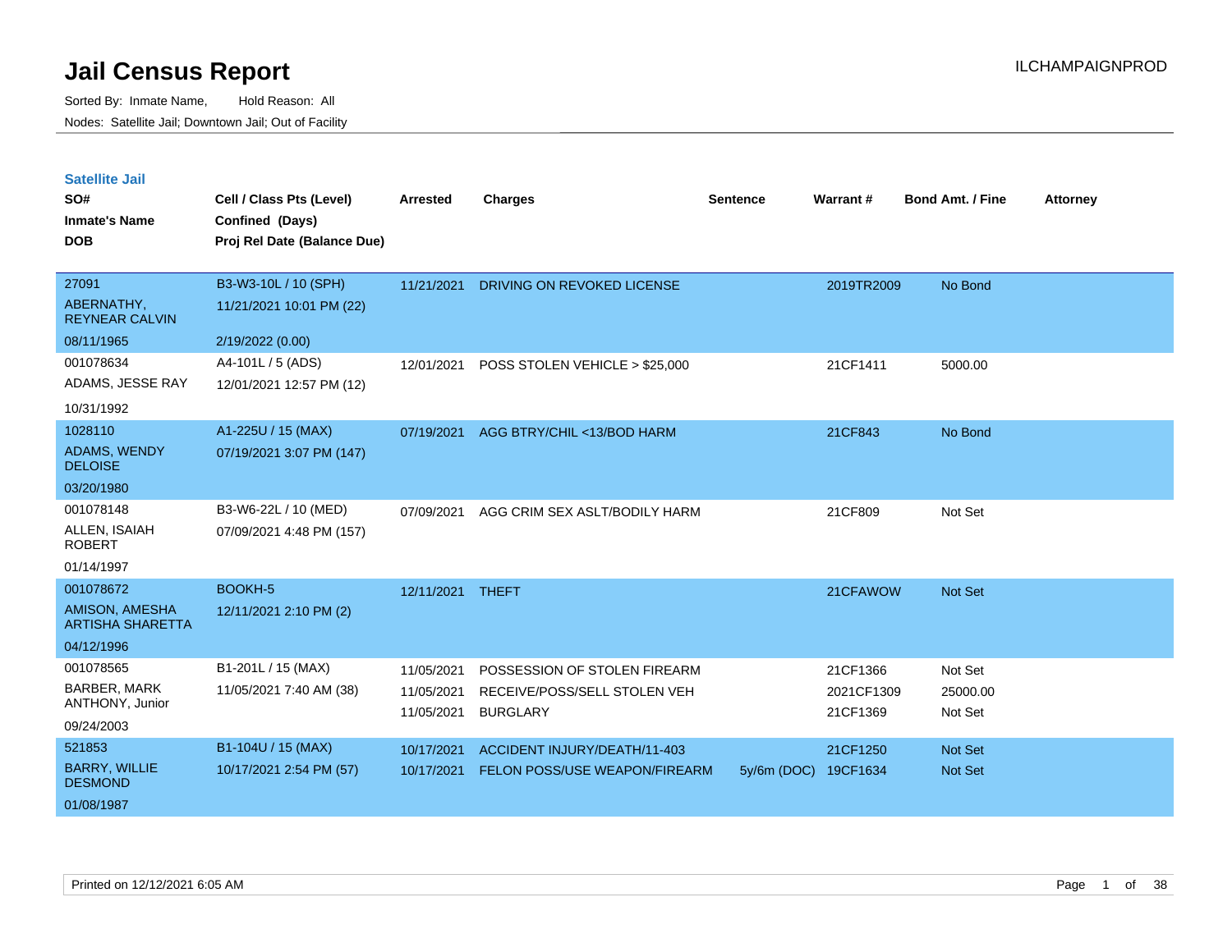# Jail Census Report

ILCHAMPAIGNPROD

Sorted By: Inmate Name, Hold Reason: All

Nodes: Satellite Jail; Downtown Jail; Out of Facility

## Satellite Jail

| SO# / Inmate's Name / DOB | Cell / Class Pts (Level) / Confined (Days) / Proj Rel Date (Balance Due) | Arrested | Charges | Sentence | Warrant # | Bond Amt. / Fine | Attorney |
|---|---|---|---|---|---|---|---|
| 27091<br>ABERNATHY, REYNEAR CALVIN<br>08/11/1965 | B3-W3-10L / 10 (SPH)<br>11/21/2021 10:01 PM (22)<br>2/19/2022 (0.00) | 11/21/2021 | DRIVING ON REVOKED LICENSE | | 2019TR2009 | No Bond | |
| 001078634<br>ADAMS, JESSE RAY<br>10/31/1992 | A4-101L / 5 (ADS)<br>12/01/2021 12:57 PM (12) | 12/01/2021 | POSS STOLEN VEHICLE > $25,000 | | 21CF1411 | 5000.00 | |
| 1028110<br>ADAMS, WENDY DELOISE<br>03/20/1980 | A1-225U / 15 (MAX)<br>07/19/2021 3:07 PM (147) | 07/19/2021 | AGG BTRY/CHIL <13/BOD HARM | | 21CF843 | No Bond | |
| 001078148<br>ALLEN, ISAIAH ROBERT<br>01/14/1997 | B3-W6-22L / 10 (MED)<br>07/09/2021 4:48 PM (157) | 07/09/2021 | AGG CRIM SEX ASLT/BODILY HARM | | 21CF809 | Not Set | |
| 001078672<br>AMISON, AMESHA ARTISHA SHARETTA<br>04/12/1996 | BOOKH-5<br>12/11/2021 2:10 PM (2) | 12/11/2021 | THEFT | | 21CFAWOW | Not Set | |
| 001078565<br>BARBER, MARK ANTHONY, Junior<br>09/24/2003 | B1-201L / 15 (MAX)<br>11/05/2021 7:40 AM (38) | 11/05/2021 | POSSESSION OF STOLEN FIREARM | | 21CF1366 | Not Set | |
| | | 11/05/2021 | RECEIVE/POSS/SELL STOLEN VEH | | 2021CF1309 | 25000.00 | |
| | | 11/05/2021 | BURGLARY | | 21CF1369 | Not Set | |
| 521853<br>BARRY, WILLIE DESMOND<br>01/08/1987 | B1-104U / 15 (MAX)<br>10/17/2021 2:54 PM (57) | 10/17/2021 | ACCIDENT INJURY/DEATH/11-403 | | 21CF1250 | Not Set | |
| | | 10/17/2021 | FELON POSS/USE WEAPON/FIREARM | 5y/6m (DOC) | 19CF1634 | Not Set | |

Printed on 12/12/2021 6:05 AM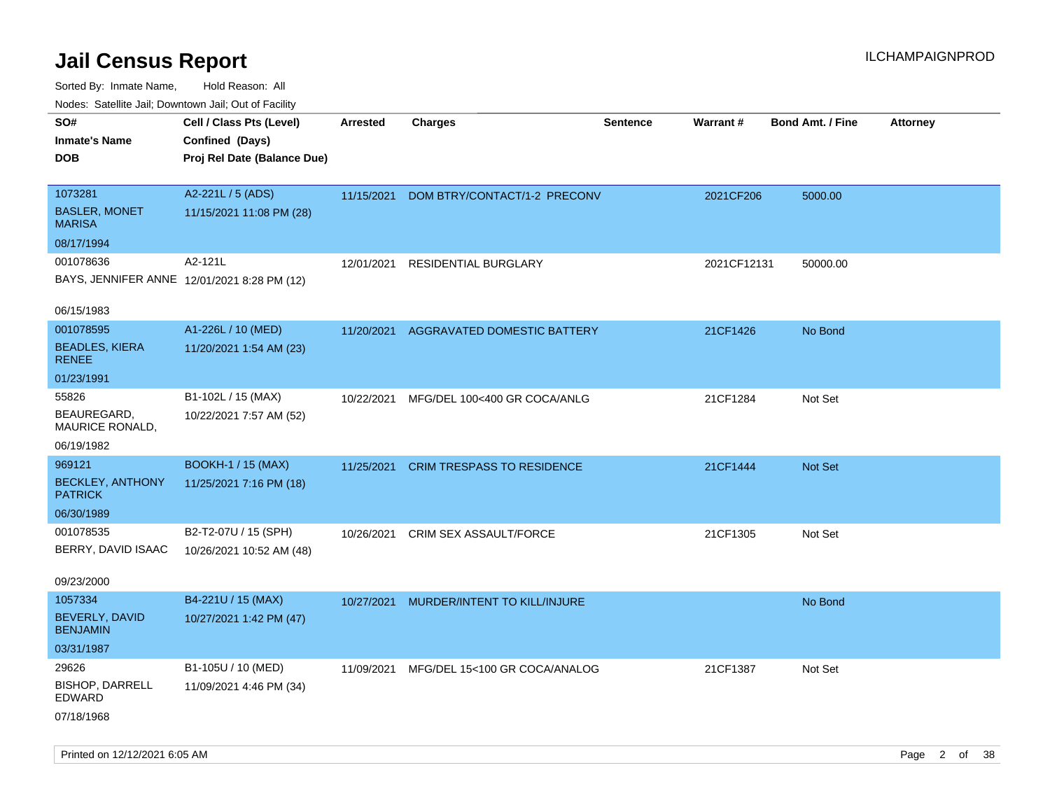# Jail Census Report

Sorted By: Inmate Name, Hold Reason: All

Nodes: Satellite Jail; Downtown Jail; Out of Facility

| SO# / Inmate's Name / DOB | Cell / Class Pts (Level) / Confined (Days) / Proj Rel Date (Balance Due) | Arrested | Charges | Sentence | Warrant # | Bond Amt. / Fine | Attorney |
|---|---|---|---|---|---|---|---|
| 1073281<br>BASLER, MONET MARISA<br>08/17/1994 | A2-221L / 5 (ADS)<br>11/15/2021 11:08 PM (28) | 11/15/2021 | DOM BTRY/CONTACT/1-2 PRECONV | | 2021CF206 | 5000.00 | |
| 001078636<br>BAYS, JENNIFER ANNE<br>06/15/1983 | A2-121L<br>12/01/2021 8:28 PM (12) | 12/01/2021 | RESIDENTIAL BURGLARY | | 2021CF12131 | 50000.00 | |
| 001078595<br>BEADLES, KIERA RENEE<br>01/23/1991 | A1-226L / 10 (MED)<br>11/20/2021 1:54 AM (23) | 11/20/2021 | AGGRAVATED DOMESTIC BATTERY | | 21CF1426 | No Bond | |
| 55826<br>BEAUREGARD, MAURICE RONALD,<br>06/19/1982 | B1-102L / 15 (MAX)<br>10/22/2021 7:57 AM (52) | 10/22/2021 | MFG/DEL 100<400 GR COCA/ANLG | | 21CF1284 | Not Set | |
| 969121<br>BECKLEY, ANTHONY PATRICK<br>06/30/1989 | BOOKH-1 / 15 (MAX)<br>11/25/2021 7:16 PM (18) | 11/25/2021 | CRIM TRESPASS TO RESIDENCE | | 21CF1444 | Not Set | |
| 001078535<br>BERRY, DAVID ISAAC<br>09/23/2000 | B2-T2-07U / 15 (SPH)<br>10/26/2021 10:52 AM (48) | 10/26/2021 | CRIM SEX ASSAULT/FORCE | | 21CF1305 | Not Set | |
| 1057334<br>BEVERLY, DAVID BENJAMIN<br>03/31/1987 | B4-221U / 15 (MAX)<br>10/27/2021 1:42 PM (47) | 10/27/2021 | MURDER/INTENT TO KILL/INJURE | | | No Bond | |
| 29626<br>BISHOP, DARRELL EDWARD<br>07/18/1968 | B1-105U / 10 (MED)<br>11/09/2021 4:46 PM (34) | 11/09/2021 | MFG/DEL 15<100 GR COCA/ANALOG | | 21CF1387 | Not Set | |

Printed on 12/12/2021 6:05 AM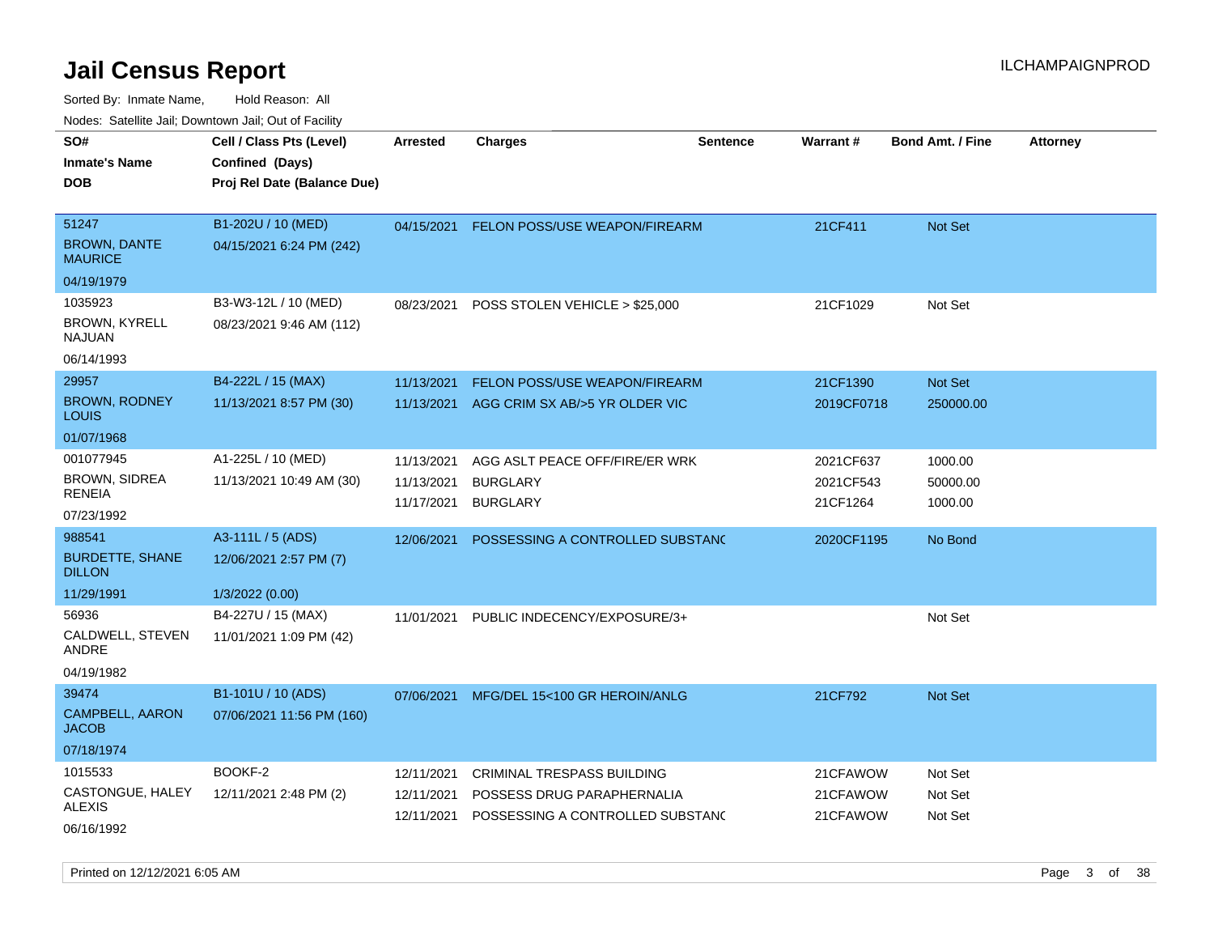# Jail Census Report

ILCHAMPAIGNPROD

Sorted By: Inmate Name, Hold Reason: All

Nodes: Satellite Jail; Downtown Jail; Out of Facility

| SO# / Inmate's Name / DOB | Cell / Class Pts (Level) / Confined (Days) / Proj Rel Date (Balance Due) | Arrested | Charges | Sentence | Warrant # | Bond Amt. / Fine | Attorney |
|---|---|---|---|---|---|---|---|
| 51247 BROWN, DANTE MAURICE 04/19/1979 | B1-202U / 10 (MED) 04/15/2021 6:24 PM (242) | 04/15/2021 | FELON POSS/USE WEAPON/FIREARM | | 21CF411 | Not Set | |
| 1035923 BROWN, KYRELL NAJUAN 06/14/1993 | B3-W3-12L / 10 (MED) 08/23/2021 9:46 AM (112) | 08/23/2021 | POSS STOLEN VEHICLE > $25,000 | | 21CF1029 | Not Set | |
| 29957 BROWN, RODNEY LOUIS 01/07/1968 | B4-222L / 15 (MAX) 11/13/2021 8:57 PM (30) | 11/13/2021 | FELON POSS/USE WEAPON/FIREARM | | 21CF1390 | Not Set | |
| | | 11/13/2021 | AGG CRIM SX AB/>5 YR OLDER VIC | | 2019CF0718 | 250000.00 | |
| 001077945 BROWN, SIDREA RENEIA 07/23/1992 | A1-225L / 10 (MED) 11/13/2021 10:49 AM (30) | 11/13/2021 | AGG ASLT PEACE OFF/FIRE/ER WRK | | 2021CF637 | 1000.00 | |
| | | 11/13/2021 | BURGLARY | | 2021CF543 | 50000.00 | |
| | | 11/17/2021 | BURGLARY | | 21CF1264 | 1000.00 | |
| 988541 BURDETTE, SHANE DILLON 11/29/1991 | A3-111L / 5 (ADS) 12/06/2021 2:57 PM (7) 1/3/2022 (0.00) | 12/06/2021 | POSSESSING A CONTROLLED SUBSTANC | | 2020CF1195 | No Bond | |
| 56936 CALDWELL, STEVEN ANDRE 04/19/1982 | B4-227U / 15 (MAX) 11/01/2021 1:09 PM (42) | 11/01/2021 | PUBLIC INDECENCY/EXPOSURE/3+ | | | Not Set | |
| 39474 CAMPBELL, AARON JACOB 07/18/1974 | B1-101U / 10 (ADS) 07/06/2021 11:56 PM (160) | 07/06/2021 | MFG/DEL 15<100 GR HEROIN/ANLG | | 21CF792 | Not Set | |
| 1015533 CASTONGUE, HALEY ALEXIS 06/16/1992 | BOOKF-2 12/11/2021 2:48 PM (2) | 12/11/2021 | CRIMINAL TRESPASS BUILDING | | 21CFAWOW | Not Set | |
| | | 12/11/2021 | POSSESS DRUG PARAPHERNALIA | | 21CFAWOW | Not Set | |
| | | 12/11/2021 | POSSESSING A CONTROLLED SUBSTANC | | 21CFAWOW | Not Set | |

Printed on 12/12/2021 6:05 AM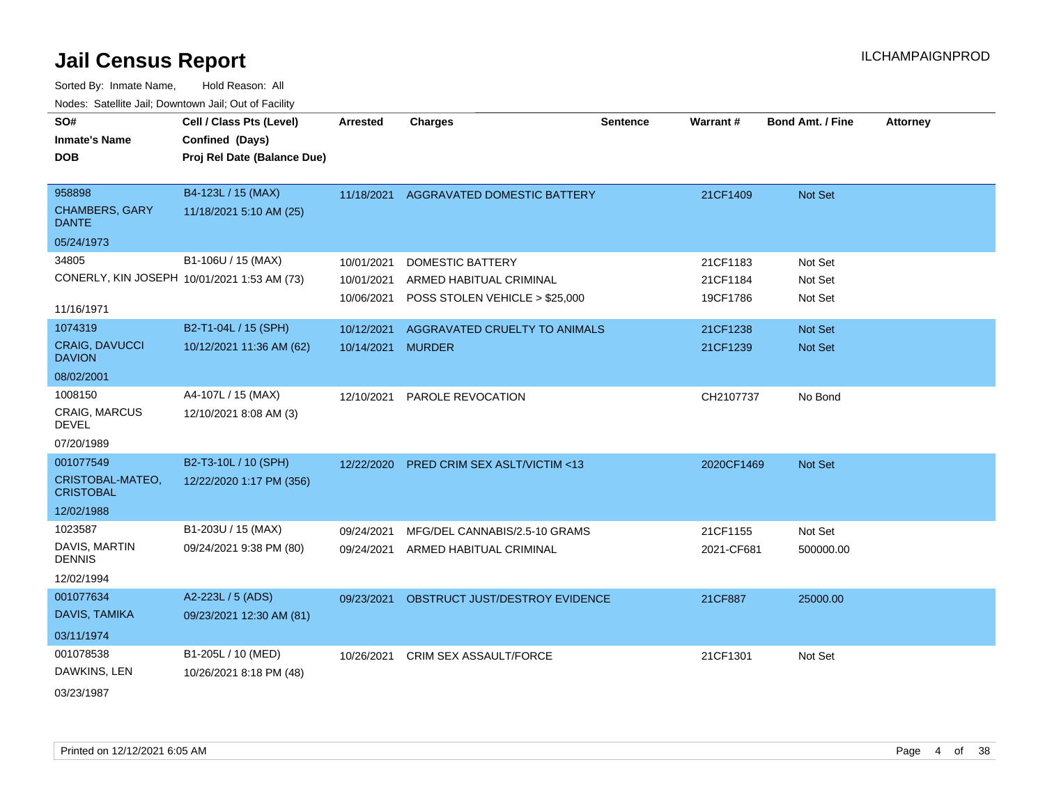# Jail Census Report

Sorted By: Inmate Name, Hold Reason: All

Nodes: Satellite Jail; Downtown Jail; Out of Facility

| SO# / Inmate's Name / DOB | Cell / Class Pts (Level) / Confined (Days) / Proj Rel Date (Balance Due) | Arrested | Charges | Sentence | Warrant # | Bond Amt. / Fine | Attorney |
|---|---|---|---|---|---|---|---|
| 958898<br>CHAMBERS, GARY DANTE<br>05/24/1973 | B4-123L / 15 (MAX)<br>11/18/2021 5:10 AM (25) | 11/18/2021 | AGGRAVATED DOMESTIC BATTERY | | 21CF1409 | Not Set | |
| 34805<br>CONERLY, KIN JOSEPH<br>11/16/1971 | B1-106U / 15 (MAX)<br>10/01/2021 1:53 AM (73) | 10/01/2021 | DOMESTIC BATTERY | | 21CF1183 | Not Set | |
| | | 10/01/2021 | ARMED HABITUAL CRIMINAL | | 21CF1184 | Not Set | |
| | | 10/06/2021 | POSS STOLEN VEHICLE > $25,000 | | 19CF1786 | Not Set | |
| 1074319<br>CRAIG, DAVUCCI DAVION<br>08/02/2001 | B2-T1-04L / 15 (SPH)<br>10/12/2021 11:36 AM (62) | 10/12/2021 | AGGRAVATED CRUELTY TO ANIMALS | | 21CF1238 | Not Set | |
| | | 10/14/2021 | MURDER | | 21CF1239 | Not Set | |
| 1008150<br>CRAIG, MARCUS DEVEL<br>07/20/1989 | A4-107L / 15 (MAX)<br>12/10/2021 8:08 AM (3) | 12/10/2021 | PAROLE REVOCATION | | CH2107737 | No Bond | |
| 001077549<br>CRISTOBAL-MATEO, CRISTOBAL<br>12/02/1988 | B2-T3-10L / 10 (SPH)<br>12/22/2020 1:17 PM (356) | 12/22/2020 | PRED CRIM SEX ASLT/VICTIM <13 | | 2020CF1469 | Not Set | |
| 1023587<br>DAVIS, MARTIN DENNIS<br>12/02/1994 | B1-203U / 15 (MAX)<br>09/24/2021 9:38 PM (80) | 09/24/2021 | MFG/DEL CANNABIS/2.5-10 GRAMS | | 21CF1155 | Not Set | |
| | | 09/24/2021 | ARMED HABITUAL CRIMINAL | | 2021-CF681 | 500000.00 | |
| 001077634<br>DAVIS, TAMIKA<br>03/11/1974 | A2-223L / 5 (ADS)<br>09/23/2021 12:30 AM (81) | 09/23/2021 | OBSTRUCT JUST/DESTROY EVIDENCE | | 21CF887 | 25000.00 | |
| 001078538<br>DAWKINS, LEN<br>03/23/1987 | B1-205L / 10 (MED)<br>10/26/2021 8:18 PM (48) | 10/26/2021 | CRIM SEX ASSAULT/FORCE | | 21CF1301 | Not Set | |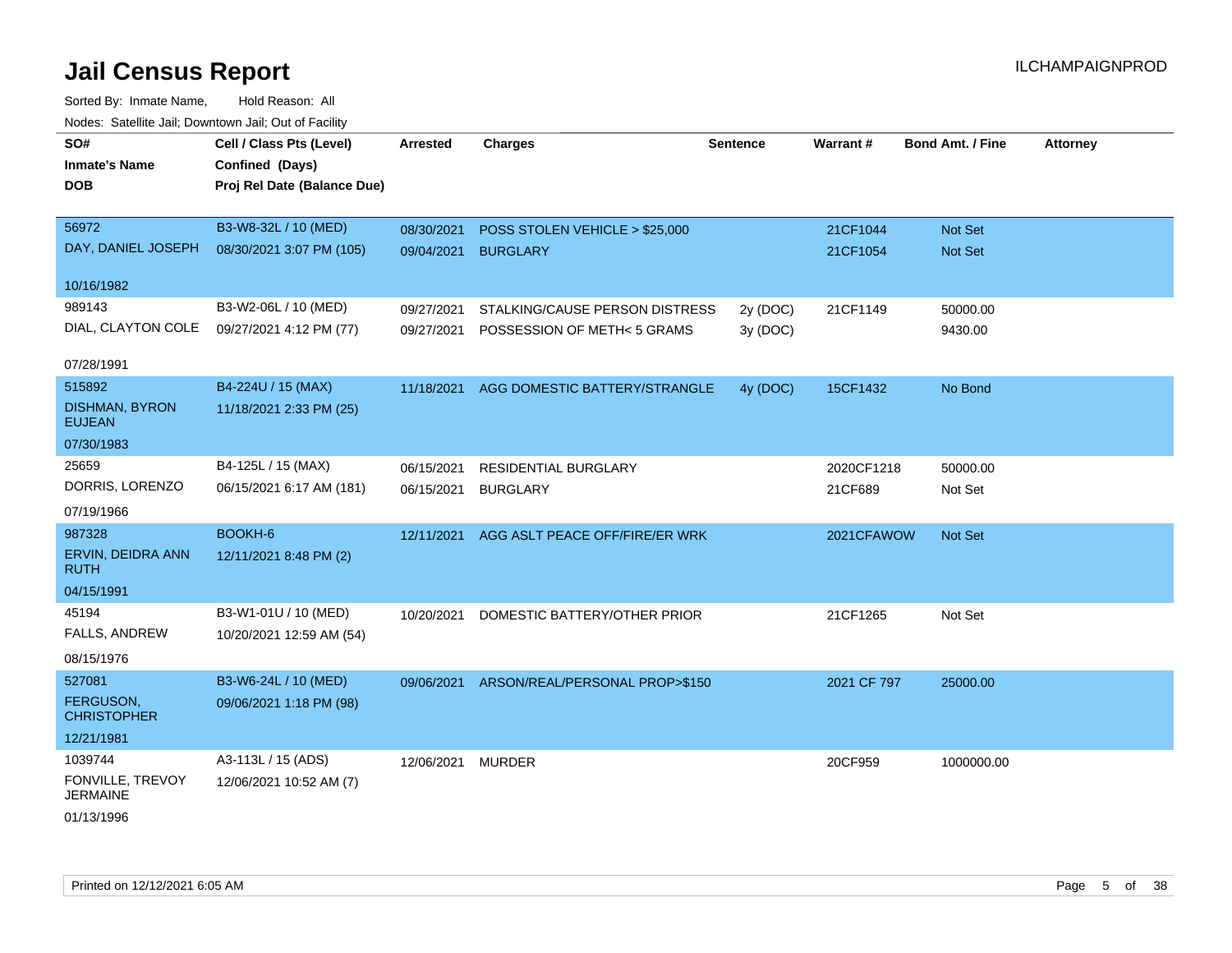# Jail Census Report

ILCHAMPAIGNPROD

Sorted By: Inmate Name, Hold Reason: All

Nodes: Satellite Jail; Downtown Jail; Out of Facility

| SO# / Inmate's Name / DOB | Cell / Class Pts (Level) / Confined (Days) / Proj Rel Date (Balance Due) | Arrested | Charges | Sentence | Warrant # | Bond Amt. / Fine | Attorney |
|---|---|---|---|---|---|---|---|
| 56972<br>DAY, DANIEL JOSEPH<br>10/16/1982 | B3-W8-32L / 10 (MED)<br>08/30/2021 3:07 PM (105) | 08/30/2021<br>09/04/2021 | POSS STOLEN VEHICLE > $25,000<br>BURGLARY | | 21CF1044<br>21CF1054 | Not Set<br>Not Set | |
| 989143<br>DIAL, CLAYTON COLE<br>07/28/1991 | B3-W2-06L / 10 (MED)<br>09/27/2021 4:12 PM (77) | 09/27/2021<br>09/27/2021 | STALKING/CAUSE PERSON DISTRESS<br>POSSESSION OF METH< 5 GRAMS | 2y (DOC)<br>3y (DOC) | 21CF1149 | 50000.00<br>9430.00 | |
| 515892<br>DISHMAN, BYRON EUJEAN<br>07/30/1983 | B4-224U / 15 (MAX)<br>11/18/2021 2:33 PM (25) | 11/18/2021 | AGG DOMESTIC BATTERY/STRANGLE | 4y (DOC) | 15CF1432 | No Bond | |
| 25659<br>DORRIS, LORENZO<br>07/19/1966 | B4-125L / 15 (MAX)<br>06/15/2021 6:17 AM (181) | 06/15/2021<br>06/15/2021 | RESIDENTIAL BURGLARY<br>BURGLARY | | 2020CF1218<br>21CF689 | 50000.00<br>Not Set | |
| 987328<br>ERVIN, DEIDRA ANN RUTH<br>04/15/1991 | BOOKH-6<br>12/11/2021 8:48 PM (2) | 12/11/2021 | AGG ASLT PEACE OFF/FIRE/ER WRK | | 2021CFAWOW | Not Set | |
| 45194<br>FALLS, ANDREW<br>08/15/1976 | B3-W1-01U / 10 (MED)<br>10/20/2021 12:59 AM (54) | 10/20/2021 | DOMESTIC BATTERY/OTHER PRIOR | | 21CF1265 | Not Set | |
| 527081<br>FERGUSON, CHRISTOPHER<br>12/21/1981 | B3-W6-24L / 10 (MED)<br>09/06/2021 1:18 PM (98) | 09/06/2021 | ARSON/REAL/PERSONAL PROP>$150 | | 2021 CF 797 | 25000.00 | |
| 1039744<br>FONVILLE, TREVOY JERMAINE<br>01/13/1996 | A3-113L / 15 (ADS)<br>12/06/2021 10:52 AM (7) | 12/06/2021 | MURDER | | 20CF959 | 1000000.00 | |

Printed on 12/12/2021 6:05 AM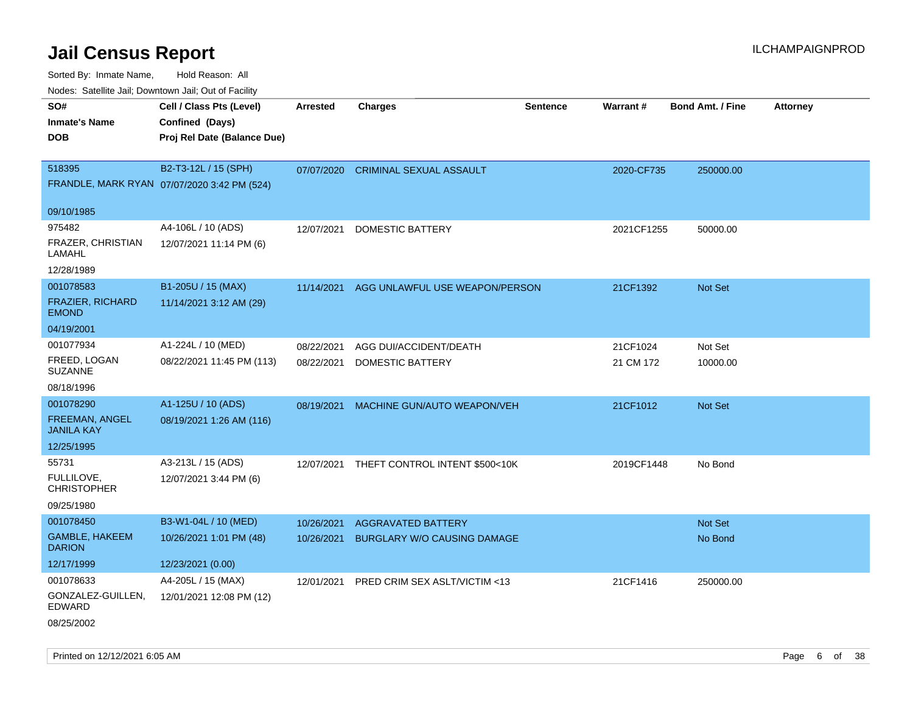# Jail Census Report

Sorted By: Inmate Name, Hold Reason: All

Nodes: Satellite Jail; Downtown Jail; Out of Facility

| SO# / Inmate's Name / DOB | Cell / Class Pts (Level) / Confined (Days) / Proj Rel Date (Balance Due) | Arrested | Charges | Sentence | Warrant # | Bond Amt. / Fine | Attorney |
|---|---|---|---|---|---|---|---|
| 518395<br>FRANDLE, MARK RYAN<br>09/10/1985 | B2-T3-12L / 15 (SPH)<br>07/07/2020 3:42 PM (524) | 07/07/2020 | CRIMINAL SEXUAL ASSAULT | | 2020-CF735 | 250000.00 | |
| 975482<br>FRAZER, CHRISTIAN LAMAHL<br>12/28/1989 | A4-106L / 10 (ADS)<br>12/07/2021 11:14 PM (6) | 12/07/2021 | DOMESTIC BATTERY | | 2021CF1255 | 50000.00 | |
| 001078583<br>FRAZIER, RICHARD EMOND<br>04/19/2001 | B1-205U / 15 (MAX)<br>11/14/2021 3:12 AM (29) | 11/14/2021 | AGG UNLAWFUL USE WEAPON/PERSON | | 21CF1392 | Not Set | |
| 001077934<br>FREED, LOGAN SUZANNE<br>08/18/1996 | A1-224L / 10 (MED)<br>08/22/2021 11:45 PM (113) | 08/22/2021<br>08/22/2021 | AGG DUI/ACCIDENT/DEATH<br>DOMESTIC BATTERY | | 21CF1024<br>21 CM 172 | Not Set<br>10000.00 | |
| 001078290<br>FREEMAN, ANGEL JANILA KAY<br>12/25/1995 | A1-125U / 10 (ADS)<br>08/19/2021 1:26 AM (116) | 08/19/2021 | MACHINE GUN/AUTO WEAPON/VEH | | 21CF1012 | Not Set | |
| 55731<br>FULLILOVE, CHRISTOPHER<br>09/25/1980 | A3-213L / 15 (ADS)<br>12/07/2021 3:44 PM (6) | 12/07/2021 | THEFT CONTROL INTENT $500<10K | | 2019CF1448 | No Bond | |
| 001078450<br>GAMBLE, HAKEEM DARION<br>12/17/1999 | B3-W1-04L / 10 (MED)<br>10/26/2021 1:01 PM (48)<br>12/23/2021 (0.00) | 10/26/2021<br>10/26/2021 | AGGRAVATED BATTERY<br>BURGLARY W/O CAUSING DAMAGE | | | Not Set<br>No Bond | |
| 001078633<br>GONZALEZ-GUILLEN, EDWARD<br>08/25/2002 | A4-205L / 15 (MAX)<br>12/01/2021 12:08 PM (12) | 12/01/2021 | PRED CRIM SEX ASLT/VICTIM <13 | | 21CF1416 | 250000.00 | |

Printed on 12/12/2021 6:05 AM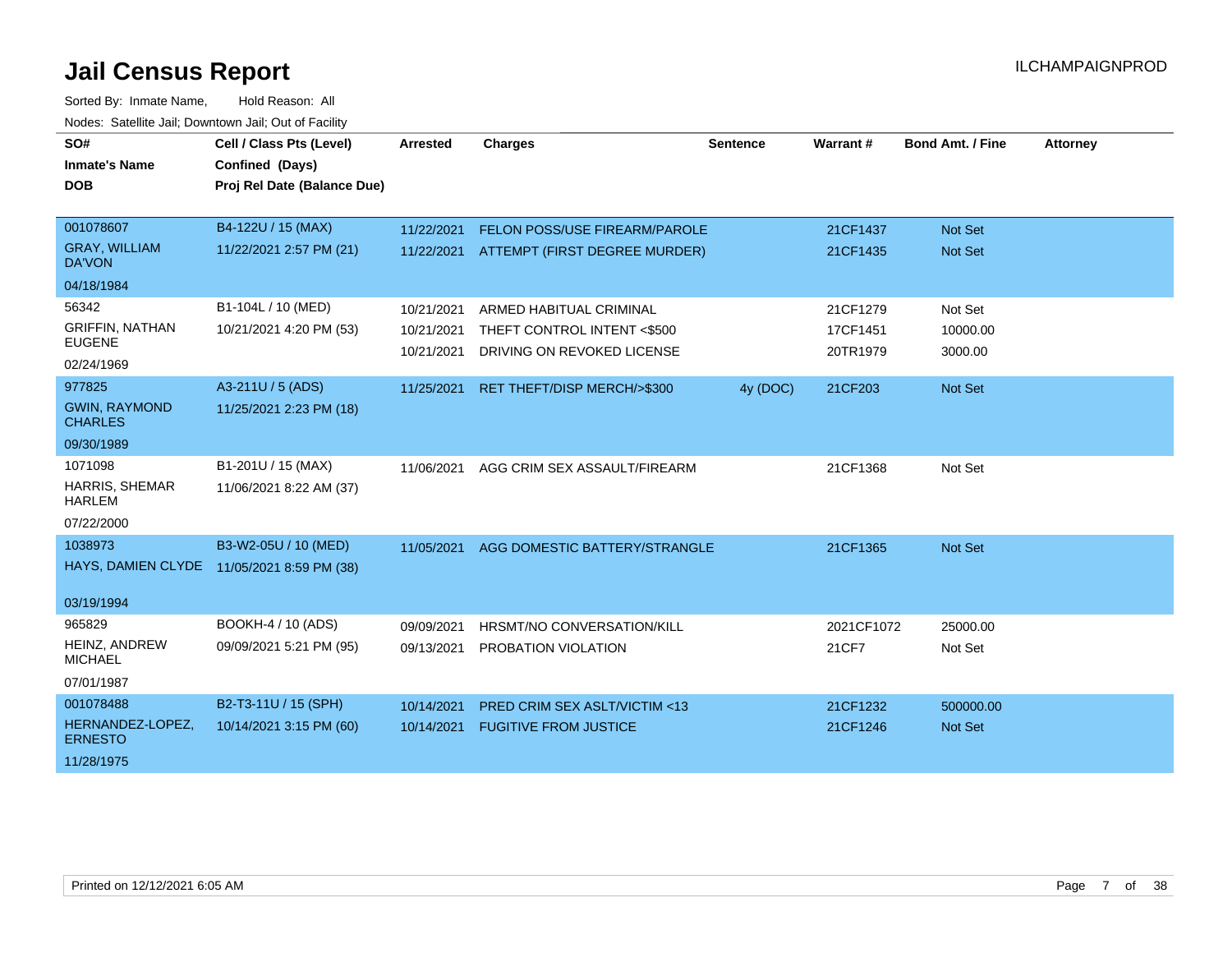# Jail Census Report

ILCHAMPAIGNPROD

Sorted By: Inmate Name, Hold Reason: All

Nodes: Satellite Jail; Downtown Jail; Out of Facility

| SO# / Inmate's Name / DOB | Cell / Class Pts (Level) / Confined (Days) / Proj Rel Date (Balance Due) | Arrested | Charges | Sentence | Warrant # | Bond Amt. / Fine | Attorney |
|---|---|---|---|---|---|---|---|
| 001078607 GRAY, WILLIAM DA'VON 04/18/1984 | B4-122U / 15 (MAX) 11/22/2021 2:57 PM (21) | 11/22/2021 | FELON POSS/USE FIREARM/PAROLE | | 21CF1437 | Not Set | |
| | | 11/22/2021 | ATTEMPT (FIRST DEGREE MURDER) | | 21CF1435 | Not Set | |
| 56342 GRIFFIN, NATHAN EUGENE 02/24/1969 | B1-104L / 10 (MED) 10/21/2021 4:20 PM (53) | 10/21/2021 | ARMED HABITUAL CRIMINAL | | 21CF1279 | Not Set | |
| | | 10/21/2021 | THEFT CONTROL INTENT <$500 | | 17CF1451 | 10000.00 | |
| | | 10/21/2021 | DRIVING ON REVOKED LICENSE | | 20TR1979 | 3000.00 | |
| 977825 GWIN, RAYMOND CHARLES 09/30/1989 | A3-211U / 5 (ADS) 11/25/2021 2:23 PM (18) | 11/25/2021 | RET THEFT/DISP MERCH/>$300 | 4y (DOC) | 21CF203 | Not Set | |
| 1071098 HARRIS, SHEMAR HARLEM 07/22/2000 | B1-201U / 15 (MAX) 11/06/2021 8:22 AM (37) | 11/06/2021 | AGG CRIM SEX ASSAULT/FIREARM | | 21CF1368 | Not Set | |
| 1038973 HAYS, DAMIEN CLYDE 03/19/1994 | B3-W2-05U / 10 (MED) 11/05/2021 8:59 PM (38) | 11/05/2021 | AGG DOMESTIC BATTERY/STRANGLE | | 21CF1365 | Not Set | |
| 965829 HEINZ, ANDREW MICHAEL 07/01/1987 | BOOKH-4 / 10 (ADS) 09/09/2021 5:21 PM (95) | 09/09/2021 | HRSMT/NO CONVERSATION/KILL | | 2021CF1072 | 25000.00 | |
| | | 09/13/2021 | PROBATION VIOLATION | | 21CF7 | Not Set | |
| 001078488 HERNANDEZ-LOPEZ, ERNESTO 11/28/1975 | B2-T3-11U / 15 (SPH) 10/14/2021 3:15 PM (60) | 10/14/2021 | PRED CRIM SEX ASLT/VICTIM <13 | | 21CF1232 | 500000.00 | |
| | | 10/14/2021 | FUGITIVE FROM JUSTICE | | 21CF1246 | Not Set | |

Printed on 12/12/2021 6:05 AM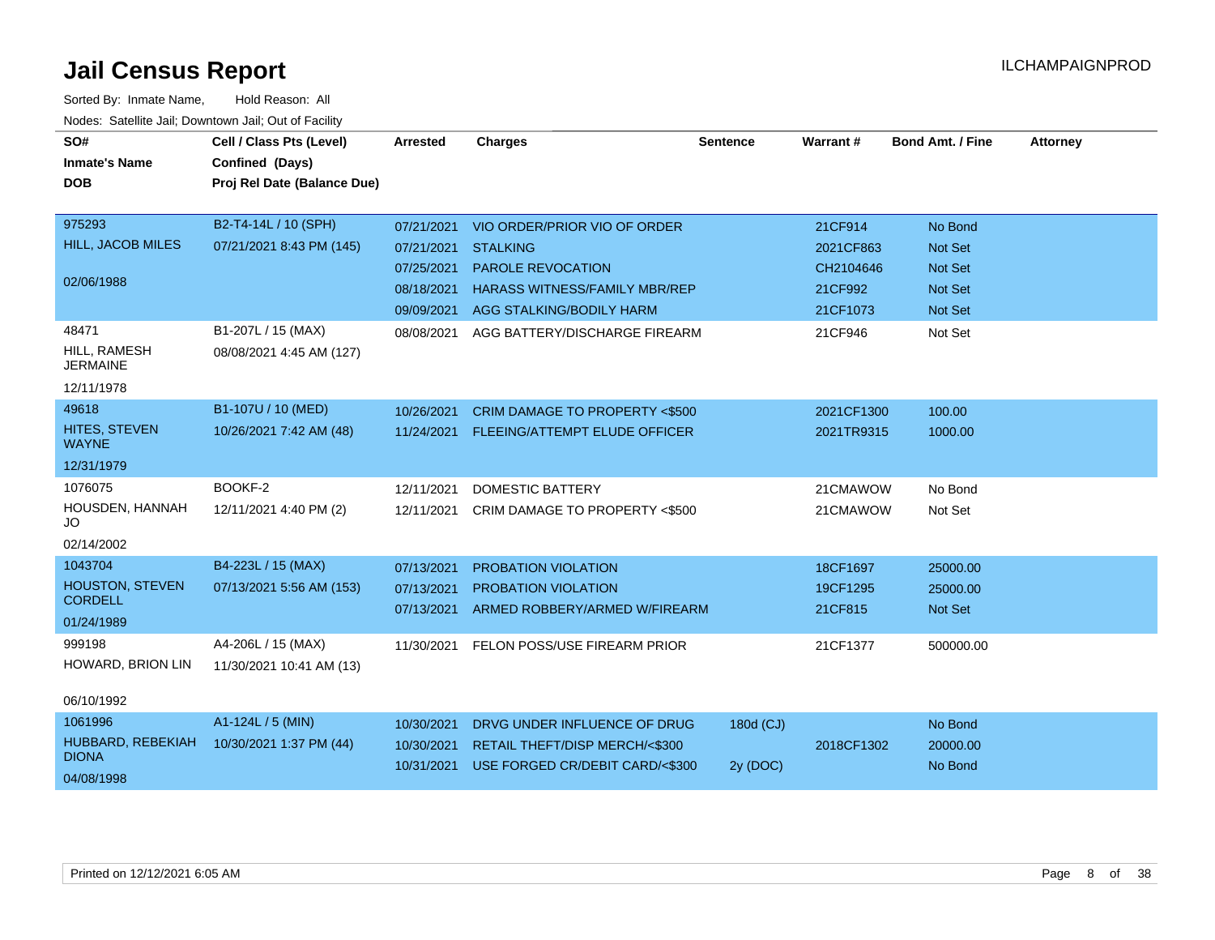# Jail Census Report

Sorted By: Inmate Name, Hold Reason: All

Nodes: Satellite Jail; Downtown Jail; Out of Facility

| SO# / Inmate's Name / DOB | Cell / Class Pts (Level) / Confined (Days) / Proj Rel Date (Balance Due) | Arrested | Charges | Sentence | Warrant # | Bond Amt. / Fine | Attorney |
|---|---|---|---|---|---|---|---|
| 975293<br>HILL, JACOB MILES<br>02/06/1988 | B2-T4-14L / 10 (SPH)<br>07/21/2021 8:43 PM (145) | 07/21/2021 | VIO ORDER/PRIOR VIO OF ORDER | | 21CF914 | No Bond | |
| | | 07/21/2021 | STALKING | | 2021CF863 | Not Set | |
| | | 07/25/2021 | PAROLE REVOCATION | | CH2104646 | Not Set | |
| | | 08/18/2021 | HARASS WITNESS/FAMILY MBR/REP | | 21CF992 | Not Set | |
| | | 09/09/2021 | AGG STALKING/BODILY HARM | | 21CF1073 | Not Set | |
| 48471<br>HILL, RAMESH JERMAINE<br>12/11/1978 | B1-207L / 15 (MAX)<br>08/08/2021 4:45 AM (127) | 08/08/2021 | AGG BATTERY/DISCHARGE FIREARM | | 21CF946 | Not Set | |
| 49618<br>HITES, STEVEN WAYNE<br>12/31/1979 | B1-107U / 10 (MED)<br>10/26/2021 7:42 AM (48) | 10/26/2021 | CRIM DAMAGE TO PROPERTY <$500 | | 2021CF1300 | 100.00 | |
| | | 11/24/2021 | FLEEING/ATTEMPT ELUDE OFFICER | | 2021TR9315 | 1000.00 | |
| 1076075<br>HOUSDEN, HANNAH JO<br>02/14/2002 | BOOKF-2<br>12/11/2021 4:40 PM (2) | 12/11/2021 | DOMESTIC BATTERY | | 21CMAWOW | No Bond | |
| | | 12/11/2021 | CRIM DAMAGE TO PROPERTY <$500 | | 21CMAWOW | Not Set | |
| 1043704<br>HOUSTON, STEVEN CORDELL<br>01/24/1989 | B4-223L / 15 (MAX)<br>07/13/2021 5:56 AM (153) | 07/13/2021 | PROBATION VIOLATION | | 18CF1697 | 25000.00 | |
| | | 07/13/2021 | PROBATION VIOLATION | | 19CF1295 | 25000.00 | |
| | | 07/13/2021 | ARMED ROBBERY/ARMED W/FIREARM | | 21CF815 | Not Set | |
| 999198<br>HOWARD, BRION LIN<br>06/10/1992 | A4-206L / 15 (MAX)<br>11/30/2021 10:41 AM (13) | 11/30/2021 | FELON POSS/USE FIREARM PRIOR | | 21CF1377 | 500000.00 | |
| 1061996<br>HUBBARD, REBEKIAH DIONA<br>04/08/1998 | A1-124L / 5 (MIN)<br>10/30/2021 1:37 PM (44) | 10/30/2021 | DRVG UNDER INFLUENCE OF DRUG | 180d (CJ) | | No Bond | |
| | | 10/30/2021 | RETAIL THEFT/DISP MERCH/<$300 | | 2018CF1302 | 20000.00 | |
| | | 10/31/2021 | USE FORGED CR/DEBIT CARD/<$300 | 2y (DOC) | | No Bond | |

Printed on 12/12/2021 6:05 AM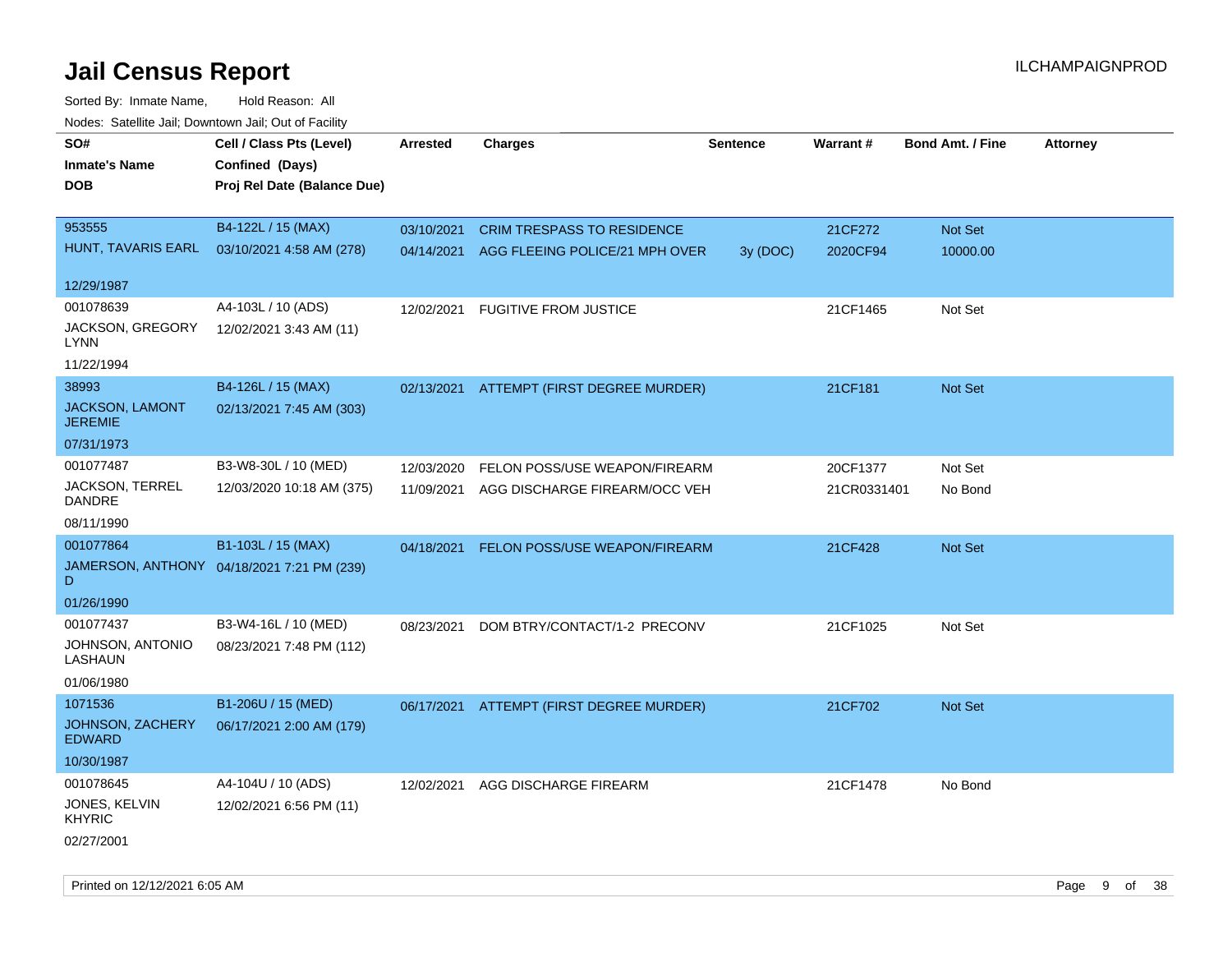# Jail Census Report

ILCHAMPAIGNPROD

Sorted By: Inmate Name, Hold Reason: All

Nodes: Satellite Jail; Downtown Jail; Out of Facility

| SO# / Inmate's Name / DOB | Cell / Class Pts (Level) / Confined (Days) / Proj Rel Date (Balance Due) | Arrested | Charges | Sentence | Warrant # | Bond Amt. / Fine | Attorney |
|---|---|---|---|---|---|---|---|
| 953555<br>HUNT, TAVARIS EARL<br>12/29/1987 | B4-122L / 15 (MAX)<br>03/10/2021 4:58 AM (278) | 03/10/2021 | CRIM TRESPASS TO RESIDENCE | | 21CF272 | Not Set | |
| | | 04/14/2021 | AGG FLEEING POLICE/21 MPH OVER | 3y (DOC) | 2020CF94 | 10000.00 | |
| 001078639<br>JACKSON, GREGORY LYNN<br>11/22/1994 | A4-103L / 10 (ADS)<br>12/02/2021 3:43 AM (11) | 12/02/2021 | FUGITIVE FROM JUSTICE | | 21CF1465 | Not Set | |
| 38993<br>JACKSON, LAMONT JEREMIE<br>07/31/1973 | B4-126L / 15 (MAX)<br>02/13/2021 7:45 AM (303) | 02/13/2021 | ATTEMPT (FIRST DEGREE MURDER) | | 21CF181 | Not Set | |
| 001077487<br>JACKSON, TERREL DANDRE<br>08/11/1990 | B3-W8-30L / 10 (MED)<br>12/03/2020 10:18 AM (375) | 12/03/2020 | FELON POSS/USE WEAPON/FIREARM | | 20CF1377 | Not Set | |
| | | 11/09/2021 | AGG DISCHARGE FIREARM/OCC VEH | | 21CR0331401 | No Bond | |
| 001077864<br>JAMERSON, ANTHONY D<br>01/26/1990 | B1-103L / 15 (MAX)<br>04/18/2021 7:21 PM (239) | 04/18/2021 | FELON POSS/USE WEAPON/FIREARM | | 21CF428 | Not Set | |
| 001077437<br>JOHNSON, ANTONIO LASHAUN<br>01/06/1980 | B3-W4-16L / 10 (MED)<br>08/23/2021 7:48 PM (112) | 08/23/2021 | DOM BTRY/CONTACT/1-2 PRECONV | | 21CF1025 | Not Set | |
| 1071536<br>JOHNSON, ZACHERY EDWARD<br>10/30/1987 | B1-206U / 15 (MED)<br>06/17/2021 2:00 AM (179) | 06/17/2021 | ATTEMPT (FIRST DEGREE MURDER) | | 21CF702 | Not Set | |
| 001078645<br>JONES, KELVIN KHYRIC<br>02/27/2001 | A4-104U / 10 (ADS)<br>12/02/2021 6:56 PM (11) | 12/02/2021 | AGG DISCHARGE FIREARM | | 21CF1478 | No Bond | |

Printed on 12/12/2021 6:05 AM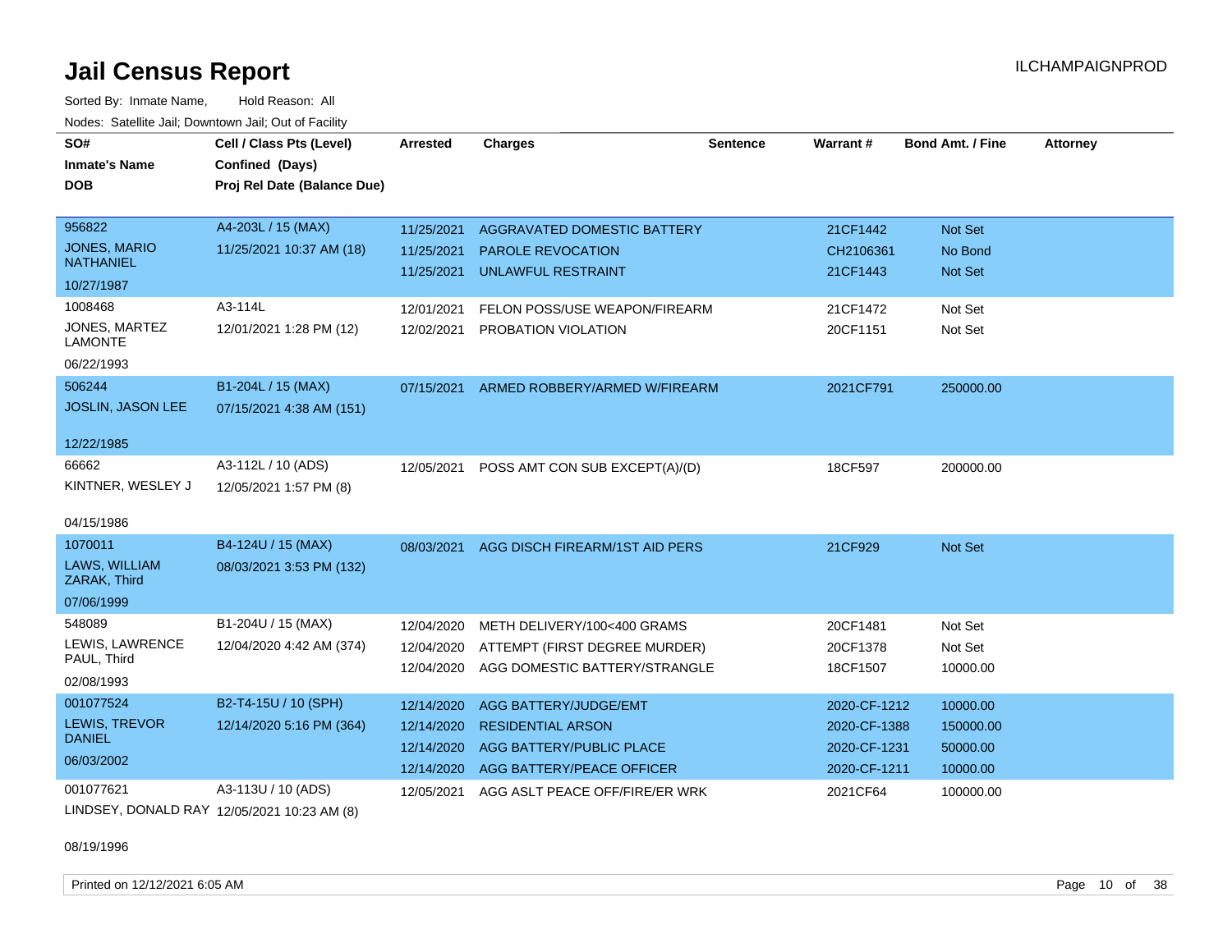# Jail Census Report

ILCHAMPAIGNPROD

Sorted By: Inmate Name, Hold Reason: All

Nodes: Satellite Jail; Downtown Jail; Out of Facility

| SO# / Inmate's Name / DOB | Cell / Class Pts (Level) / Confined (Days) / Proj Rel Date (Balance Due) | Arrested | Charges | Sentence | Warrant # | Bond Amt. / Fine | Attorney |
|---|---|---|---|---|---|---|---|
| 956822 JONES, MARIO NATHANIEL 10/27/1987 | A4-203L / 15 (MAX) 11/25/2021 10:37 AM (18) | 11/25/2021 | AGGRAVATED DOMESTIC BATTERY | | 21CF1442 | Not Set | |
| | | 11/25/2021 | PAROLE REVOCATION | | CH2106361 | No Bond | |
| | | 11/25/2021 | UNLAWFUL RESTRAINT | | 21CF1443 | Not Set | |
| 1008468 JONES, MARTEZ LAMONTE 06/22/1993 | A3-114L 12/01/2021 1:28 PM (12) | 12/01/2021 | FELON POSS/USE WEAPON/FIREARM | | 21CF1472 | Not Set | |
| | | 12/02/2021 | PROBATION VIOLATION | | 20CF1151 | Not Set | |
| 506244 JOSLIN, JASON LEE 12/22/1985 | B1-204L / 15 (MAX) 07/15/2021 4:38 AM (151) | 07/15/2021 | ARMED ROBBERY/ARMED W/FIREARM | | 2021CF791 | 250000.00 | |
| 66662 KINTNER, WESLEY J 04/15/1986 | A3-112L / 10 (ADS) 12/05/2021 1:57 PM (8) | 12/05/2021 | POSS AMT CON SUB EXCEPT(A)/(D) | | 18CF597 | 200000.00 | |
| 1070011 LAWS, WILLIAM ZARAK, Third 07/06/1999 | B4-124U / 15 (MAX) 08/03/2021 3:53 PM (132) | 08/03/2021 | AGG DISCH FIREARM/1ST AID PERS | | 21CF929 | Not Set | |
| 548089 LEWIS, LAWRENCE PAUL, Third 02/08/1993 | B1-204U / 15 (MAX) 12/04/2020 4:42 AM (374) | 12/04/2020 | METH DELIVERY/100<400 GRAMS | | 20CF1481 | Not Set | |
| | | 12/04/2020 | ATTEMPT (FIRST DEGREE MURDER) | | 20CF1378 | Not Set | |
| | | 12/04/2020 | AGG DOMESTIC BATTERY/STRANGLE | | 18CF1507 | 10000.00 | |
| 001077524 LEWIS, TREVOR DANIEL 06/03/2002 | B2-T4-15U / 10 (SPH) 12/14/2020 5:16 PM (364) | 12/14/2020 | AGG BATTERY/JUDGE/EMT | | 2020-CF-1212 | 10000.00 | |
| | | 12/14/2020 | RESIDENTIAL ARSON | | 2020-CF-1388 | 150000.00 | |
| | | 12/14/2020 | AGG BATTERY/PUBLIC PLACE | | 2020-CF-1231 | 50000.00 | |
| | | 12/14/2020 | AGG BATTERY/PEACE OFFICER | | 2020-CF-1211 | 10000.00 | |
| 001077621 LINDSEY, DONALD RAY 08/19/1996 | A3-113U / 10 (ADS) 12/05/2021 10:23 AM (8) | 12/05/2021 | AGG ASLT PEACE OFF/FIRE/ER WRK | | 2021CF64 | 100000.00 | |

Printed on 12/12/2021 6:05 AM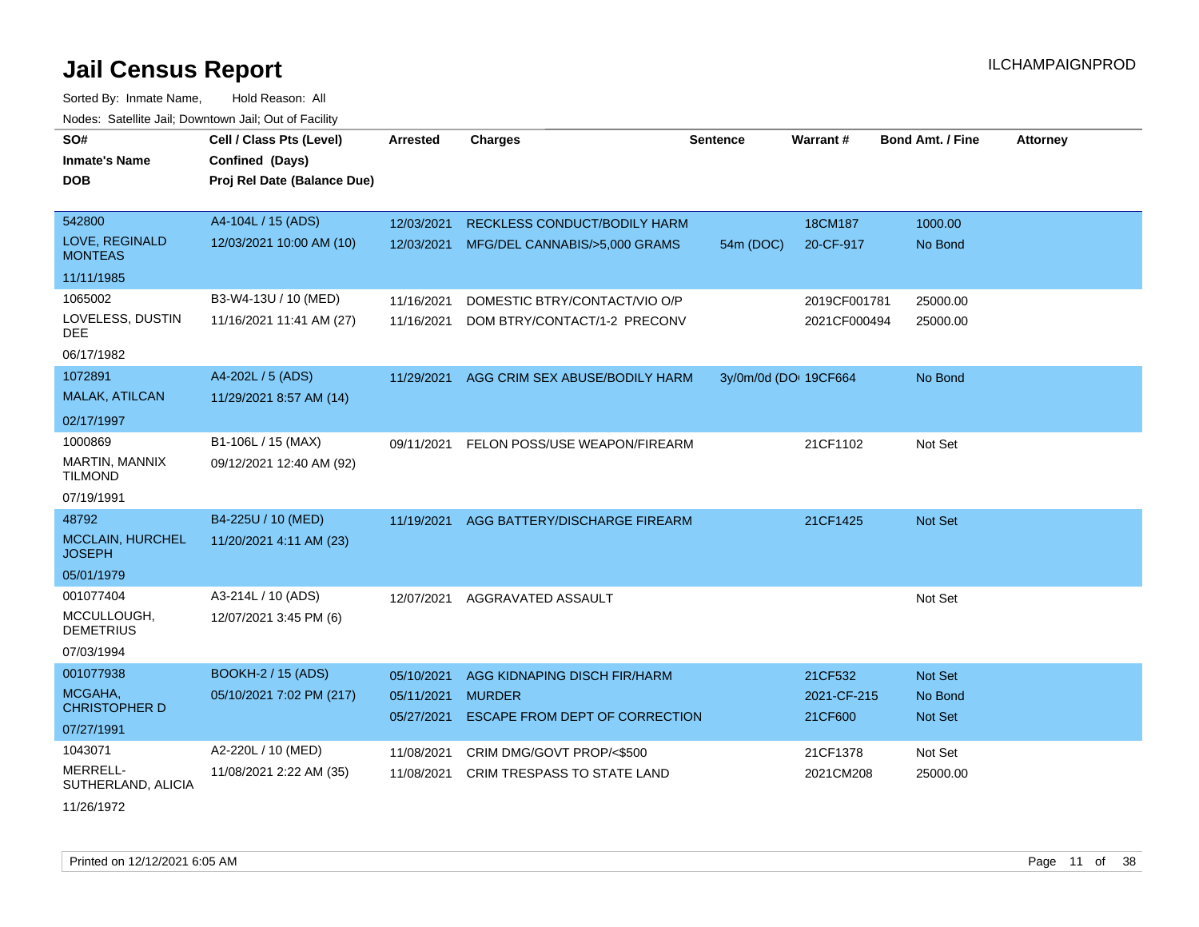# Jail Census Report

ILCHAMPAIGNPROD

Sorted By: Inmate Name, Hold Reason: All

Nodes: Satellite Jail; Downtown Jail; Out of Facility

| SO#<br>Inmate's Name<br>DOB | Cell / Class Pts (Level)<br>Confined (Days)<br>Proj Rel Date (Balance Due) | Arrested | Charges | Sentence | Warrant # | Bond Amt. / Fine | Attorney |
|---|---|---|---|---|---|---|---|
| 542800<br>LOVE, REGINALD MONTEAS<br>11/11/1985 | A4-104L / 15 (ADS)<br>12/03/2021 10:00 AM (10) | 12/03/2021<br>12/03/2021 | RECKLESS CONDUCT/BODILY HARM<br>MFG/DEL CANNABIS/>5,000 GRAMS | <br>54m (DOC) | 18CM187<br>20-CF-917 | 1000.00<br>No Bond | |
| 1065002<br>LOVELESS, DUSTIN DEE<br>06/17/1982 | B3-W4-13U / 10 (MED)<br>11/16/2021 11:41 AM (27) | 11/16/2021<br>11/16/2021 | DOMESTIC BTRY/CONTACT/VIO O/P<br>DOM BTRY/CONTACT/1-2 PRECONV | | 2019CF001781<br>2021CF000494 | 25000.00<br>25000.00 | |
| 1072891<br>MALAK, ATILCAN<br>02/17/1997 | A4-202L / 5 (ADS)<br>11/29/2021 8:57 AM (14) | 11/29/2021 | AGG CRIM SEX ABUSE/BODILY HARM | 3y/0m/0d (DOC | 19CF664 | No Bond | |
| 1000869<br>MARTIN, MANNIX TILMOND<br>07/19/1991 | B1-106L / 15 (MAX)<br>09/12/2021 12:40 AM (92) | 09/11/2021 | FELON POSS/USE WEAPON/FIREARM | | 21CF1102 | Not Set | |
| 48792<br>MCCLAIN, HURCHEL JOSEPH<br>05/01/1979 | B4-225U / 10 (MED)<br>11/20/2021 4:11 AM (23) | 11/19/2021 | AGG BATTERY/DISCHARGE FIREARM | | 21CF1425 | Not Set | |
| 001077404<br>MCCULLOUGH, DEMETRIUS<br>07/03/1994 | A3-214L / 10 (ADS)<br>12/07/2021 3:45 PM (6) | 12/07/2021 | AGGRAVATED ASSAULT | | | Not Set | |
| 001077938<br>MCGAHA, CHRISTOPHER D<br>07/27/1991 | BOOKH-2 / 15 (ADS)<br>05/10/2021 7:02 PM (217) | 05/10/2021<br>05/11/2021<br>05/27/2021 | AGG KIDNAPING DISCH FIR/HARM<br>MURDER<br>ESCAPE FROM DEPT OF CORRECTION | | 21CF532<br>2021-CF-215<br>21CF600 | Not Set<br>No Bond<br>Not Set | |
| 1043071<br>MERRELL-SUTHERLAND, ALICIA<br>11/26/1972 | A2-220L / 10 (MED)<br>11/08/2021 2:22 AM (35) | 11/08/2021<br>11/08/2021 | CRIM DMG/GOVT PROP/<$500<br>CRIM TRESPASS TO STATE LAND | | 21CF1378<br>2021CM208 | Not Set<br>25000.00 | |

Printed on 12/12/2021 6:05 AM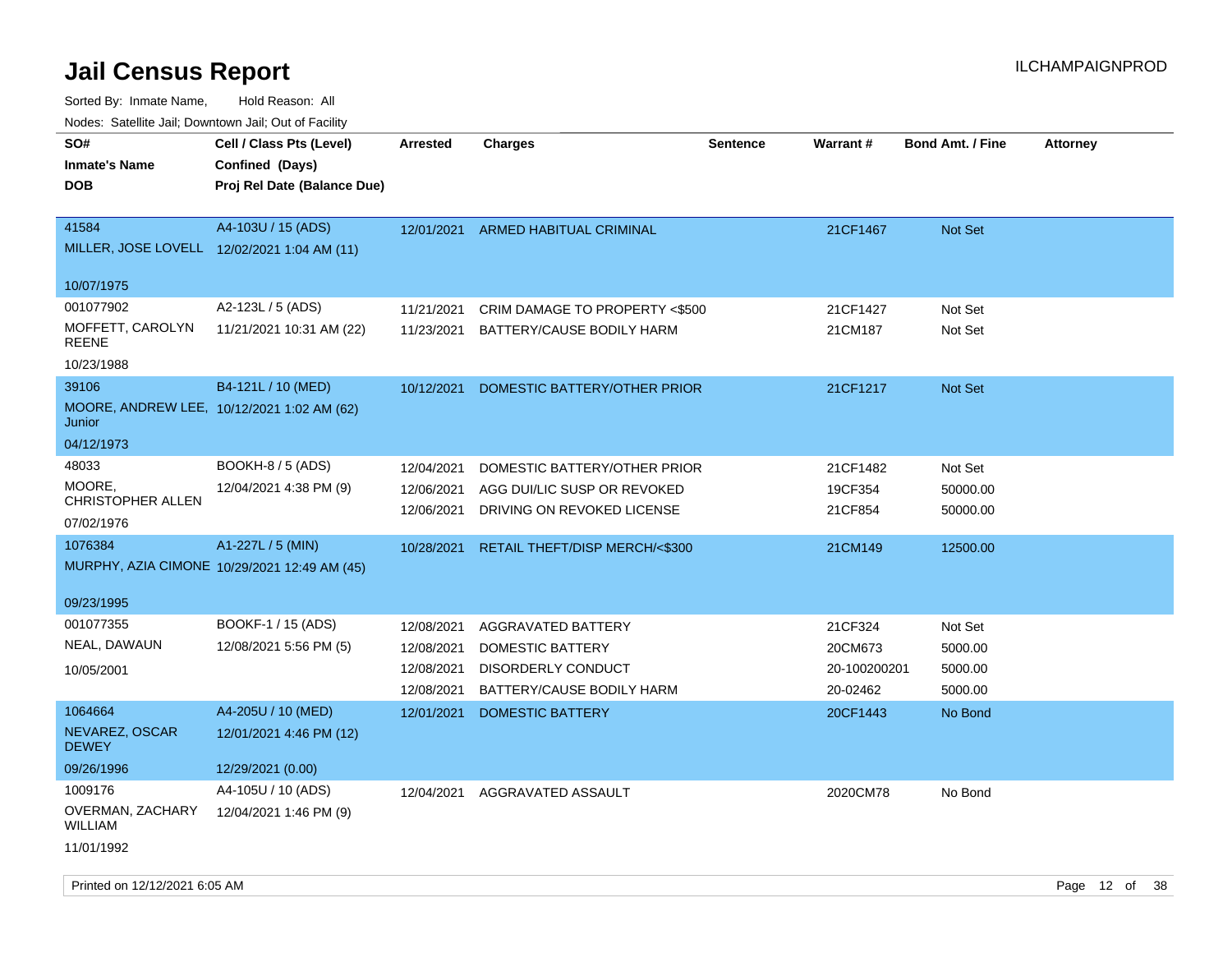# Jail Census Report

Sorted By: Inmate Name, Hold Reason: All

Nodes: Satellite Jail; Downtown Jail; Out of Facility

| SO# / Inmate's Name / DOB | Cell / Class Pts (Level) / Confined (Days) / Proj Rel Date (Balance Due) | Arrested | Charges | Sentence | Warrant # | Bond Amt. / Fine | Attorney |
|---|---|---|---|---|---|---|---|
| 41584<br>MILLER, JOSE LOVELL<br>10/07/1975 | A4-103U / 15 (ADS)<br>12/02/2021 1:04 AM (11) | 12/01/2021 | ARMED HABITUAL CRIMINAL | | 21CF1467 | Not Set | |
| 001077902<br>MOFFETT, CAROLYN REENE<br>10/23/1988 | A2-123L / 5 (ADS)<br>11/21/2021 10:31 AM (22) | 11/21/2021 | CRIM DAMAGE TO PROPERTY <$500 | | 21CF1427 | Not Set | |
| | | 11/23/2021 | BATTERY/CAUSE BODILY HARM | | 21CM187 | Not Set | |
| 39106<br>MOORE, ANDREW LEE, Junior<br>04/12/1973 | B4-121L / 10 (MED)<br>10/12/2021 1:02 AM (62) | 10/12/2021 | DOMESTIC BATTERY/OTHER PRIOR | | 21CF1217 | Not Set | |
| 48033<br>MOORE, CHRISTOPHER ALLEN<br>07/02/1976 | BOOKH-8 / 5 (ADS)<br>12/04/2021 4:38 PM (9) | 12/04/2021 | DOMESTIC BATTERY/OTHER PRIOR | | 21CF1482 | Not Set | |
| | | 12/06/2021 | AGG DUI/LIC SUSP OR REVOKED | | 19CF354 | 50000.00 | |
| | | 12/06/2021 | DRIVING ON REVOKED LICENSE | | 21CF854 | 50000.00 | |
| 1076384<br>MURPHY, AZIA CIMONE<br>09/23/1995 | A1-227L / 5 (MIN)<br>10/29/2021 12:49 AM (45) | 10/28/2021 | RETAIL THEFT/DISP MERCH/<$300 | | 21CM149 | 12500.00 | |
| 001077355<br>NEAL, DAWAUN<br>10/05/2001 | BOOKF-1 / 15 (ADS)<br>12/08/2021 5:56 PM (5) | 12/08/2021 | AGGRAVATED BATTERY | | 21CF324 | Not Set | |
| | | 12/08/2021 | DOMESTIC BATTERY | | 20CM673 | 5000.00 | |
| | | 12/08/2021 | DISORDERLY CONDUCT | | 20-100200201 | 5000.00 | |
| | | 12/08/2021 | BATTERY/CAUSE BODILY HARM | | 20-02462 | 5000.00 | |
| 1064664<br>NEVAREZ, OSCAR DEWEY<br>09/26/1996 | A4-205U / 10 (MED)<br>12/01/2021 4:46 PM (12)<br>12/29/2021 (0.00) | 12/01/2021 | DOMESTIC BATTERY | | 20CF1443 | No Bond | |
| 1009176<br>OVERMAN, ZACHARY WILLIAM<br>11/01/1992 | A4-105U / 10 (ADS)<br>12/04/2021 1:46 PM (9) | 12/04/2021 | AGGRAVATED ASSAULT | | 2020CM78 | No Bond | |

Printed on 12/12/2021 6:05 AM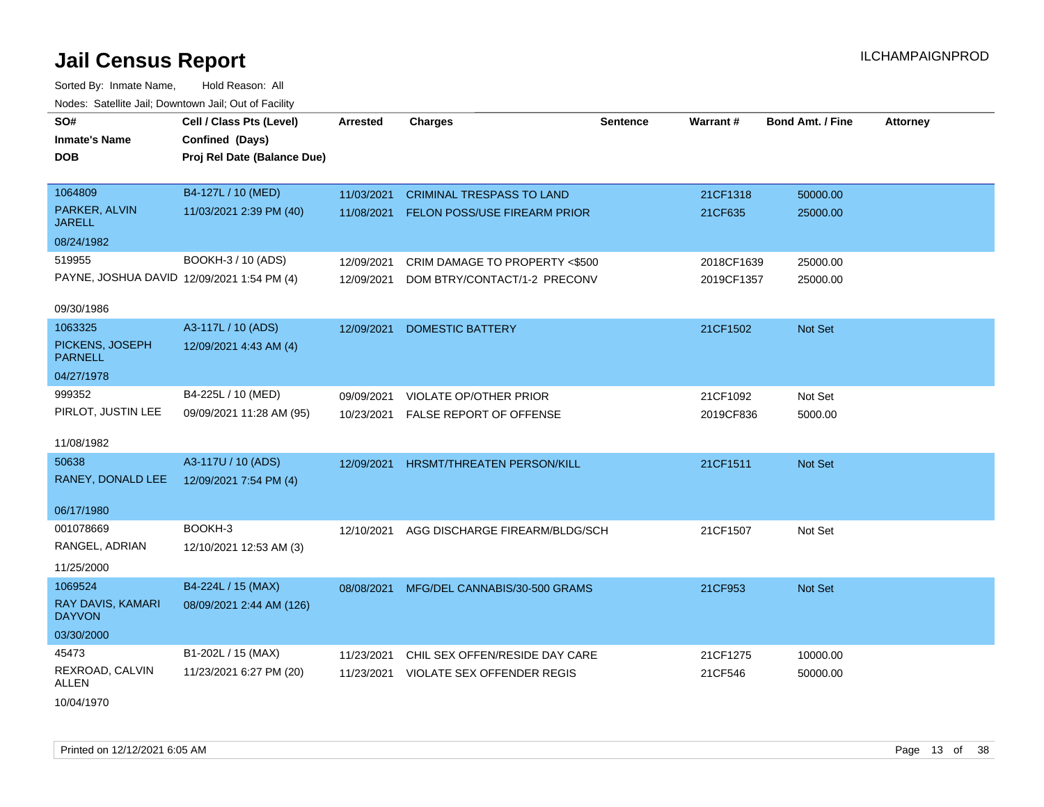# Jail Census Report

Sorted By: Inmate Name, Hold Reason: All

Nodes: Satellite Jail; Downtown Jail; Out of Facility

| SO# / Inmate's Name / DOB | Cell / Class Pts (Level) / Confined (Days) / Proj Rel Date (Balance Due) | Arrested | Charges | Sentence | Warrant # | Bond Amt. / Fine | Attorney |
|---|---|---|---|---|---|---|---|
| 1064809<br>PARKER, ALVIN JARELL<br>08/24/1982 | B4-127L / 10 (MED)<br>11/03/2021 2:39 PM (40) | 11/03/2021<br>11/08/2021 | CRIMINAL TRESPASS TO LAND<br>FELON POSS/USE FIREARM PRIOR | | 21CF1318<br>21CF635 | 50000.00<br>25000.00 | |
| 519955<br>PAYNE, JOSHUA DAVID<br>09/30/1986 | BOOKH-3 / 10 (ADS)<br>12/09/2021 1:54 PM (4) | 12/09/2021<br>12/09/2021 | CRIM DAMAGE TO PROPERTY <$500<br>DOM BTRY/CONTACT/1-2 PRECONV | | 2018CF1639<br>2019CF1357 | 25000.00<br>25000.00 | |
| 1063325<br>PICKENS, JOSEPH PARNELL<br>04/27/1978 | A3-117L / 10 (ADS)<br>12/09/2021 4:43 AM (4) | 12/09/2021 | DOMESTIC BATTERY | | 21CF1502 | Not Set | |
| 999352<br>PIRLOT, JUSTIN LEE<br>11/08/1982 | B4-225L / 10 (MED)<br>09/09/2021 11:28 AM (95) | 09/09/2021<br>10/23/2021 | VIOLATE OP/OTHER PRIOR<br>FALSE REPORT OF OFFENSE | | 21CF1092<br>2019CF836 | Not Set<br>5000.00 | |
| 50638<br>RANEY, DONALD LEE<br>06/17/1980 | A3-117U / 10 (ADS)<br>12/09/2021 7:54 PM (4) | 12/09/2021 | HRSMT/THREATEN PERSON/KILL | | 21CF1511 | Not Set | |
| 001078669<br>RANGEL, ADRIAN<br>11/25/2000 | BOOKH-3<br>12/10/2021 12:53 AM (3) | 12/10/2021 | AGG DISCHARGE FIREARM/BLDG/SCH | | 21CF1507 | Not Set | |
| 1069524<br>RAY DAVIS, KAMARI DAYVON<br>03/30/2000 | B4-224L / 15 (MAX)<br>08/09/2021 2:44 AM (126) | 08/08/2021 | MFG/DEL CANNABIS/30-500 GRAMS | | 21CF953 | Not Set | |
| 45473<br>REXROAD, CALVIN ALLEN<br>10/04/1970 | B1-202L / 15 (MAX)<br>11/23/2021 6:27 PM (20) | 11/23/2021<br>11/23/2021 | CHIL SEX OFFEN/RESIDE DAY CARE<br>VIOLATE SEX OFFENDER REGIS | | 21CF1275<br>21CF546 | 10000.00<br>50000.00 | |

Printed on 12/12/2021 6:05 AM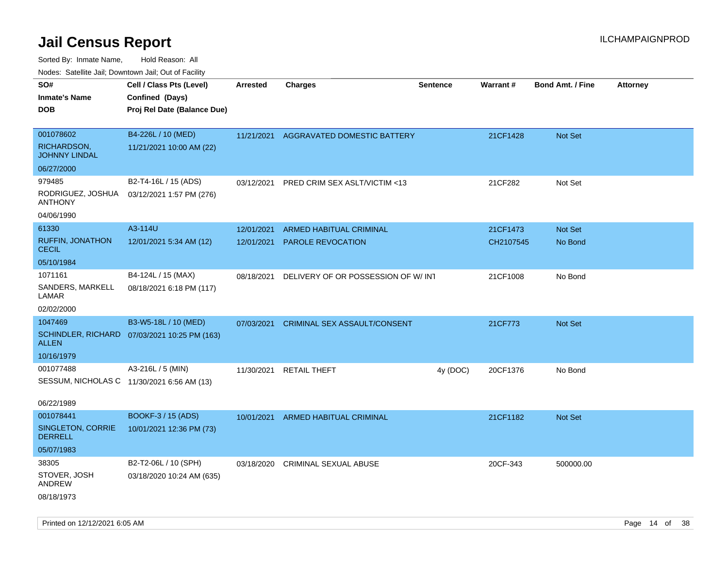# Jail Census Report

ILCHAMPAIGNPROD

Sorted By: Inmate Name, Hold Reason: All

Nodes: Satellite Jail; Downtown Jail; Out of Facility

| SO# / Inmate's Name / DOB | Cell / Class Pts (Level) / Confined (Days) / Proj Rel Date (Balance Due) | Arrested | Charges | Sentence | Warrant # | Bond Amt. / Fine | Attorney |
|---|---|---|---|---|---|---|---|
| 001078602 RICHARDSON, JOHNNY LINDAL 06/27/2000 | B4-226L / 10 (MED) 11/21/2021 10:00 AM (22) | 11/21/2021 | AGGRAVATED DOMESTIC BATTERY | | 21CF1428 | Not Set | |
| 979485 RODRIGUEZ, JOSHUA ANTHONY 04/06/1990 | B2-T4-16L / 15 (ADS) 03/12/2021 1:57 PM (276) | 03/12/2021 | PRED CRIM SEX ASLT/VICTIM <13 | | 21CF282 | Not Set | |
| 61330 RUFFIN, JONATHON CECIL 05/10/1984 | A3-114U 12/01/2021 5:34 AM (12) | 12/01/2021 | ARMED HABITUAL CRIMINAL | | 21CF1473 | Not Set | |
| | | 12/01/2021 | PAROLE REVOCATION | | CH2107545 | No Bond | |
| 1071161 SANDERS, MARKELL LAMAR 02/02/2000 | B4-124L / 15 (MAX) 08/18/2021 6:18 PM (117) | 08/18/2021 | DELIVERY OF OR POSSESSION OF W/ INT | | 21CF1008 | No Bond | |
| 1047469 SCHINDLER, RICHARD ALLEN 10/16/1979 | B3-W5-18L / 10 (MED) 07/03/2021 10:25 PM (163) | 07/03/2021 | CRIMINAL SEX ASSAULT/CONSENT | | 21CF773 | Not Set | |
| 001077488 SESSUM, NICHOLAS C 06/22/1989 | A3-216L / 5 (MIN) 11/30/2021 6:56 AM (13) | 11/30/2021 | RETAIL THEFT | 4y (DOC) | 20CF1376 | No Bond | |
| 001078441 SINGLETON, CORRIE DERRELL 05/07/1983 | BOOKF-3 / 15 (ADS) 10/01/2021 12:36 PM (73) | 10/01/2021 | ARMED HABITUAL CRIMINAL | | 21CF1182 | Not Set | |
| 38305 STOVER, JOSH ANDREW 08/18/1973 | B2-T2-06L / 10 (SPH) 03/18/2020 10:24 AM (635) | 03/18/2020 | CRIMINAL SEXUAL ABUSE | | 20CF-343 | 500000.00 | |

Printed on 12/12/2021 6:05 AM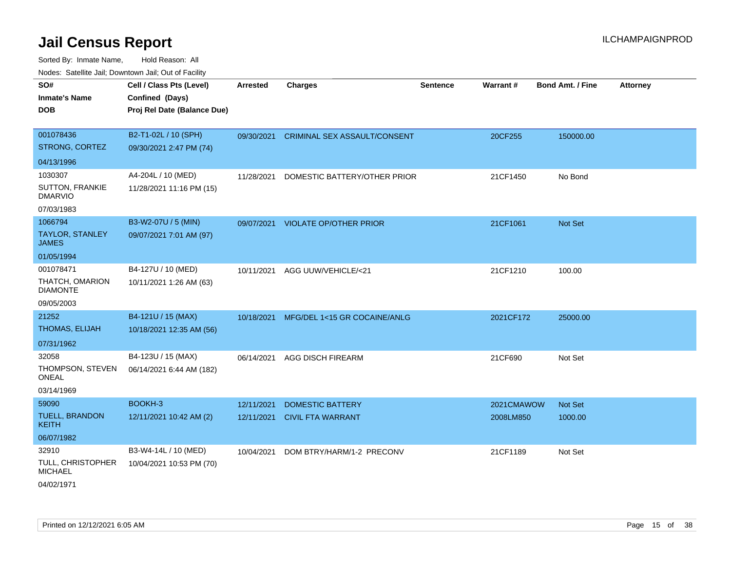# Jail Census Report

Sorted By: Inmate Name, Hold Reason: All

Nodes: Satellite Jail; Downtown Jail; Out of Facility

| SO#<br>Inmate's Name<br>DOB | Cell / Class Pts (Level)<br>Confined (Days)<br>Proj Rel Date (Balance Due) | Arrested | Charges | Sentence | Warrant # | Bond Amt. / Fine | Attorney |
|---|---|---|---|---|---|---|---|
| 001078436<br>STRONG, CORTEZ<br>04/13/1996 | B2-T1-02L / 10 (SPH)<br>09/30/2021 2:47 PM (74) | 09/30/2021 | CRIMINAL SEX ASSAULT/CONSENT | | 20CF255 | 150000.00 | |
| 1030307<br>SUTTON, FRANKIE DMARVIO<br>07/03/1983 | A4-204L / 10 (MED)<br>11/28/2021 11:16 PM (15) | 11/28/2021 | DOMESTIC BATTERY/OTHER PRIOR | | 21CF1450 | No Bond | |
| 1066794<br>TAYLOR, STANLEY JAMES<br>01/05/1994 | B3-W2-07U / 5 (MIN)<br>09/07/2021 7:01 AM (97) | 09/07/2021 | VIOLATE OP/OTHER PRIOR | | 21CF1061 | Not Set | |
| 001078471<br>THATCH, OMARION DIAMONTE<br>09/05/2003 | B4-127U / 10 (MED)<br>10/11/2021 1:26 AM (63) | 10/11/2021 | AGG UUW/VEHICLE/<21 | | 21CF1210 | 100.00 | |
| 21252<br>THOMAS, ELIJAH<br>07/31/1962 | B4-121U / 15 (MAX)<br>10/18/2021 12:35 AM (56) | 10/18/2021 | MFG/DEL 1<15 GR COCAINE/ANLG | | 2021CF172 | 25000.00 | |
| 32058<br>THOMPSON, STEVEN ONEAL<br>03/14/1969 | B4-123U / 15 (MAX)<br>06/14/2021 6:44 AM (182) | 06/14/2021 | AGG DISCH FIREARM | | 21CF690 | Not Set | |
| 59090<br>TUELL, BRANDON KEITH<br>06/07/1982 | BOOKH-3<br>12/11/2021 10:42 AM (2) | 12/11/2021<br>12/11/2021 | DOMESTIC BATTERY<br>CIVIL FTA WARRANT | | 2021CMAWOW<br>2008LM850 | Not Set<br>1000.00 | |
| 32910<br>TULL, CHRISTOPHER MICHAEL<br>04/02/1971 | B3-W4-14L / 10 (MED)<br>10/04/2021 10:53 PM (70) | 10/04/2021 | DOM BTRY/HARM/1-2 PRECONV | | 21CF1189 | Not Set | |

Printed on 12/12/2021 6:05 AM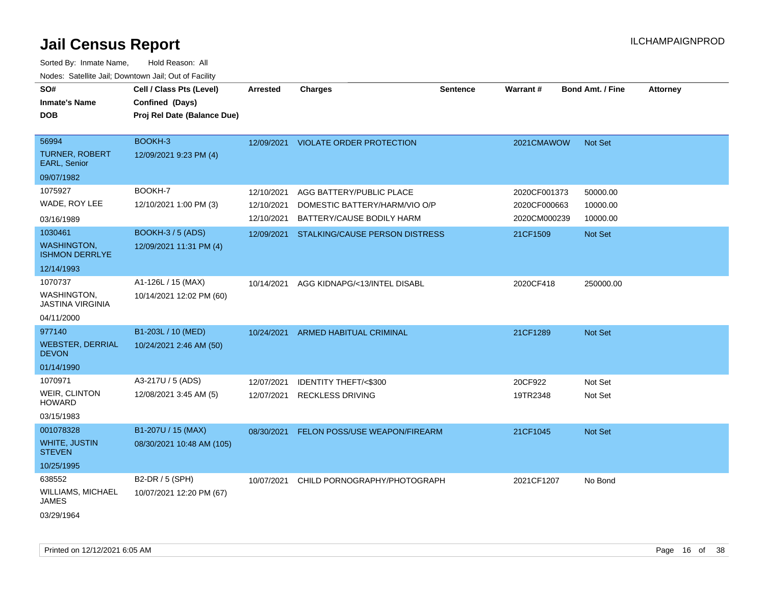# Jail Census Report

ILCHAMPAIGNPROD

Sorted By: Inmate Name, Hold Reason: All

Nodes: Satellite Jail; Downtown Jail; Out of Facility

| SO# / Inmate's Name / DOB | Cell / Class Pts (Level) / Confined (Days) / Proj Rel Date (Balance Due) | Arrested | Charges | Sentence | Warrant # | Bond Amt. / Fine | Attorney |
|---|---|---|---|---|---|---|---|
| 56994<br>TURNER, ROBERT EARL, Senior<br>09/07/1982 | BOOKH-3<br>12/09/2021 9:23 PM (4) | 12/09/2021 | VIOLATE ORDER PROTECTION | | 2021CMAWOW | Not Set | |
| 1075927<br>WADE, ROY LEE<br>03/16/1989 | BOOKH-7<br>12/10/2021 1:00 PM (3) | 12/10/2021 | AGG BATTERY/PUBLIC PLACE | | 2020CF001373 | 50000.00 | |
| | | 12/10/2021 | DOMESTIC BATTERY/HARM/VIO O/P | | 2020CF000663 | 10000.00 | |
| | | 12/10/2021 | BATTERY/CAUSE BODILY HARM | | 2020CM000239 | 10000.00 | |
| 1030461<br>WASHINGTON, ISHMON DERRLYE<br>12/14/1993 | BOOKH-3 / 5 (ADS)<br>12/09/2021 11:31 PM (4) | 12/09/2021 | STALKING/CAUSE PERSON DISTRESS | | 21CF1509 | Not Set | |
| 1070737<br>WASHINGTON, JASTINA VIRGINIA<br>04/11/2000 | A1-126L / 15 (MAX)<br>10/14/2021 12:02 PM (60) | 10/14/2021 | AGG KIDNAPG/<13/INTEL DISABL | | 2020CF418 | 250000.00 | |
| 977140<br>WEBSTER, DERRIAL DEVON<br>01/14/1990 | B1-203L / 10 (MED)<br>10/24/2021 2:46 AM (50) | 10/24/2021 | ARMED HABITUAL CRIMINAL | | 21CF1289 | Not Set | |
| 1070971<br>WEIR, CLINTON HOWARD<br>03/15/1983 | A3-217U / 5 (ADS)<br>12/08/2021 3:45 AM (5) | 12/07/2021 | IDENTITY THEFT/<$300 | | 20CF922 | Not Set | |
| | | 12/07/2021 | RECKLESS DRIVING | | 19TR2348 | Not Set | |
| 001078328<br>WHITE, JUSTIN STEVEN<br>10/25/1995 | B1-207U / 15 (MAX)<br>08/30/2021 10:48 AM (105) | 08/30/2021 | FELON POSS/USE WEAPON/FIREARM | | 21CF1045 | Not Set | |
| 638552<br>WILLIAMS, MICHAEL JAMES<br>03/29/1964 | B2-DR / 5 (SPH)<br>10/07/2021 12:20 PM (67) | 10/07/2021 | CHILD PORNOGRAPHY/PHOTOGRAPH | | 2021CF1207 | No Bond | |

Printed on 12/12/2021 6:05 AM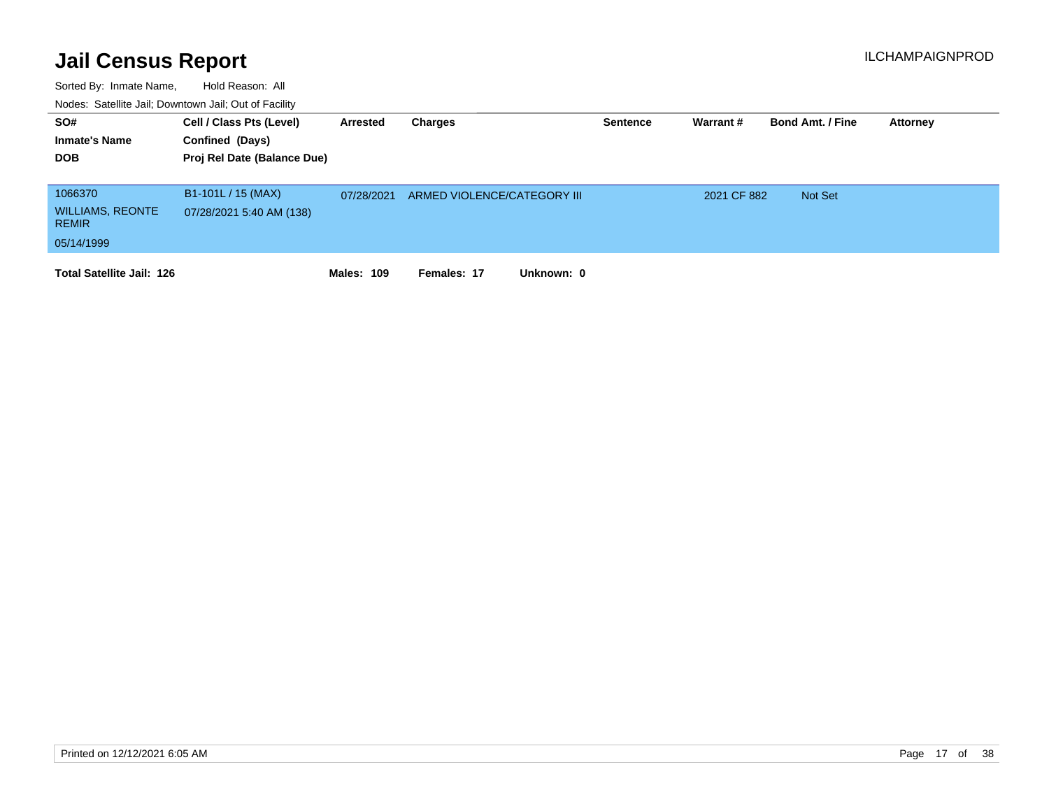# Jail Census Report

ILCHAMPAIGNPROD

Sorted By: Inmate Name, Hold Reason: All

Nodes: Satellite Jail; Downtown Jail; Out of Facility

| SO# / Inmate's Name / DOB | Cell / Class Pts (Level) / Confined (Days) / Proj Rel Date (Balance Due) | Arrested | Charges | Sentence | Warrant # | Bond Amt. / Fine | Attorney |
|---|---|---|---|---|---|---|---|
| 1066370 WILLIAMS, REONTE REMIR 05/14/1999 | B1-101L / 15 (MAX) 07/28/2021 5:40 AM (138) | 07/28/2021 | ARMED VIOLENCE/CATEGORY III | | 2021 CF 882 | Not Set | |

**Total Satellite Jail: 126** **Males: 109** **Females: 17** **Unknown: 0**

Printed on 12/12/2021 6:05 AM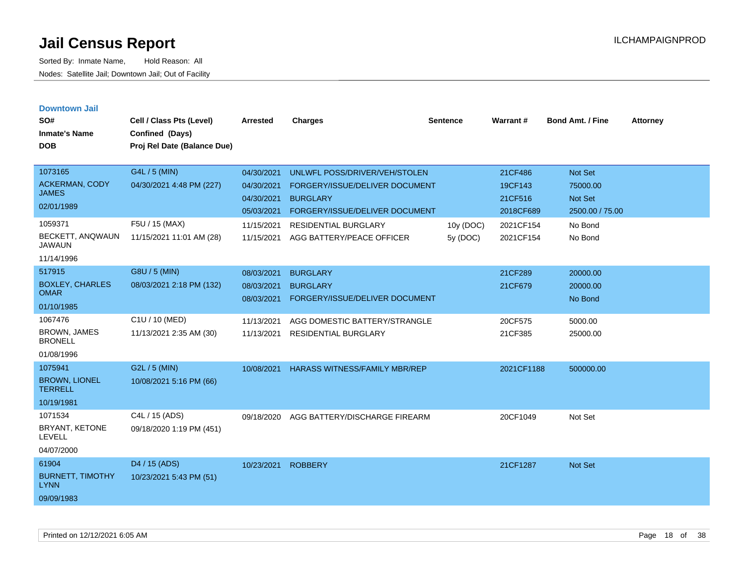# Jail Census Report

Sorted By: Inmate Name, Hold Reason: All

Nodes: Satellite Jail; Downtown Jail; Out of Facility

ILCHAMPAIGNPROD

## Downtown Jail

| SO# / Inmate's Name / DOB | Cell / Class Pts (Level) / Confined (Days) / Proj Rel Date (Balance Due) | Arrested | Charges | Sentence | Warrant # | Bond Amt. / Fine | Attorney |
|---|---|---|---|---|---|---|---|
| 1073165 ACKERMAN, CODY JAMES 02/01/1989 | G4L / 5 (MIN) 04/30/2021 4:48 PM (227) | 04/30/2021 | UNLWFL POSS/DRIVER/VEH/STOLEN | | 21CF486 | Not Set | |
| | | 04/30/2021 | FORGERY/ISSUE/DELIVER DOCUMENT | | 19CF143 | 75000.00 | |
| | | 04/30/2021 | BURGLARY | | 21CF516 | Not Set | |
| | | 05/03/2021 | FORGERY/ISSUE/DELIVER DOCUMENT | | 2018CF689 | 2500.00 / 75.00 | |
| 1059371 BECKETT, ANQWAUN JAWAUN 11/14/1996 | F5U / 15 (MAX) 11/15/2021 11:01 AM (28) | 11/15/2021 | RESIDENTIAL BURGLARY | 10y (DOC) | 2021CF154 | No Bond | |
| | | 11/15/2021 | AGG BATTERY/PEACE OFFICER | 5y (DOC) | 2021CF154 | No Bond | |
| 517915 BOXLEY, CHARLES OMAR 01/10/1985 | G8U / 5 (MIN) 08/03/2021 2:18 PM (132) | 08/03/2021 | BURGLARY | | 21CF289 | 20000.00 | |
| | | 08/03/2021 | BURGLARY | | 21CF679 | 20000.00 | |
| | | 08/03/2021 | FORGERY/ISSUE/DELIVER DOCUMENT | | | No Bond | |
| 1067476 BROWN, JAMES BRONELL 01/08/1996 | C1U / 10 (MED) 11/13/2021 2:35 AM (30) | 11/13/2021 | AGG DOMESTIC BATTERY/STRANGLE | | 20CF575 | 5000.00 | |
| | | 11/13/2021 | RESIDENTIAL BURGLARY | | 21CF385 | 25000.00 | |
| 1075941 BROWN, LIONEL TERRELL 10/19/1981 | G2L / 5 (MIN) 10/08/2021 5:16 PM (66) | 10/08/2021 | HARASS WITNESS/FAMILY MBR/REP | | 2021CF1188 | 500000.00 | |
| 1071534 BRYANT, KETONE LEVELL 04/07/2000 | C4L / 15 (ADS) 09/18/2020 1:19 PM (451) | 09/18/2020 | AGG BATTERY/DISCHARGE FIREARM | | 20CF1049 | Not Set | |
| 61904 BURNETT, TIMOTHY LYNN 09/09/1983 | D4 / 15 (ADS) 10/23/2021 5:43 PM (51) | 10/23/2021 | ROBBERY | | 21CF1287 | Not Set | |

Printed on 12/12/2021 6:05 AM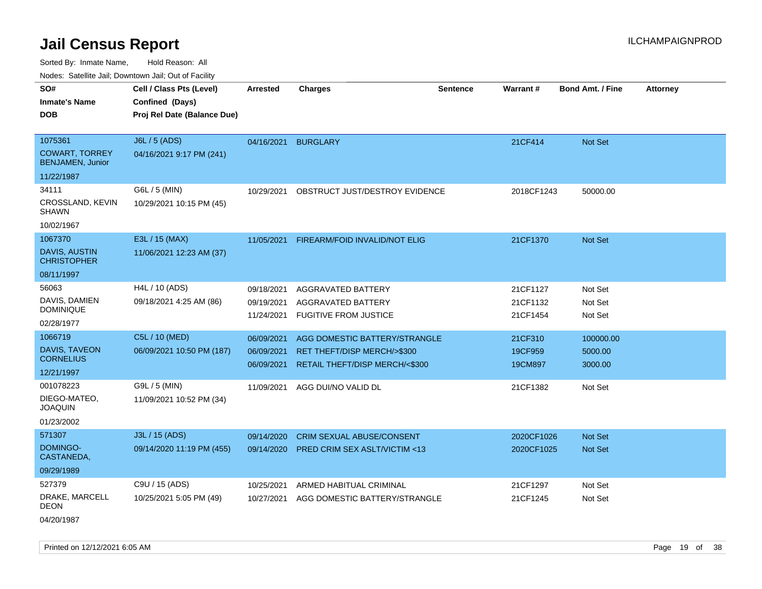# Jail Census Report

Sorted By: Inmate Name, Hold Reason: All

Nodes: Satellite Jail; Downtown Jail; Out of Facility

| SO# / Inmate's Name / DOB | Cell / Class Pts (Level) / Confined (Days) / Proj Rel Date (Balance Due) | Arrested | Charges | Sentence | Warrant # | Bond Amt. / Fine | Attorney |
|---|---|---|---|---|---|---|---|
| 1075361<br>COWART, TORREY BENJAMEN, Junior<br>11/22/1987 | J6L / 5 (ADS)<br>04/16/2021 9:17 PM (241) | 04/16/2021 | BURGLARY | | 21CF414 | Not Set | |
| 34111<br>CROSSLAND, KEVIN SHAWN<br>10/02/1967 | G6L / 5 (MIN)<br>10/29/2021 10:15 PM (45) | 10/29/2021 | OBSTRUCT JUST/DESTROY EVIDENCE | | 2018CF1243 | 50000.00 | |
| 1067370<br>DAVIS, AUSTIN CHRISTOPHER<br>08/11/1997 | E3L / 15 (MAX)<br>11/06/2021 12:23 AM (37) | 11/05/2021 | FIREARM/FOID INVALID/NOT ELIG | | 21CF1370 | Not Set | |
| 56063<br>DAVIS, DAMIEN DOMINIQUE<br>02/28/1977 | H4L / 10 (ADS)<br>09/18/2021 4:25 AM (86) | 09/18/2021<br>09/19/2021<br>11/24/2021 | AGGRAVATED BATTERY<br>AGGRAVATED BATTERY<br>FUGITIVE FROM JUSTICE | | 21CF1127<br>21CF1132<br>21CF1454 | Not Set<br>Not Set<br>Not Set | |
| 1066719<br>DAVIS, TAVEON CORNELIUS<br>12/21/1997 | C5L / 10 (MED)<br>06/09/2021 10:50 PM (187) | 06/09/2021<br>06/09/2021<br>06/09/2021 | AGG DOMESTIC BATTERY/STRANGLE<br>RET THEFT/DISP MERCH/>$300<br>RETAIL THEFT/DISP MERCH/<$300 | | 21CF310<br>19CF959<br>19CM897 | 100000.00<br>5000.00<br>3000.00 | |
| 001078223<br>DIEGO-MATEO, JOAQUIN<br>01/23/2002 | G9L / 5 (MIN)<br>11/09/2021 10:52 PM (34) | 11/09/2021 | AGG DUI/NO VALID DL | | 21CF1382 | Not Set | |
| 571307<br>DOMINGO-CASTANEDA,<br>09/29/1989 | J3L / 15 (ADS)<br>09/14/2020 11:19 PM (455) | 09/14/2020<br>09/14/2020 | CRIM SEXUAL ABUSE/CONSENT<br>PRED CRIM SEX ASLT/VICTIM <13 | | 2020CF1026<br>2020CF1025 | Not Set<br>Not Set | |
| 527379<br>DRAKE, MARCELL DEON<br>04/20/1987 | C9U / 15 (ADS)<br>10/25/2021 5:05 PM (49) | 10/25/2021<br>10/27/2021 | ARMED HABITUAL CRIMINAL<br>AGG DOMESTIC BATTERY/STRANGLE | | 21CF1297<br>21CF1245 | Not Set<br>Not Set | |

Printed on 12/12/2021 6:05 AM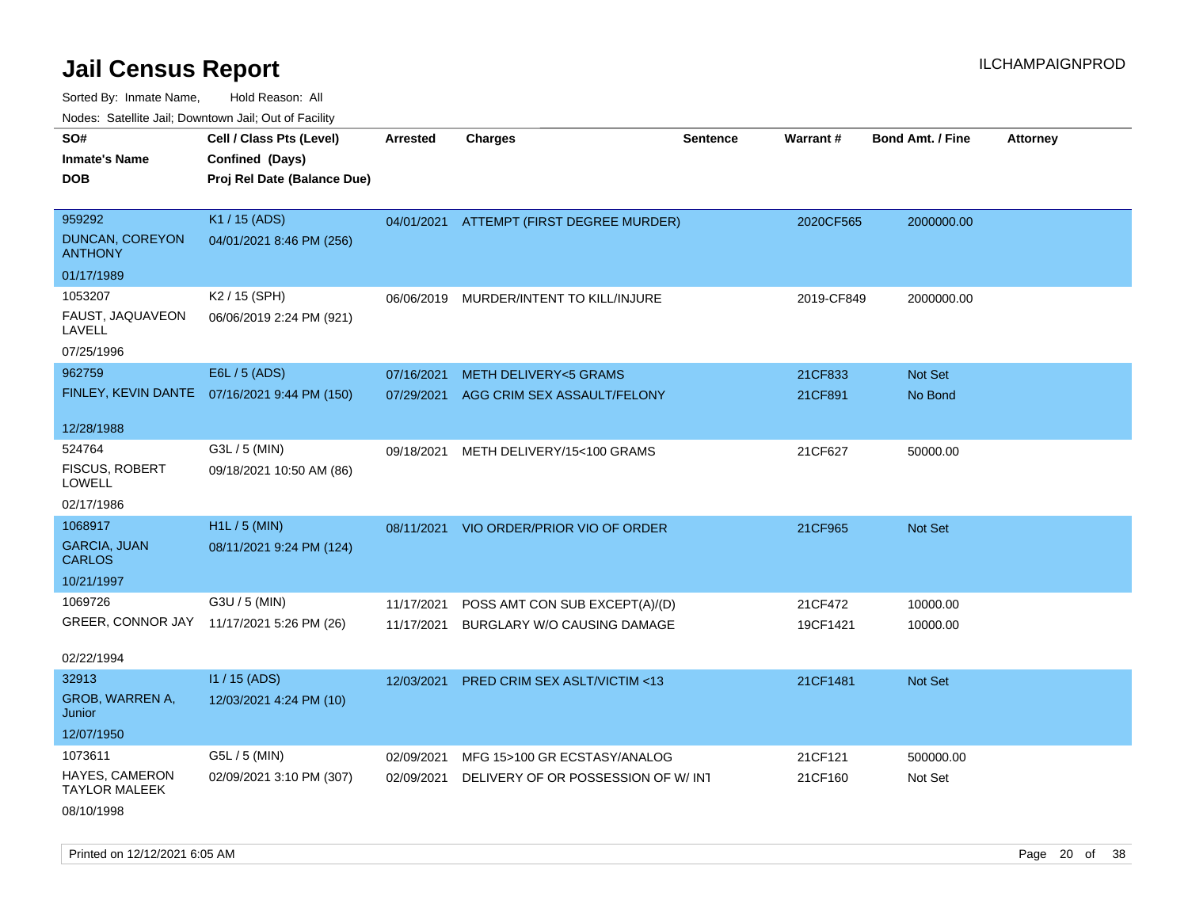# Jail Census Report

ILCHAMPAIGNPROD

Sorted By: Inmate Name, Hold Reason: All

Nodes: Satellite Jail; Downtown Jail; Out of Facility

| SO# / Inmate's Name / DOB | Cell / Class Pts (Level) / Confined (Days) / Proj Rel Date (Balance Due) | Arrested | Charges | Sentence | Warrant # | Bond Amt. / Fine | Attorney |
|---|---|---|---|---|---|---|---|
| 959292<br>DUNCAN, COREYON ANTHONY<br>01/17/1989 | K1 / 15 (ADS)<br>04/01/2021 8:46 PM (256) | 04/01/2021 | ATTEMPT (FIRST DEGREE MURDER) | | 2020CF565 | 2000000.00 | |
| 1053207<br>FAUST, JAQUAVEON LAVELL<br>07/25/1996 | K2 / 15 (SPH)<br>06/06/2019 2:24 PM (921) | 06/06/2019 | MURDER/INTENT TO KILL/INJURE | | 2019-CF849 | 2000000.00 | |
| 962759<br>FINLEY, KEVIN DANTE<br>12/28/1988 | E6L / 5 (ADS)<br>07/16/2021 9:44 PM (150) | 07/16/2021 | METH DELIVERY<5 GRAMS | | 21CF833 | Not Set | |
| | | 07/29/2021 | AGG CRIM SEX ASSAULT/FELONY | | 21CF891 | No Bond | |
| 524764<br>FISCUS, ROBERT LOWELL<br>02/17/1986 | G3L / 5 (MIN)<br>09/18/2021 10:50 AM (86) | 09/18/2021 | METH DELIVERY/15<100 GRAMS | | 21CF627 | 50000.00 | |
| 1068917<br>GARCIA, JUAN CARLOS<br>10/21/1997 | H1L / 5 (MIN)<br>08/11/2021 9:24 PM (124) | 08/11/2021 | VIO ORDER/PRIOR VIO OF ORDER | | 21CF965 | Not Set | |
| 1069726<br>GREER, CONNOR JAY<br>02/22/1994 | G3U / 5 (MIN)<br>11/17/2021 5:26 PM (26) | 11/17/2021 | POSS AMT CON SUB EXCEPT(A)/(D) | | 21CF472 | 10000.00 | |
| | | 11/17/2021 | BURGLARY W/O CAUSING DAMAGE | | 19CF1421 | 10000.00 | |
| 32913<br>GROB, WARREN A, Junior<br>12/07/1950 | I1 / 15 (ADS)<br>12/03/2021 4:24 PM (10) | 12/03/2021 | PRED CRIM SEX ASLT/VICTIM <13 | | 21CF1481 | Not Set | |
| 1073611<br>HAYES, CAMERON TAYLOR MALEEK<br>08/10/1998 | G5L / 5 (MIN)<br>02/09/2021 3:10 PM (307) | 02/09/2021 | MFG 15>100 GR ECSTASY/ANALOG | | 21CF121 | 500000.00 | |
| | | 02/09/2021 | DELIVERY OF OR POSSESSION OF W/ INT | | 21CF160 | Not Set | |

Printed on 12/12/2021 6:05 AM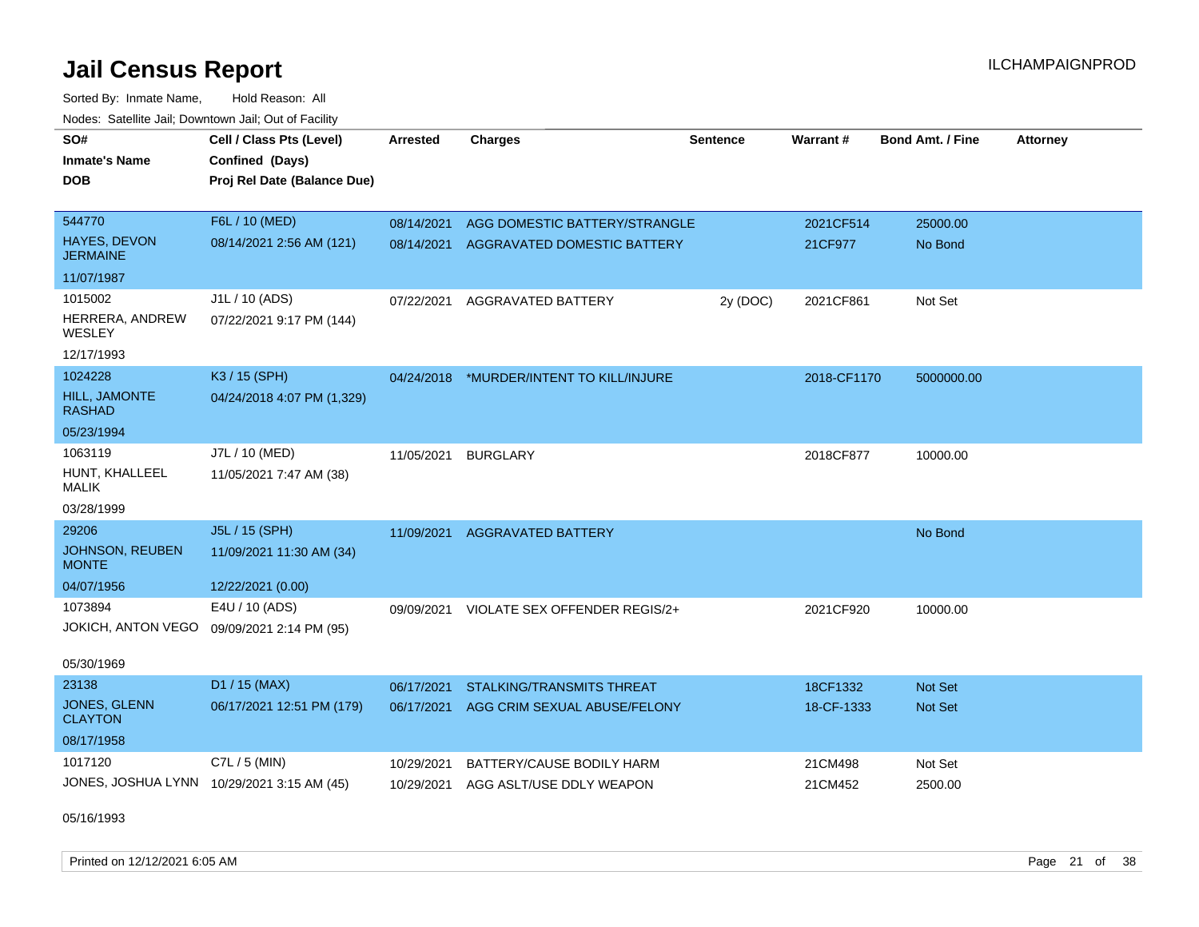# Jail Census Report

ILCHAMPAIGNPROD

Sorted By: Inmate Name, Hold Reason: All

Nodes: Satellite Jail; Downtown Jail; Out of Facility

| SO# / Inmate's Name / DOB | Cell / Class Pts (Level) / Confined (Days) / Proj Rel Date (Balance Due) | Arrested | Charges | Sentence | Warrant # | Bond Amt. / Fine | Attorney |
|---|---|---|---|---|---|---|---|
| 544770<br>HAYES, DEVON JERMAINE<br>11/07/1987 | F6L / 10 (MED)<br>08/14/2021 2:56 AM (121) | 08/14/2021<br>08/14/2021 | AGG DOMESTIC BATTERY/STRANGLE<br>AGGRAVATED DOMESTIC BATTERY | | 2021CF514<br>21CF977 | 25000.00<br>No Bond | |
| 1015002<br>HERRERA, ANDREW WESLEY<br>12/17/1993 | J1L / 10 (ADS)<br>07/22/2021 9:17 PM (144) | 07/22/2021 | AGGRAVATED BATTERY | 2y (DOC) | 2021CF861 | Not Set | |
| 1024228<br>HILL, JAMONTE RASHAD<br>05/23/1994 | K3 / 15 (SPH)<br>04/24/2018 4:07 PM (1,329) | 04/24/2018 | *MURDER/INTENT TO KILL/INJURE | | 2018-CF1170 | 5000000.00 | |
| 1063119<br>HUNT, KHALLEEL MALIK<br>03/28/1999 | J7L / 10 (MED)<br>11/05/2021 7:47 AM (38) | 11/05/2021 | BURGLARY | | 2018CF877 | 10000.00 | |
| 29206<br>JOHNSON, REUBEN MONTE<br>04/07/1956 | J5L / 15 (SPH)<br>11/09/2021 11:30 AM (34)<br>12/22/2021 (0.00) | 11/09/2021 | AGGRAVATED BATTERY | | | No Bond | |
| 1073894<br>JOKICH, ANTON VEGO<br>05/30/1969 | E4U / 10 (ADS)<br>09/09/2021 2:14 PM (95) | 09/09/2021 | VIOLATE SEX OFFENDER REGIS/2+ | | 2021CF920 | 10000.00 | |
| 23138<br>JONES, GLENN CLAYTON<br>08/17/1958 | D1 / 15 (MAX)<br>06/17/2021 12:51 PM (179) | 06/17/2021<br>06/17/2021 | STALKING/TRANSMITS THREAT<br>AGG CRIM SEXUAL ABUSE/FELONY | | 18CF1332<br>18-CF-1333 | Not Set<br>Not Set | |
| 1017120<br>JONES, JOSHUA LYNN<br>05/16/1993 | C7L / 5 (MIN)<br>10/29/2021 3:15 AM (45) | 10/29/2021<br>10/29/2021 | BATTERY/CAUSE BODILY HARM<br>AGG ASLT/USE DDLY WEAPON | | 21CM498<br>21CM452 | Not Set<br>2500.00 | |

Printed on 12/12/2021 6:05 AM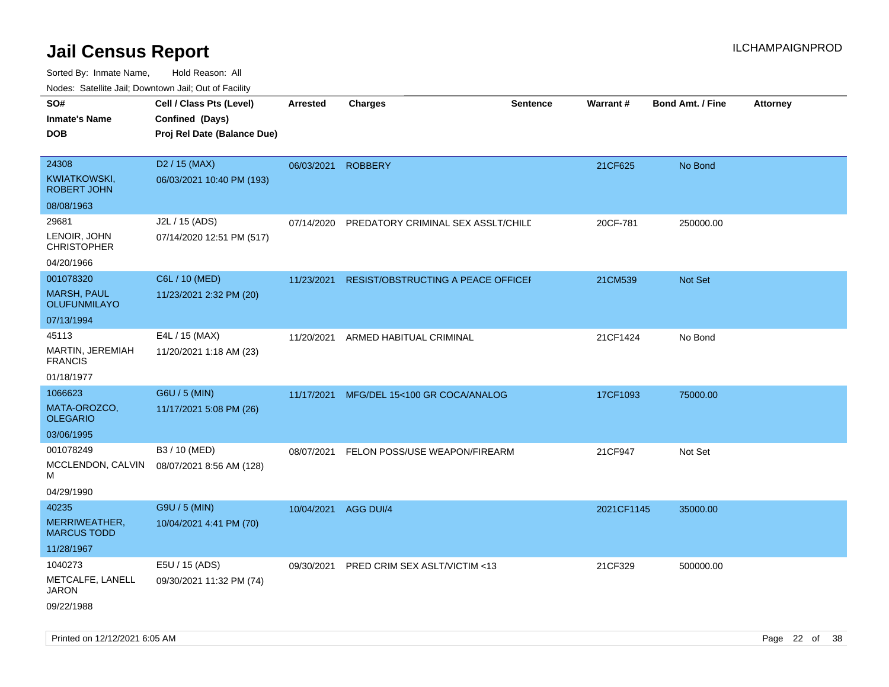# Jail Census Report

ILCHAMPAIGNPROD

Sorted By: Inmate Name, Hold Reason: All

Nodes: Satellite Jail; Downtown Jail; Out of Facility

| SO# / Inmate's Name / DOB | Cell / Class Pts (Level) / Confined (Days) / Proj Rel Date (Balance Due) | Arrested | Charges | Sentence | Warrant # | Bond Amt. / Fine | Attorney |
|---|---|---|---|---|---|---|---|
| 24308<br>KWIATKOWSKI, ROBERT JOHN<br>08/08/1963 | D2 / 15 (MAX)<br>06/03/2021 10:40 PM (193) | 06/03/2021 | ROBBERY | | 21CF625 | No Bond | |
| 29681<br>LENOIR, JOHN CHRISTOPHER<br>04/20/1966 | J2L / 15 (ADS)<br>07/14/2020 12:51 PM (517) | 07/14/2020 | PREDATORY CRIMINAL SEX ASSLT/CHILD | | 20CF-781 | 250000.00 | |
| 001078320<br>MARSH, PAUL OLUFUNMILAYO<br>07/13/1994 | C6L / 10 (MED)<br>11/23/2021 2:32 PM (20) | 11/23/2021 | RESIST/OBSTRUCTING A PEACE OFFICER | | 21CM539 | Not Set | |
| 45113<br>MARTIN, JEREMIAH FRANCIS<br>01/18/1977 | E4L / 15 (MAX)<br>11/20/2021 1:18 AM (23) | 11/20/2021 | ARMED HABITUAL CRIMINAL | | 21CF1424 | No Bond | |
| 1066623<br>MATA-OROZCO, OLEGARIO<br>03/06/1995 | G6U / 5 (MIN)<br>11/17/2021 5:08 PM (26) | 11/17/2021 | MFG/DEL 15<100 GR COCA/ANALOG | | 17CF1093 | 75000.00 | |
| 001078249<br>MCCLENDON, CALVIN M<br>04/29/1990 | B3 / 10 (MED)<br>08/07/2021 8:56 AM (128) | 08/07/2021 | FELON POSS/USE WEAPON/FIREARM | | 21CF947 | Not Set | |
| 40235<br>MERRIWEATHER, MARCUS TODD<br>11/28/1967 | G9U / 5 (MIN)<br>10/04/2021 4:41 PM (70) | 10/04/2021 | AGG DUI/4 | | 2021CF1145 | 35000.00 | |
| 1040273<br>METCALFE, LANELL JARON<br>09/22/1988 | E5U / 15 (ADS)<br>09/30/2021 11:32 PM (74) | 09/30/2021 | PRED CRIM SEX ASLT/VICTIM <13 | | 21CF329 | 500000.00 | |

Printed on 12/12/2021 6:05 AM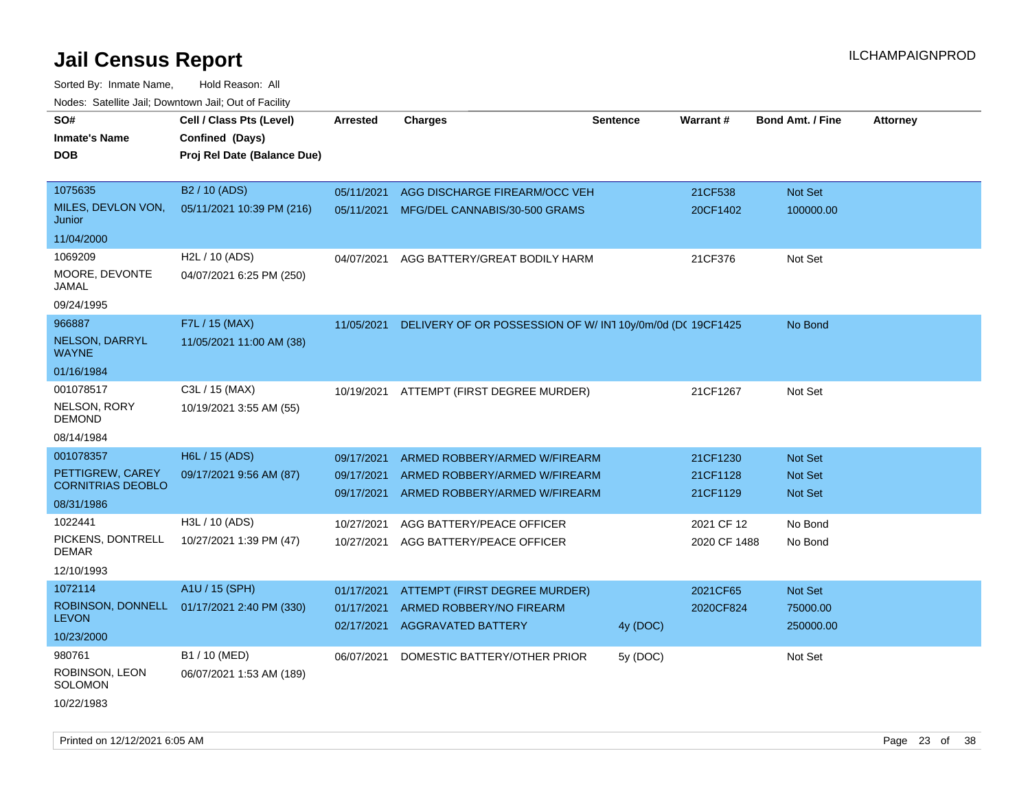# Jail Census Report

Sorted By: Inmate Name, Hold Reason: All

Nodes: Satellite Jail; Downtown Jail; Out of Facility

| SO# / Inmate's Name / DOB | Cell / Class Pts (Level) / Confined (Days) / Proj Rel Date (Balance Due) | Arrested | Charges | Sentence | Warrant # | Bond Amt. / Fine | Attorney |
|---|---|---|---|---|---|---|---|
| 1075635<br>MILES, DEVLON VON, Junior<br>11/04/2000 | B2 / 10 (ADS)<br>05/11/2021 10:39 PM (216) | 05/11/2021 | AGG DISCHARGE FIREARM/OCC VEH | | 21CF538 | Not Set | |
| | | 05/11/2021 | MFG/DEL CANNABIS/30-500 GRAMS | | 20CF1402 | 100000.00 | |
| 1069209<br>MOORE, DEVONTE JAMAL<br>09/24/1995 | H2L / 10 (ADS)<br>04/07/2021 6:25 PM (250) | 04/07/2021 | AGG BATTERY/GREAT BODILY HARM | | 21CF376 | Not Set | |
| 966887<br>NELSON, DARRYL WAYNE<br>01/16/1984 | F7L / 15 (MAX)<br>11/05/2021 11:00 AM (38) | 11/05/2021 | DELIVERY OF OR POSSESSION OF W/ INT | 10y/0m/0d (DC | 19CF1425 | No Bond | |
| 001078517<br>NELSON, RORY DEMOND<br>08/14/1984 | C3L / 15 (MAX)<br>10/19/2021 3:55 AM (55) | 10/19/2021 | ATTEMPT (FIRST DEGREE MURDER) | | 21CF1267 | Not Set | |
| 001078357<br>PETTIGREW, CAREY CORNITRIAS DEOBLO<br>08/31/1986 | H6L / 15 (ADS)<br>09/17/2021 9:56 AM (87) | 09/17/2021 | ARMED ROBBERY/ARMED W/FIREARM | | 21CF1230 | Not Set | |
| | | 09/17/2021 | ARMED ROBBERY/ARMED W/FIREARM | | 21CF1128 | Not Set | |
| | | 09/17/2021 | ARMED ROBBERY/ARMED W/FIREARM | | 21CF1129 | Not Set | |
| 1022441<br>PICKENS, DONTRELL DEMAR<br>12/10/1993 | H3L / 10 (ADS)<br>10/27/2021 1:39 PM (47) | 10/27/2021 | AGG BATTERY/PEACE OFFICER | | 2021 CF 12 | No Bond | |
| | | 10/27/2021 | AGG BATTERY/PEACE OFFICER | | 2020 CF 1488 | No Bond | |
| 1072114<br>ROBINSON, DONNELL LEVON<br>10/23/2000 | A1U / 15 (SPH)<br>01/17/2021 2:40 PM (330) | 01/17/2021 | ATTEMPT (FIRST DEGREE MURDER) | | 2021CF65 | Not Set | |
| | | 01/17/2021 | ARMED ROBBERY/NO FIREARM | | 2020CF824 | 75000.00 | |
| | | 02/17/2021 | AGGRAVATED BATTERY | 4y (DOC) | | 250000.00 | |
| 980761<br>ROBINSON, LEON SOLOMON<br>10/22/1983 | B1 / 10 (MED)<br>06/07/2021 1:53 AM (189) | 06/07/2021 | DOMESTIC BATTERY/OTHER PRIOR | 5y (DOC) | | Not Set | |

Printed on 12/12/2021 6:05 AM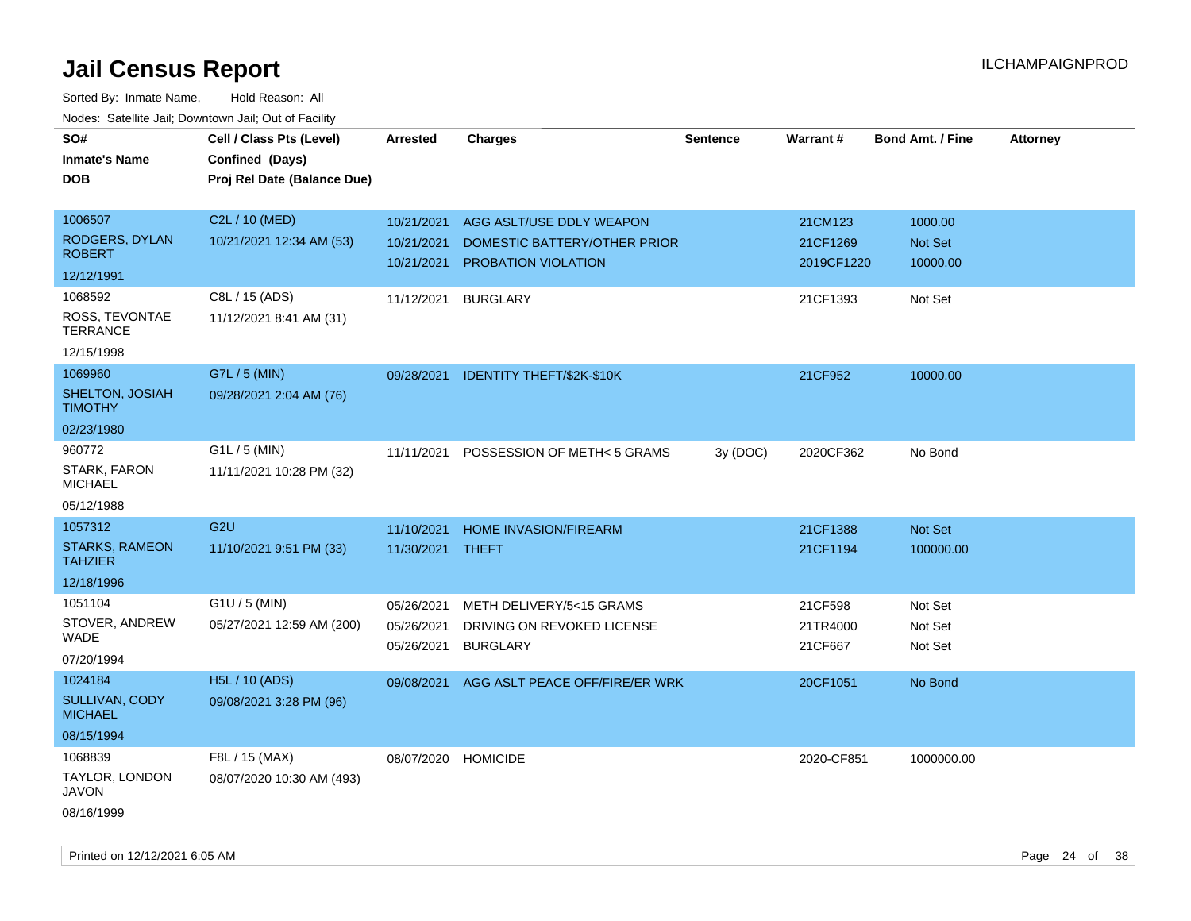# Jail Census Report

Sorted By: Inmate Name, Hold Reason: All

Nodes: Satellite Jail; Downtown Jail; Out of Facility

| SO# / Inmate's Name / DOB | Cell / Class Pts (Level) / Confined (Days) / Proj Rel Date (Balance Due) | Arrested | Charges | Sentence | Warrant # | Bond Amt. / Fine | Attorney |
|---|---|---|---|---|---|---|---|
| 1006507<br>RODGERS, DYLAN ROBERT<br>12/12/1991 | C2L / 10 (MED)<br>10/21/2021 12:34 AM (53) | 10/21/2021<br>10/21/2021<br>10/21/2021 | AGG ASLT/USE DDLY WEAPON<br>DOMESTIC BATTERY/OTHER PRIOR<br>PROBATION VIOLATION | | 21CM123<br>21CF1269<br>2019CF1220 | 1000.00<br>Not Set<br>10000.00 | |
| 1068592<br>ROSS, TEVONTAE TERRANCE<br>12/15/1998 | C8L / 15 (ADS)<br>11/12/2021 8:41 AM (31) | 11/12/2021 | BURGLARY | | 21CF1393 | Not Set | |
| 1069960<br>SHELTON, JOSIAH TIMOTHY<br>02/23/1980 | G7L / 5 (MIN)<br>09/28/2021 2:04 AM (76) | 09/28/2021 | IDENTITY THEFT/$2K-$10K | | 21CF952 | 10000.00 | |
| 960772<br>STARK, FARON MICHAEL<br>05/12/1988 | G1L / 5 (MIN)<br>11/11/2021 10:28 PM (32) | 11/11/2021 | POSSESSION OF METH< 5 GRAMS | 3y (DOC) | 2020CF362 | No Bond | |
| 1057312<br>STARKS, RAMEON TAHZIER<br>12/18/1996 | G2U<br>11/10/2021 9:51 PM (33) | 11/10/2021<br>11/30/2021 | HOME INVASION/FIREARM<br>THEFT | | 21CF1388<br>21CF1194 | Not Set<br>100000.00 | |
| 1051104<br>STOVER, ANDREW WADE<br>07/20/1994 | G1U / 5 (MIN)<br>05/27/2021 12:59 AM (200) | 05/26/2021<br>05/26/2021<br>05/26/2021 | METH DELIVERY/5<15 GRAMS<br>DRIVING ON REVOKED LICENSE<br>BURGLARY | | 21CF598<br>21TR4000<br>21CF667 | Not Set<br>Not Set<br>Not Set | |
| 1024184<br>SULLIVAN, CODY MICHAEL<br>08/15/1994 | H5L / 10 (ADS)<br>09/08/2021 3:28 PM (96) | 09/08/2021 | AGG ASLT PEACE OFF/FIRE/ER WRK | | 20CF1051 | No Bond | |
| 1068839<br>TAYLOR, LONDON JAVON<br>08/16/1999 | F8L / 15 (MAX)<br>08/07/2020 10:30 AM (493) | 08/07/2020 | HOMICIDE | | 2020-CF851 | 1000000.00 | |

Printed on 12/12/2021 6:05 AM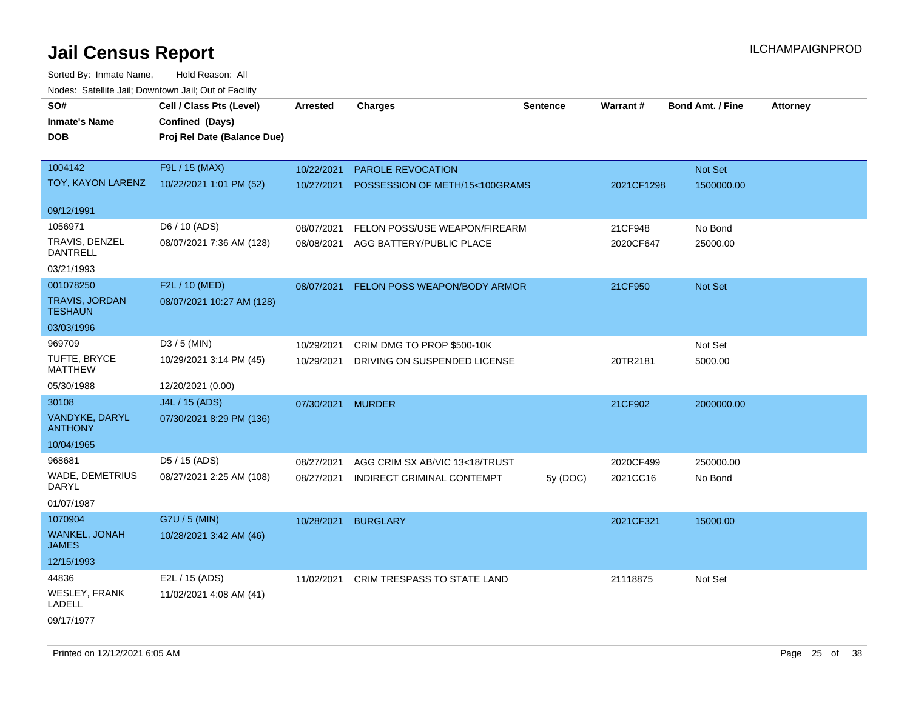# Jail Census Report

ILCHAMPAIGNPROD

Sorted By: Inmate Name, Hold Reason: All

Nodes: Satellite Jail; Downtown Jail; Out of Facility

| SO# / Inmate's Name / DOB | Cell / Class Pts (Level) / Confined (Days) / Proj Rel Date (Balance Due) | Arrested | Charges | Sentence | Warrant # | Bond Amt. / Fine | Attorney |
|---|---|---|---|---|---|---|---|
| 1004142<br>TOY, KAYON LARENZ<br>09/12/1991 | F9L / 15 (MAX)<br>10/22/2021 1:01 PM (52) | 10/22/2021 | PAROLE REVOCATION | | | Not Set | |
| | | 10/27/2021 | POSSESSION OF METH/15<100GRAMS | | 2021CF1298 | 1500000.00 | |
| 1056971<br>TRAVIS, DENZEL DANTRELL<br>03/21/1993 | D6 / 10 (ADS)<br>08/07/2021 7:36 AM (128) | 08/07/2021 | FELON POSS/USE WEAPON/FIREARM | | 21CF948 | No Bond | |
| | | 08/08/2021 | AGG BATTERY/PUBLIC PLACE | | 2020CF647 | 25000.00 | |
| 001078250<br>TRAVIS, JORDAN TESHAUN<br>03/03/1996 | F2L / 10 (MED)<br>08/07/2021 10:27 AM (128) | 08/07/2021 | FELON POSS WEAPON/BODY ARMOR | | 21CF950 | Not Set | |
| 969709<br>TUFTE, BRYCE MATTHEW<br>05/30/1988 | D3 / 5 (MIN)<br>10/29/2021 3:14 PM (45)<br>12/20/2021 (0.00) | 10/29/2021 | CRIM DMG TO PROP $500-10K | | | Not Set | |
| | | 10/29/2021 | DRIVING ON SUSPENDED LICENSE | | 20TR2181 | 5000.00 | |
| 30108<br>VANDYKE, DARYL ANTHONY<br>10/04/1965 | J4L / 15 (ADS)<br>07/30/2021 8:29 PM (136) | 07/30/2021 | MURDER | | 21CF902 | 2000000.00 | |
| 968681<br>WADE, DEMETRIUS DARYL<br>01/07/1987 | D5 / 15 (ADS)<br>08/27/2021 2:25 AM (108) | 08/27/2021 | AGG CRIM SX AB/VIC 13<18/TRUST | | 2020CF499 | 250000.00 | |
| | | 08/27/2021 | INDIRECT CRIMINAL CONTEMPT | 5y (DOC) | 2021CC16 | No Bond | |
| 1070904<br>WANKEL, JONAH JAMES<br>12/15/1993 | G7U / 5 (MIN)<br>10/28/2021 3:42 AM (46) | 10/28/2021 | BURGLARY | | 2021CF321 | 15000.00 | |
| 44836<br>WESLEY, FRANK LADELL<br>09/17/1977 | E2L / 15 (ADS)<br>11/02/2021 4:08 AM (41) | 11/02/2021 | CRIM TRESPASS TO STATE LAND | | 21118875 | Not Set | |

Printed on 12/12/2021 6:05 AM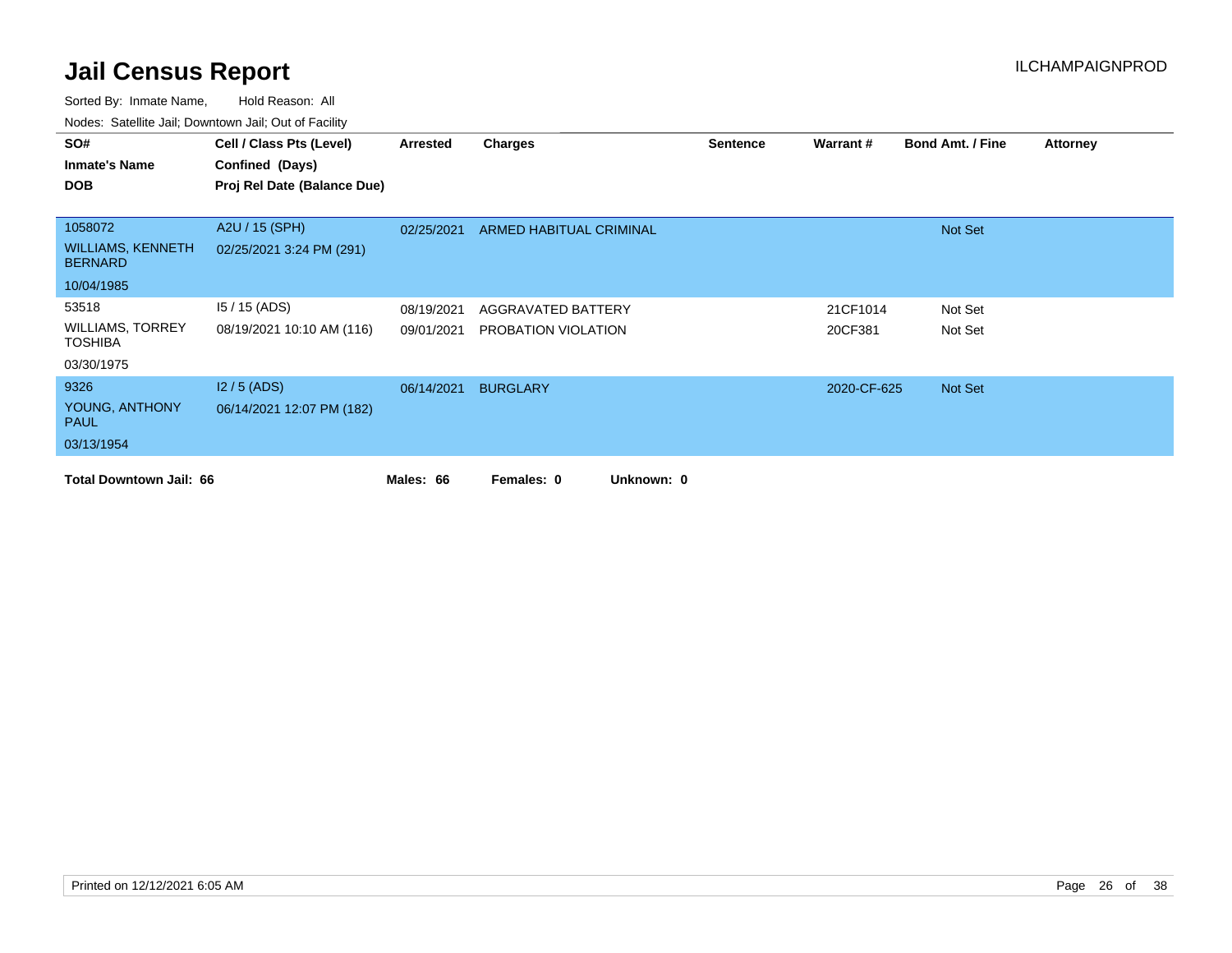# Jail Census Report

ILCHAMPAIGNPROD

Sorted By: Inmate Name, Hold Reason: All

Nodes: Satellite Jail; Downtown Jail; Out of Facility

| SO# / Inmate's Name / DOB | Cell / Class Pts (Level) / Confined (Days) / Proj Rel Date (Balance Due) | Arrested | Charges | Sentence | Warrant # | Bond Amt. / Fine | Attorney |
|---|---|---|---|---|---|---|---|
| 1058072<br>WILLIAMS, KENNETH BERNARD<br>10/04/1985 | A2U / 15 (SPH)<br>02/25/2021 3:24 PM (291) | 02/25/2021 | ARMED HABITUAL CRIMINAL | | | Not Set | |
| 53518<br>WILLIAMS, TORREY TOSHIBA<br>03/30/1975 | I5 / 15 (ADS)<br>08/19/2021 10:10 AM (116) | 08/19/2021 | AGGRAVATED BATTERY | | 21CF1014 | Not Set | |
| | | 09/01/2021 | PROBATION VIOLATION | | 20CF381 | Not Set | |
| 9326<br>YOUNG, ANTHONY PAUL<br>03/13/1954 | I2 / 5 (ADS)<br>06/14/2021 12:07 PM (182) | 06/14/2021 | BURGLARY | | 2020-CF-625 | Not Set | |

**Total Downtown Jail: 66** **Males: 66** **Females: 0** **Unknown: 0**

Printed on 12/12/2021 6:05 AM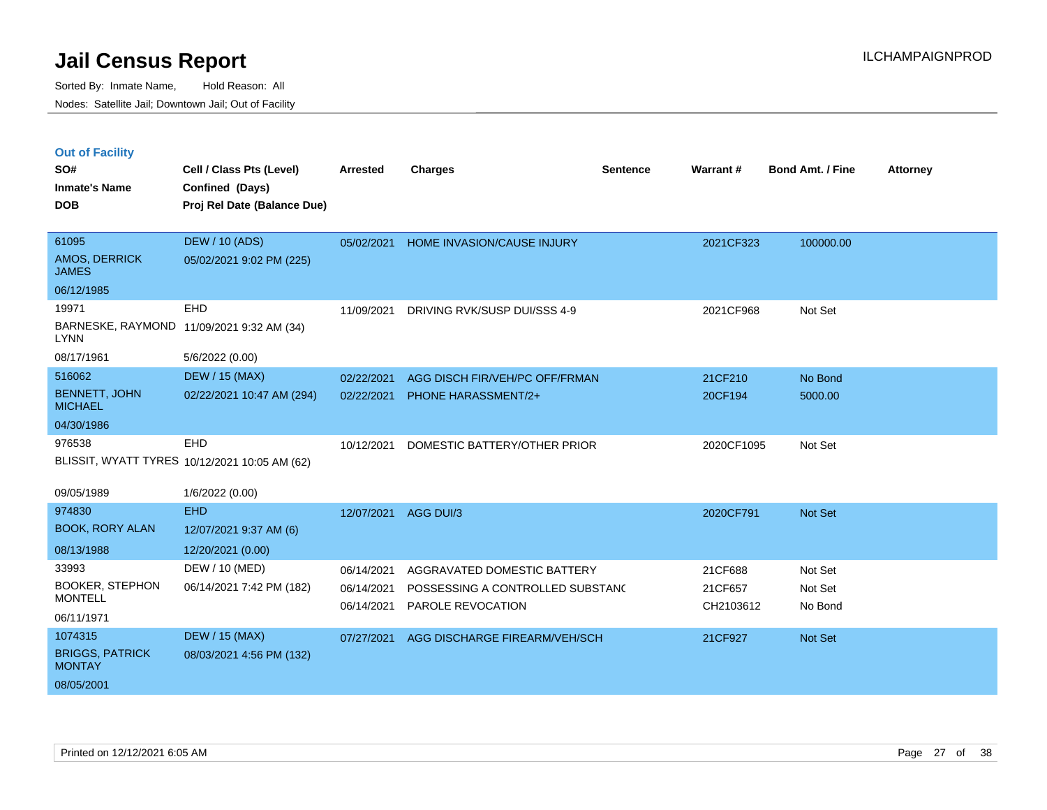# Jail Census Report

Sorted By: Inmate Name, Hold Reason: All

Nodes: Satellite Jail; Downtown Jail; Out of Facility

ILCHAMPAIGNPROD

## Out of Facility

| SO# / Inmate's Name / DOB | Cell / Class Pts (Level) / Confined (Days) / Proj Rel Date (Balance Due) | Arrested | Charges | Sentence | Warrant # | Bond Amt. / Fine | Attorney |
|---|---|---|---|---|---|---|---|
| 61095<br>AMOS, DERRICK JAMES<br>06/12/1985 | DEW / 10 (ADS)<br>05/02/2021 9:02 PM (225) | 05/02/2021 | HOME INVASION/CAUSE INJURY | | 2021CF323 | 100000.00 | |
| 19971<br>BARNESKE, RAYMOND LYNN<br>08/17/1961 | EHD<br>11/09/2021 9:32 AM (34)<br>5/6/2022 (0.00) | 11/09/2021 | DRIVING RVK/SUSP DUI/SSS 4-9 | | 2021CF968 | Not Set | |
| 516062<br>BENNETT, JOHN MICHAEL<br>04/30/1986 | DEW / 15 (MAX)<br>02/22/2021 10:47 AM (294) | 02/22/2021<br>02/22/2021 | AGG DISCH FIR/VEH/PC OFF/FRMAN<br>PHONE HARASSMENT/2+ | | 21CF210<br>20CF194 | No Bond<br>5000.00 | |
| 976538<br>BLISSIT, WYATT TYRES<br>09/05/1989 | EHD<br>10/12/2021 10:05 AM (62)<br>1/6/2022 (0.00) | 10/12/2021 | DOMESTIC BATTERY/OTHER PRIOR | | 2020CF1095 | Not Set | |
| 974830<br>BOOK, RORY ALAN<br>08/13/1988 | EHD<br>12/07/2021 9:37 AM (6)<br>12/20/2021 (0.00) | 12/07/2021 | AGG DUI/3 | | 2020CF791 | Not Set | |
| 33993<br>BOOKER, STEPHON MONTELL<br>06/11/1971 | DEW / 10 (MED)<br>06/14/2021 7:42 PM (182) | 06/14/2021<br>06/14/2021<br>06/14/2021 | AGGRAVATED DOMESTIC BATTERY<br>POSSESSING A CONTROLLED SUBSTANC<br>PAROLE REVOCATION | | 21CF688<br>21CF657<br>CH2103612 | Not Set<br>Not Set<br>No Bond | |
| 1074315<br>BRIGGS, PATRICK MONTAY<br>08/05/2001 | DEW / 15 (MAX)<br>08/03/2021 4:56 PM (132) | 07/27/2021 | AGG DISCHARGE FIREARM/VEH/SCH | | 21CF927 | Not Set | |

Printed on 12/12/2021 6:05 AM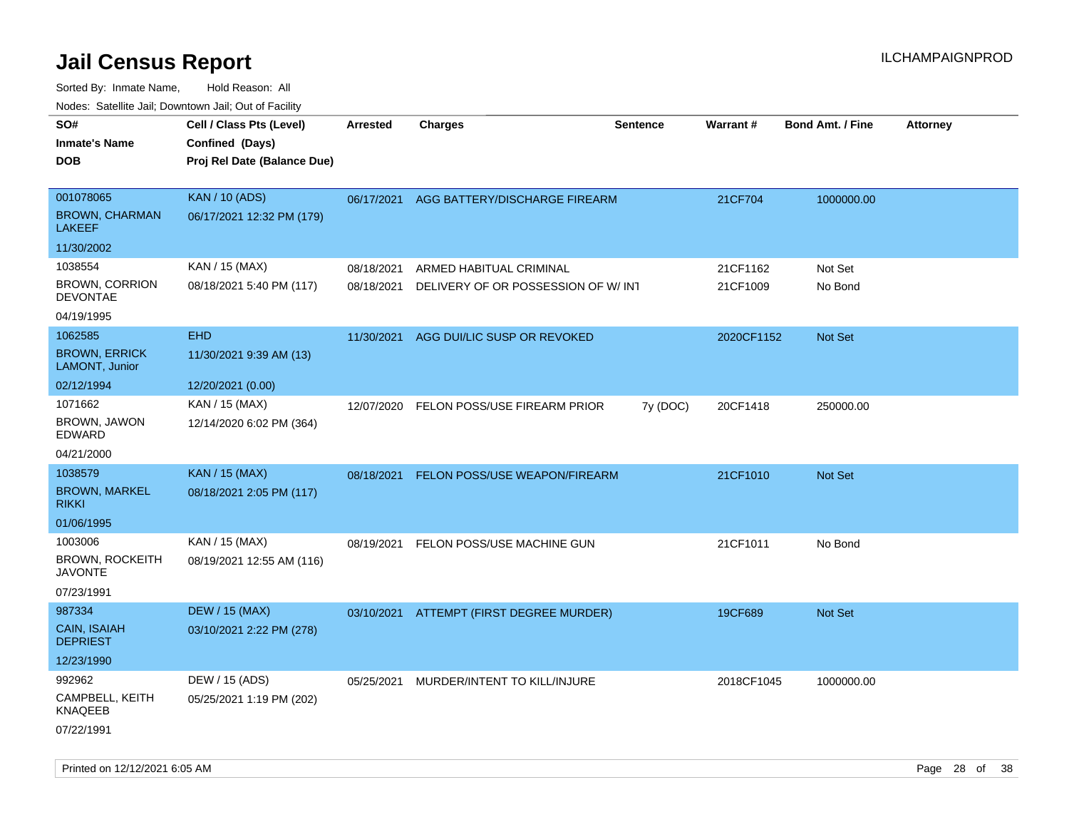# Jail Census Report

Sorted By: Inmate Name, Hold Reason: All

Nodes: Satellite Jail; Downtown Jail; Out of Facility

| SO# / Inmate's Name / DOB | Cell / Class Pts (Level) / Confined (Days) / Proj Rel Date (Balance Due) | Arrested | Charges | Sentence | Warrant # | Bond Amt. / Fine | Attorney |
|---|---|---|---|---|---|---|---|
| 001078065<br>BROWN, CHARMAN LAKEEF<br>11/30/2002 | KAN / 10 (ADS)<br>06/17/2021 12:32 PM (179) | 06/17/2021 | AGG BATTERY/DISCHARGE FIREARM | | 21CF704 | 1000000.00 | |
| 1038554<br>BROWN, CORRION DEVONTAE<br>04/19/1995 | KAN / 15 (MAX)<br>08/18/2021 5:40 PM (117) | 08/18/2021<br>08/18/2021 | ARMED HABITUAL CRIMINAL<br>DELIVERY OF OR POSSESSION OF W/ INT | | 21CF1162<br>21CF1009 | Not Set<br>No Bond | |
| 1062585<br>BROWN, ERRICK LAMONT, Junior<br>02/12/1994 | EHD<br>11/30/2021 9:39 AM (13)<br>12/20/2021 (0.00) | 11/30/2021 | AGG DUI/LIC SUSP OR REVOKED | | 2020CF1152 | Not Set | |
| 1071662<br>BROWN, JAWON EDWARD<br>04/21/2000 | KAN / 15 (MAX)<br>12/14/2020 6:02 PM (364) | 12/07/2020 | FELON POSS/USE FIREARM PRIOR | 7y (DOC) | 20CF1418 | 250000.00 | |
| 1038579<br>BROWN, MARKEL RIKKI<br>01/06/1995 | KAN / 15 (MAX)<br>08/18/2021 2:05 PM (117) | 08/18/2021 | FELON POSS/USE WEAPON/FIREARM | | 21CF1010 | Not Set | |
| 1003006<br>BROWN, ROCKEITH JAVONTE<br>07/23/1991 | KAN / 15 (MAX)<br>08/19/2021 12:55 AM (116) | 08/19/2021 | FELON POSS/USE MACHINE GUN | | 21CF1011 | No Bond | |
| 987334<br>CAIN, ISAIAH DEPRIEST<br>12/23/1990 | DEW / 15 (MAX)<br>03/10/2021 2:22 PM (278) | 03/10/2021 | ATTEMPT (FIRST DEGREE MURDER) | | 19CF689 | Not Set | |
| 992962<br>CAMPBELL, KEITH KNAQEEB<br>07/22/1991 | DEW / 15 (ADS)<br>05/25/2021 1:19 PM (202) | 05/25/2021 | MURDER/INTENT TO KILL/INJURE | | 2018CF1045 | 1000000.00 | |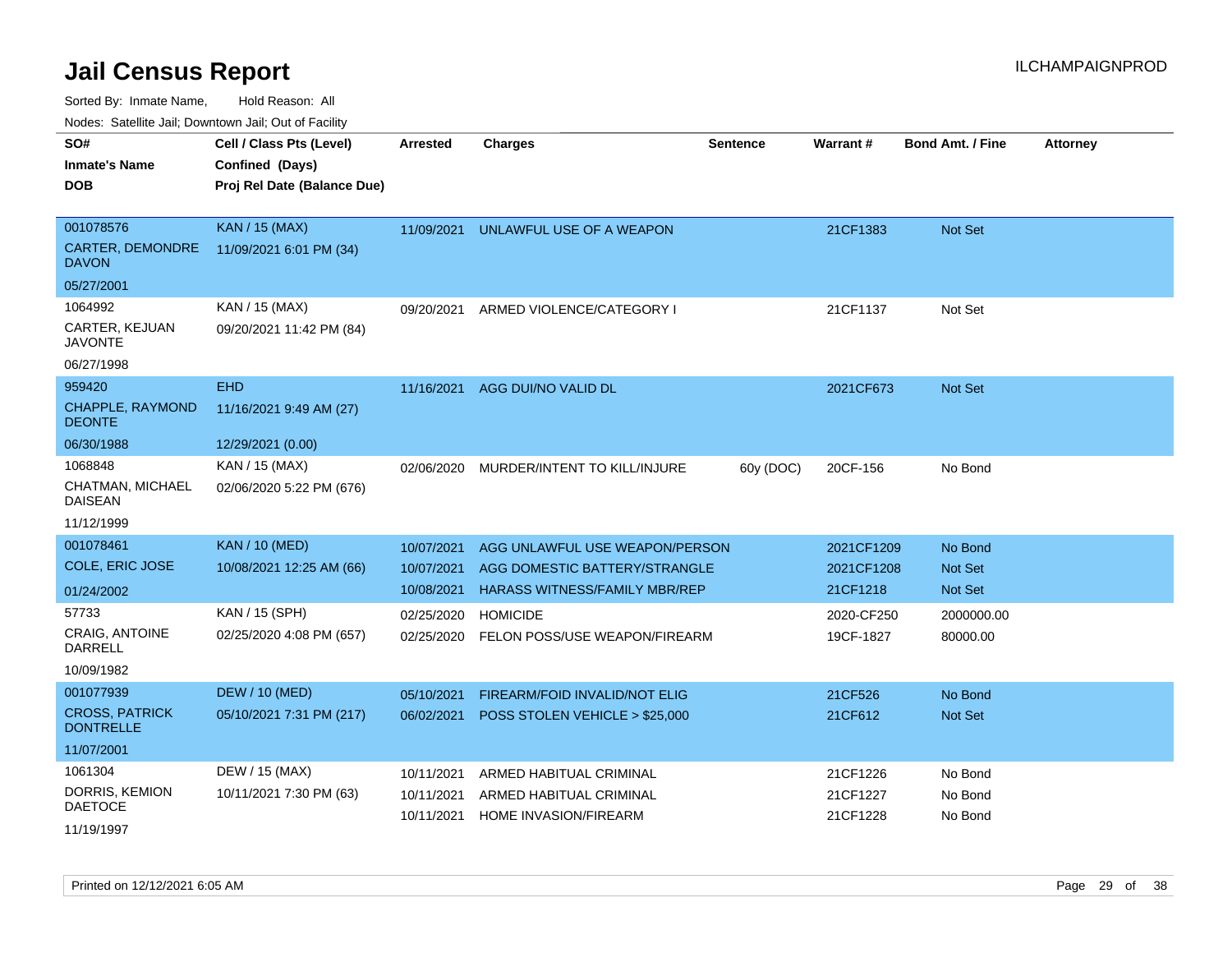# Jail Census Report

Sorted By: Inmate Name, Hold Reason: All

Nodes: Satellite Jail; Downtown Jail; Out of Facility

| SO# / Inmate's Name / DOB | Cell / Class Pts (Level) / Confined (Days) / Proj Rel Date (Balance Due) | Arrested | Charges | Sentence | Warrant # | Bond Amt. / Fine | Attorney |
|---|---|---|---|---|---|---|---|
| 001078576<br>CARTER, DEMONDRE DAVON<br>05/27/2001 | KAN / 15 (MAX)<br>11/09/2021 6:01 PM (34) | 11/09/2021 | UNLAWFUL USE OF A WEAPON | | 21CF1383 | Not Set | |
| 1064992<br>CARTER, KEJUAN JAVONTE<br>06/27/1998 | KAN / 15 (MAX)<br>09/20/2021 11:42 PM (84) | 09/20/2021 | ARMED VIOLENCE/CATEGORY I | | 21CF1137 | Not Set | |
| 959420<br>CHAPPLE, RAYMOND DEONTE<br>06/30/1988 | EHD<br>11/16/2021 9:49 AM (27)<br>12/29/2021 (0.00) | 11/16/2021 | AGG DUI/NO VALID DL | | 2021CF673 | Not Set | |
| 1068848<br>CHATMAN, MICHAEL DAISEAN<br>11/12/1999 | KAN / 15 (MAX)<br>02/06/2020 5:22 PM (676) | 02/06/2020 | MURDER/INTENT TO KILL/INJURE | 60y (DOC) | 20CF-156 | No Bond | |
| 001078461<br>COLE, ERIC JOSE<br>01/24/2002 | KAN / 10 (MED)<br>10/08/2021 12:25 AM (66) | 10/07/2021 | AGG UNLAWFUL USE WEAPON/PERSON | | 2021CF1209 | No Bond | |
| | | 10/07/2021 | AGG DOMESTIC BATTERY/STRANGLE | | 2021CF1208 | Not Set | |
| | | 10/08/2021 | HARASS WITNESS/FAMILY MBR/REP | | 21CF1218 | Not Set | |
| 57733<br>CRAIG, ANTOINE DARRELL<br>10/09/1982 | KAN / 15 (SPH)<br>02/25/2020 4:08 PM (657) | 02/25/2020 | HOMICIDE | | 2020-CF250 | 2000000.00 | |
| | | 02/25/2020 | FELON POSS/USE WEAPON/FIREARM | | 19CF-1827 | 80000.00 | |
| 001077939<br>CROSS, PATRICK DONTRELLE<br>11/07/2001 | DEW / 10 (MED)<br>05/10/2021 7:31 PM (217) | 05/10/2021 | FIREARM/FOID INVALID/NOT ELIG | | 21CF526 | No Bond | |
| | | 06/02/2021 | POSS STOLEN VEHICLE > $25,000 | | 21CF612 | Not Set | |
| 1061304<br>DORRIS, KEMION DAETOCE<br>11/19/1997 | DEW / 15 (MAX)<br>10/11/2021 7:30 PM (63) | 10/11/2021 | ARMED HABITUAL CRIMINAL | | 21CF1226 | No Bond | |
| | | 10/11/2021 | ARMED HABITUAL CRIMINAL | | 21CF1227 | No Bond | |
| | | 10/11/2021 | HOME INVASION/FIREARM | | 21CF1228 | No Bond | |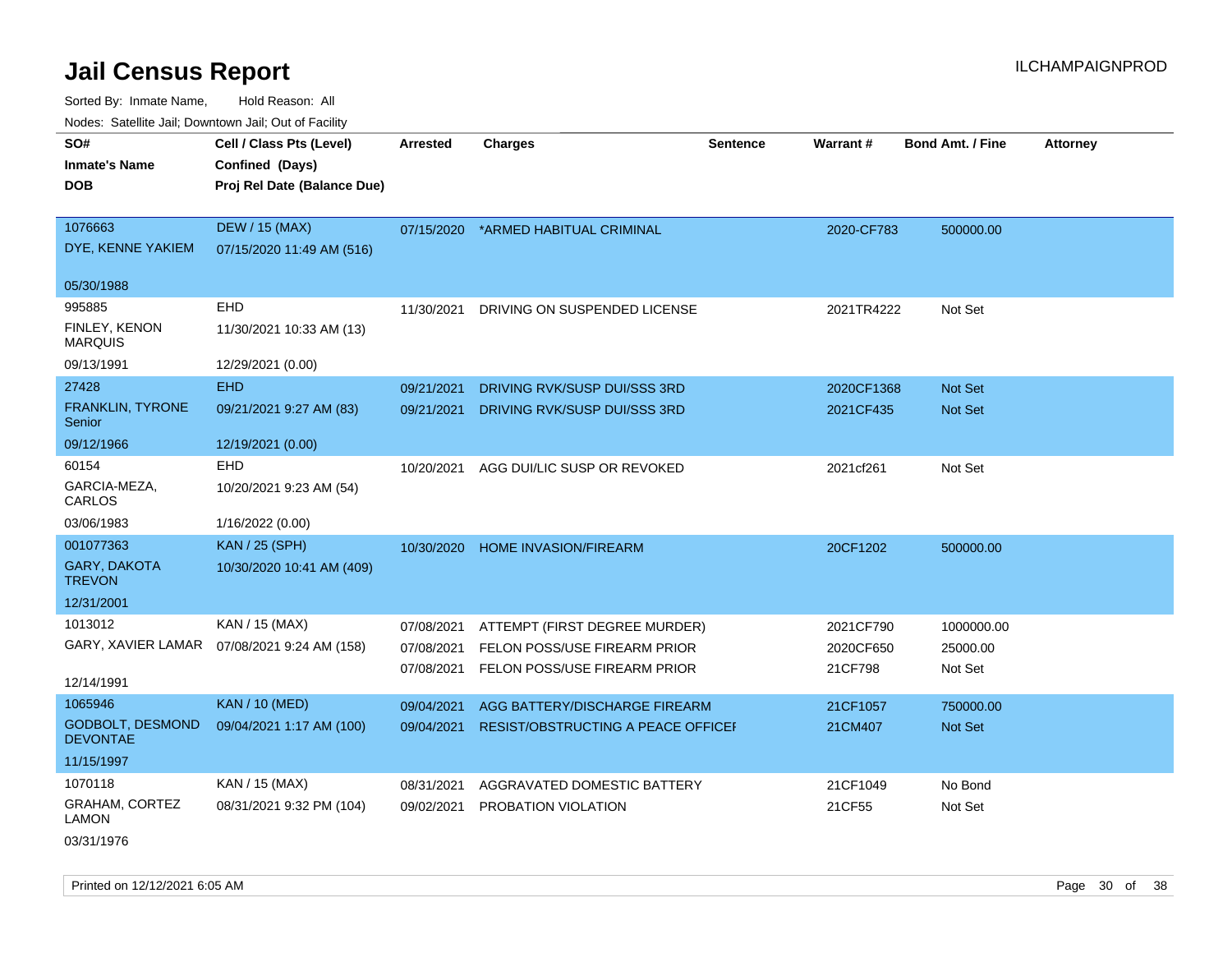# Jail Census Report

Sorted By: Inmate Name, Hold Reason: All

Nodes: Satellite Jail; Downtown Jail; Out of Facility

| SO# / Inmate's Name / DOB | Cell / Class Pts (Level) / Confined (Days) / Proj Rel Date (Balance Due) | Arrested | Charges | Sentence | Warrant # | Bond Amt. / Fine | Attorney |
|---|---|---|---|---|---|---|---|
| 1076663<br>DYE, KENNE YAKIEM<br>05/30/1988 | DEW / 15 (MAX)<br>07/15/2020 11:49 AM (516) | 07/15/2020 | *ARMED HABITUAL CRIMINAL | | 2020-CF783 | 500000.00 | |
| 995885<br>FINLEY, KENON MARQUIS<br>09/13/1991 | EHD<br>11/30/2021 10:33 AM (13)<br>12/29/2021 (0.00) | 11/30/2021 | DRIVING ON SUSPENDED LICENSE | | 2021TR4222 | Not Set | |
| 27428<br>FRANKLIN, TYRONE Senior<br>09/12/1966 | EHD<br>09/21/2021 9:27 AM (83)<br>12/19/2021 (0.00) | 09/21/2021<br>09/21/2021 | DRIVING RVK/SUSP DUI/SSS 3RD<br>DRIVING RVK/SUSP DUI/SSS 3RD | | 2020CF1368<br>2021CF435 | Not Set<br>Not Set | |
| 60154<br>GARCIA-MEZA, CARLOS<br>03/06/1983 | EHD<br>10/20/2021 9:23 AM (54)<br>1/16/2022 (0.00) | 10/20/2021 | AGG DUI/LIC SUSP OR REVOKED | | 2021cf261 | Not Set | |
| 001077363<br>GARY, DAKOTA TREVON<br>12/31/2001 | KAN / 25 (SPH)<br>10/30/2020 10:41 AM (409) | 10/30/2020 | HOME INVASION/FIREARM | | 20CF1202 | 500000.00 | |
| 1013012<br>GARY, XAVIER LAMAR<br>12/14/1991 | KAN / 15 (MAX)<br>07/08/2021 9:24 AM (158) | 07/08/2021<br>07/08/2021<br>07/08/2021 | ATTEMPT (FIRST DEGREE MURDER)<br>FELON POSS/USE FIREARM PRIOR<br>FELON POSS/USE FIREARM PRIOR | | 2021CF790<br>2020CF650<br>21CF798 | 1000000.00<br>25000.00<br>Not Set | |
| 1065946<br>GODBOLT, DESMOND DEVONTAE<br>11/15/1997 | KAN / 10 (MED)<br>09/04/2021 1:17 AM (100) | 09/04/2021<br>09/04/2021 | AGG BATTERY/DISCHARGE FIREARM<br>RESIST/OBSTRUCTING A PEACE OFFICEI | | 21CF1057<br>21CM407 | 750000.00<br>Not Set | |
| 1070118<br>GRAHAM, CORTEZ LAMON<br>03/31/1976 | KAN / 15 (MAX)<br>08/31/2021 9:32 PM (104) | 08/31/2021<br>09/02/2021 | AGGRAVATED DOMESTIC BATTERY<br>PROBATION VIOLATION | | 21CF1049<br>21CF55 | No Bond<br>Not Set | |

Printed on 12/12/2021 6:05 AM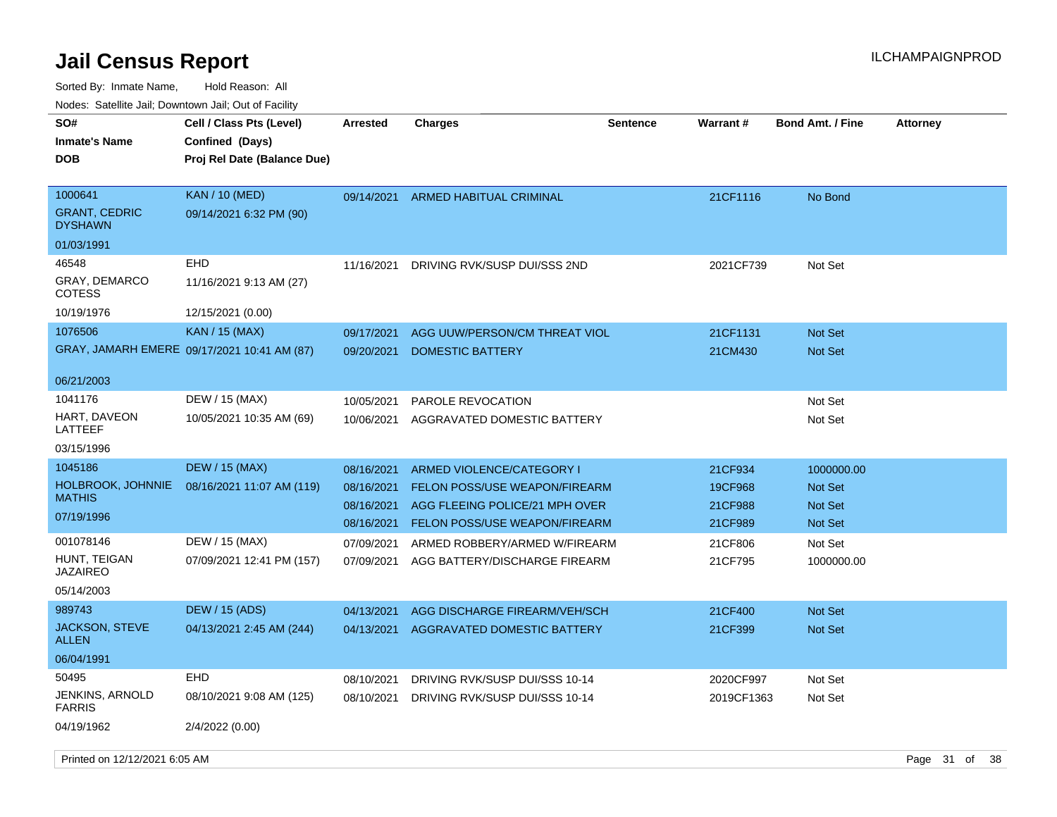# Jail Census Report

Sorted By: Inmate Name, Hold Reason: All

Nodes: Satellite Jail; Downtown Jail; Out of Facility

ILCHAMPAIGNPROD

| SO# / Inmate's Name / DOB | Cell / Class Pts (Level) / Confined (Days) / Proj Rel Date (Balance Due) | Arrested | Charges | Sentence | Warrant # | Bond Amt. / Fine | Attorney |
|---|---|---|---|---|---|---|---|
| 1000641<br>GRANT, CEDRIC DYSHAWN<br>01/03/1991 | KAN / 10 (MED)<br>09/14/2021 6:32 PM (90) | 09/14/2021 | ARMED HABITUAL CRIMINAL | | 21CF1116 | No Bond | |
| 46548<br>GRAY, DEMARCO COTESS<br>10/19/1976 | EHD<br>11/16/2021 9:13 AM (27)<br>12/15/2021 (0.00) | 11/16/2021 | DRIVING RVK/SUSP DUI/SSS 2ND | | 2021CF739 | Not Set | |
| 1076506<br>GRAY, JAMARH EMERE<br>06/21/2003 | KAN / 15 (MAX)<br>09/17/2021 10:41 AM (87) | 09/17/2021 | AGG UUW/PERSON/CM THREAT VIOL | | 21CF1131 | Not Set | |
| | | 09/20/2021 | DOMESTIC BATTERY | | 21CM430 | Not Set | |
| 1041176<br>HART, DAVEON LATTEEF<br>03/15/1996 | DEW / 15 (MAX)<br>10/05/2021 10:35 AM (69) | 10/05/2021 | PAROLE REVOCATION | | | Not Set | |
| | | 10/06/2021 | AGGRAVATED DOMESTIC BATTERY | | | Not Set | |
| 1045186<br>HOLBROOK, JOHNNIE MATHIS<br>07/19/1996 | DEW / 15 (MAX)<br>08/16/2021 11:07 AM (119) | 08/16/2021 | ARMED VIOLENCE/CATEGORY I | | 21CF934 | 1000000.00 | |
| | | 08/16/2021 | FELON POSS/USE WEAPON/FIREARM | | 19CF968 | Not Set | |
| | | 08/16/2021 | AGG FLEEING POLICE/21 MPH OVER | | 21CF988 | Not Set | |
| | | 08/16/2021 | FELON POSS/USE WEAPON/FIREARM | | 21CF989 | Not Set | |
| 001078146<br>HUNT, TEIGAN JAZAIREO<br>05/14/2003 | DEW / 15 (MAX)<br>07/09/2021 12:41 PM (157) | 07/09/2021 | ARMED ROBBERY/ARMED W/FIREARM | | 21CF806 | Not Set | |
| | | 07/09/2021 | AGG BATTERY/DISCHARGE FIREARM | | 21CF795 | 1000000.00 | |
| 989743<br>JACKSON, STEVE ALLEN<br>06/04/1991 | DEW / 15 (ADS)<br>04/13/2021 2:45 AM (244) | 04/13/2021 | AGG DISCHARGE FIREARM/VEH/SCH | | 21CF400 | Not Set | |
| | | 04/13/2021 | AGGRAVATED DOMESTIC BATTERY | | 21CF399 | Not Set | |
| 50495<br>JENKINS, ARNOLD FARRIS<br>04/19/1962 | EHD<br>08/10/2021 9:08 AM (125)<br>2/4/2022 (0.00) | 08/10/2021 | DRIVING RVK/SUSP DUI/SSS 10-14 | | 2020CF997 | Not Set | |
| | | 08/10/2021 | DRIVING RVK/SUSP DUI/SSS 10-14 | | 2019CF1363 | Not Set | |

Printed on 12/12/2021 6:05 AM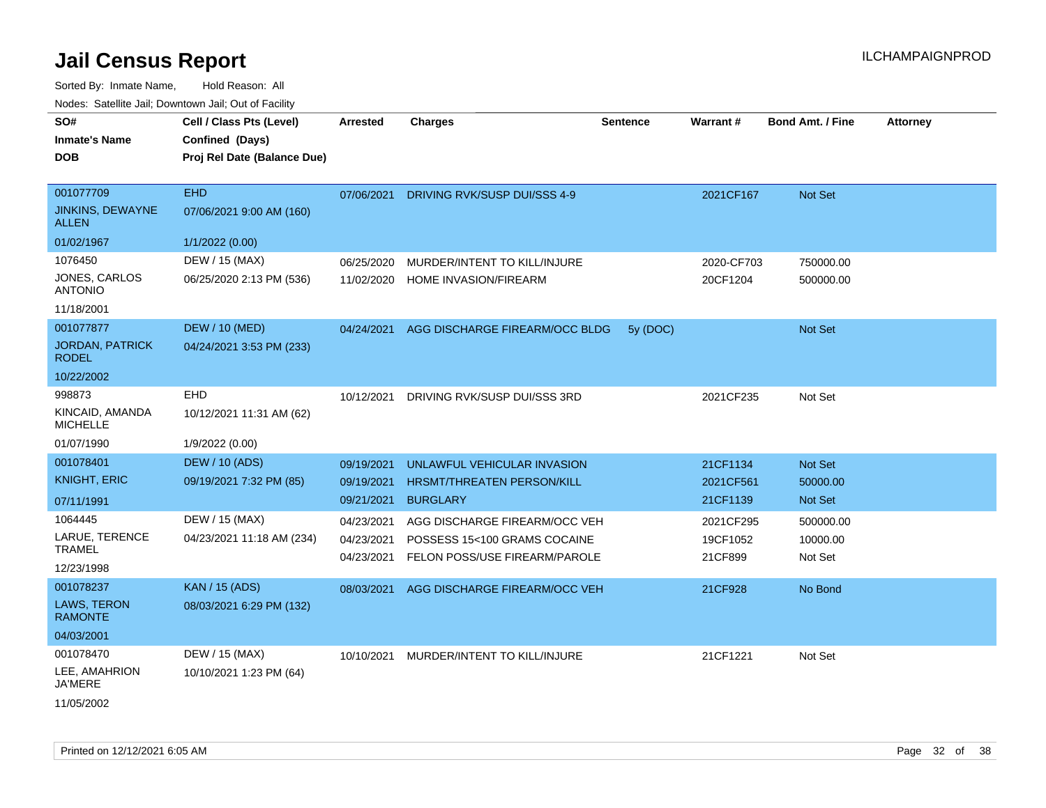# Jail Census Report

ILCHAMPAIGNPROD

Sorted By: Inmate Name, Hold Reason: All

Nodes: Satellite Jail; Downtown Jail; Out of Facility

| SO# / Inmate's Name / DOB | Cell / Class Pts (Level) / Confined (Days) / Proj Rel Date (Balance Due) | Arrested | Charges | Sentence | Warrant # | Bond Amt. / Fine | Attorney |
|---|---|---|---|---|---|---|---|
| 001077709<br>JINKINS, DEWAYNE ALLEN<br>01/02/1967 | EHD<br>07/06/2021 9:00 AM (160)<br>1/1/2022 (0.00) | 07/06/2021 | DRIVING RVK/SUSP DUI/SSS 4-9 | | 2021CF167 | Not Set | |
| 1076450<br>JONES, CARLOS ANTONIO<br>11/18/2001 | DEW / 15 (MAX)<br>06/25/2020 2:13 PM (536) | 06/25/2020 | MURDER/INTENT TO KILL/INJURE | | 2020-CF703 | 750000.00 | |
| | | 11/02/2020 | HOME INVASION/FIREARM | | 20CF1204 | 500000.00 | |
| 001077877<br>JORDAN, PATRICK RODEL<br>10/22/2002 | DEW / 10 (MED)<br>04/24/2021 3:53 PM (233) | 04/24/2021 | AGG DISCHARGE FIREARM/OCC BLDG | 5y (DOC) | | Not Set | |
| 998873<br>KINCAID, AMANDA MICHELLE<br>01/07/1990 | EHD<br>10/12/2021 11:31 AM (62)<br>1/9/2022 (0.00) | 10/12/2021 | DRIVING RVK/SUSP DUI/SSS 3RD | | 2021CF235 | Not Set | |
| 001078401<br>KNIGHT, ERIC<br>07/11/1991 | DEW / 10 (ADS)<br>09/19/2021 7:32 PM (85) | 09/19/2021 | UNLAWFUL VEHICULAR INVASION | | 21CF1134 | Not Set | |
| | | 09/19/2021 | HRSMT/THREATEN PERSON/KILL | | 2021CF561 | 50000.00 | |
| | | 09/21/2021 | BURGLARY | | 21CF1139 | Not Set | |
| 1064445<br>LARUE, TERENCE TRAMEL<br>12/23/1998 | DEW / 15 (MAX)<br>04/23/2021 11:18 AM (234) | 04/23/2021 | AGG DISCHARGE FIREARM/OCC VEH | | 2021CF295 | 500000.00 | |
| | | 04/23/2021 | POSSESS 15<100 GRAMS COCAINE | | 19CF1052 | 10000.00 | |
| | | 04/23/2021 | FELON POSS/USE FIREARM/PAROLE | | 21CF899 | Not Set | |
| 001078237<br>LAWS, TERON RAMONTE<br>04/03/2001 | KAN / 15 (ADS)<br>08/03/2021 6:29 PM (132) | 08/03/2021 | AGG DISCHARGE FIREARM/OCC VEH | | 21CF928 | No Bond | |
| 001078470<br>LEE, AMAHRION JA'MERE<br>11/05/2002 | DEW / 15 (MAX)<br>10/10/2021 1:23 PM (64) | 10/10/2021 | MURDER/INTENT TO KILL/INJURE | | 21CF1221 | Not Set | |

Printed on 12/12/2021 6:05 AM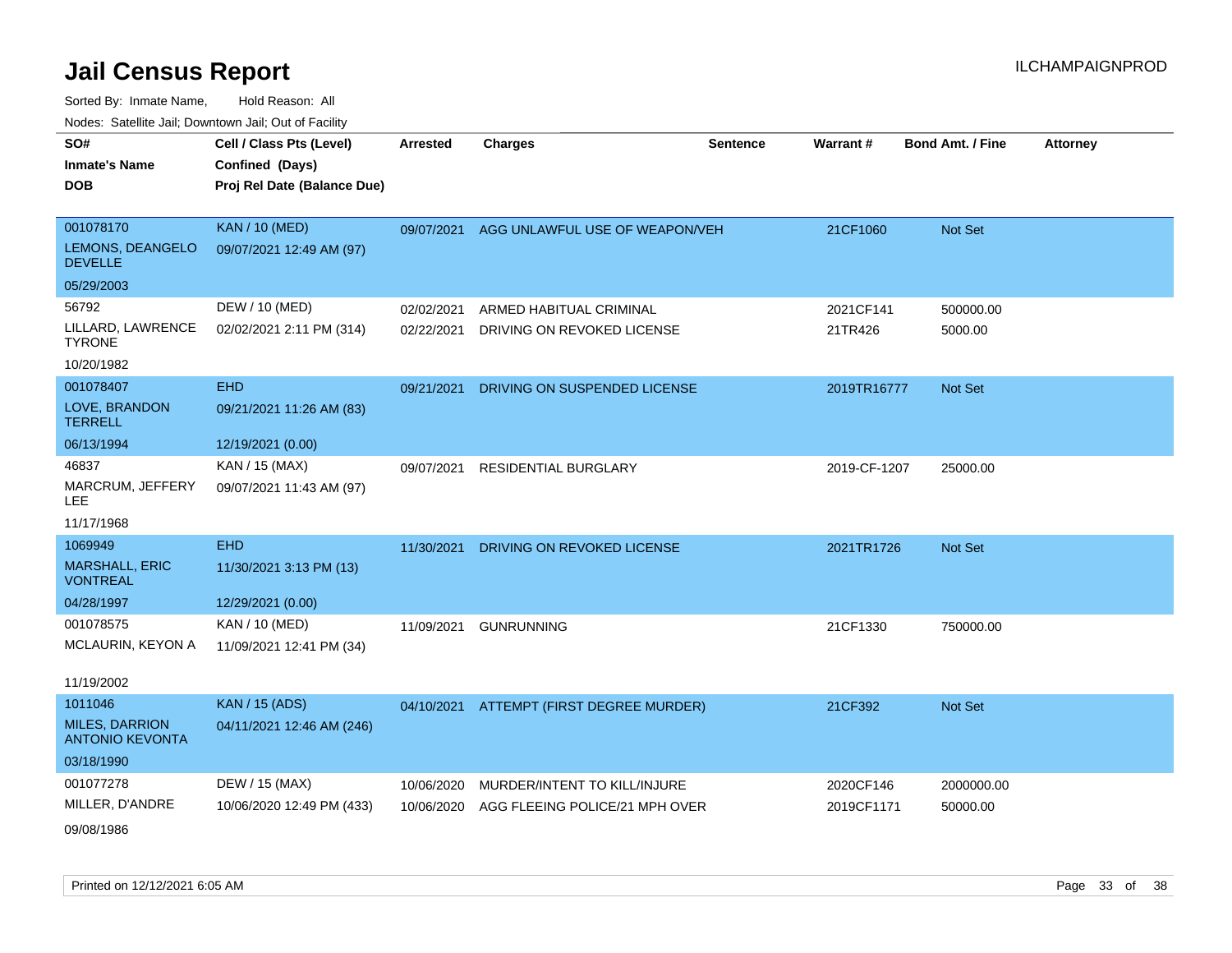# Jail Census Report

ILCHAMPAIGNPROD

Sorted By: Inmate Name, Hold Reason: All

Nodes: Satellite Jail; Downtown Jail; Out of Facility

| SO# / Inmate's Name / DOB | Cell / Class Pts (Level) / Confined (Days) / Proj Rel Date (Balance Due) | Arrested | Charges | Sentence | Warrant # | Bond Amt. / Fine | Attorney |
|---|---|---|---|---|---|---|---|
| 001078170 LEMONS, DEANGELO DEVELLE 05/29/2003 | KAN / 10 (MED) 09/07/2021 12:49 AM (97) | 09/07/2021 | AGG UNLAWFUL USE OF WEAPON/VEH | | 21CF1060 | Not Set | |
| 56792 LILLARD, LAWRENCE TYRONE 10/20/1982 | DEW / 10 (MED) 02/02/2021 2:11 PM (314) | 02/02/2021 | ARMED HABITUAL CRIMINAL | | 2021CF141 | 500000.00 | |
| | | 02/22/2021 | DRIVING ON REVOKED LICENSE | | 21TR426 | 5000.00 | |
| 001078407 LOVE, BRANDON TERRELL 06/13/1994 | EHD 09/21/2021 11:26 AM (83) 12/19/2021 (0.00) | 09/21/2021 | DRIVING ON SUSPENDED LICENSE | | 2019TR16777 | Not Set | |
| 46837 MARCRUM, JEFFERY LEE 11/17/1968 | KAN / 15 (MAX) 09/07/2021 11:43 AM (97) | 09/07/2021 | RESIDENTIAL BURGLARY | | 2019-CF-1207 | 25000.00 | |
| 1069949 MARSHALL, ERIC VONTREAL 04/28/1997 | EHD 11/30/2021 3:13 PM (13) 12/29/2021 (0.00) | 11/30/2021 | DRIVING ON REVOKED LICENSE | | 2021TR1726 | Not Set | |
| 001078575 MCLAURIN, KEYON A 11/19/2002 | KAN / 10 (MED) 11/09/2021 12:41 PM (34) | 11/09/2021 | GUNRUNNING | | 21CF1330 | 750000.00 | |
| 1011046 MILES, DARRION ANTONIO KEVONTA 03/18/1990 | KAN / 15 (ADS) 04/11/2021 12:46 AM (246) | 04/10/2021 | ATTEMPT (FIRST DEGREE MURDER) | | 21CF392 | Not Set | |
| 001077278 MILLER, D'ANDRE 09/08/1986 | DEW / 15 (MAX) 10/06/2020 12:49 PM (433) | 10/06/2020 | MURDER/INTENT TO KILL/INJURE | | 2020CF146 | 2000000.00 | |
| | | 10/06/2020 | AGG FLEEING POLICE/21 MPH OVER | | 2019CF1171 | 50000.00 | |

Printed on 12/12/2021 6:05 AM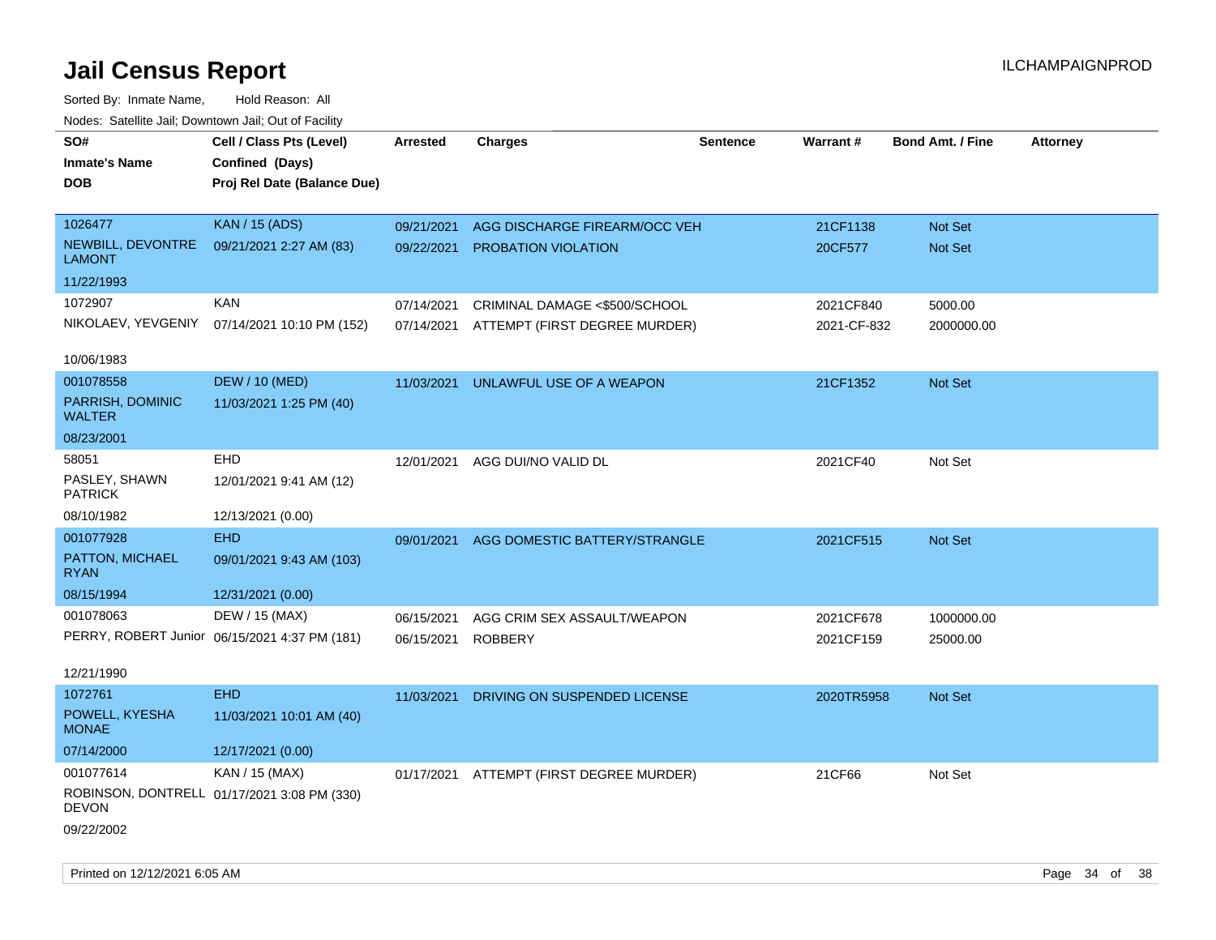# Jail Census Report

ILCHAMPAIGNPROD

Sorted By: Inmate Name, Hold Reason: All

Nodes: Satellite Jail; Downtown Jail; Out of Facility

| SO#<br>Inmate's Name<br>DOB | Cell / Class Pts (Level)<br>Confined (Days)<br>Proj Rel Date (Balance Due) | Arrested | Charges | Sentence | Warrant # | Bond Amt. / Fine | Attorney |
|---|---|---|---|---|---|---|---|
| 1026477<br>NEWBILL, DEVONTRE LAMONT<br>11/22/1993 | KAN / 15 (ADS)<br>09/21/2021 2:27 AM (83) | 09/21/2021<br>09/22/2021 | AGG DISCHARGE FIREARM/OCC VEH<br>PROBATION VIOLATION | | 21CF1138<br>20CF577 | Not Set<br>Not Set | |
| 1072907<br>NIKOLAEV, YEVGENIY<br>10/06/1983 | KAN<br>07/14/2021 10:10 PM (152) | 07/14/2021<br>07/14/2021 | CRIMINAL DAMAGE <$500/SCHOOL<br>ATTEMPT (FIRST DEGREE MURDER) | | 2021CF840<br>2021-CF-832 | 5000.00<br>2000000.00 | |
| 001078558<br>PARRISH, DOMINIC WALTER<br>08/23/2001 | DEW / 10 (MED)<br>11/03/2021 1:25 PM (40) | 11/03/2021 | UNLAWFUL USE OF A WEAPON | | 21CF1352 | Not Set | |
| 58051<br>PASLEY, SHAWN PATRICK<br>08/10/1982 | EHD<br>12/01/2021 9:41 AM (12)<br>12/13/2021 (0.00) | 12/01/2021 | AGG DUI/NO VALID DL | | 2021CF40 | Not Set | |
| 001077928<br>PATTON, MICHAEL RYAN<br>08/15/1994 | EHD<br>09/01/2021 9:43 AM (103)<br>12/31/2021 (0.00) | 09/01/2021 | AGG DOMESTIC BATTERY/STRANGLE | | 2021CF515 | Not Set | |
| 001078063<br>PERRY, ROBERT Junior<br>12/21/1990 | DEW / 15 (MAX)<br>06/15/2021 4:37 PM (181) | 06/15/2021<br>06/15/2021 | AGG CRIM SEX ASSAULT/WEAPON<br>ROBBERY | | 2021CF678<br>2021CF159 | 1000000.00<br>25000.00 | |
| 1072761<br>POWELL, KYESHA MONAE<br>07/14/2000 | EHD<br>11/03/2021 10:01 AM (40)<br>12/17/2021 (0.00) | 11/03/2021 | DRIVING ON SUSPENDED LICENSE | | 2020TR5958 | Not Set | |
| 001077614<br>ROBINSON, DONTRELL DEVON<br>09/22/2002 | KAN / 15 (MAX)<br>01/17/2021 3:08 PM (330) | 01/17/2021 | ATTEMPT (FIRST DEGREE MURDER) | | 21CF66 | Not Set | |

Printed on 12/12/2021 6:05 AM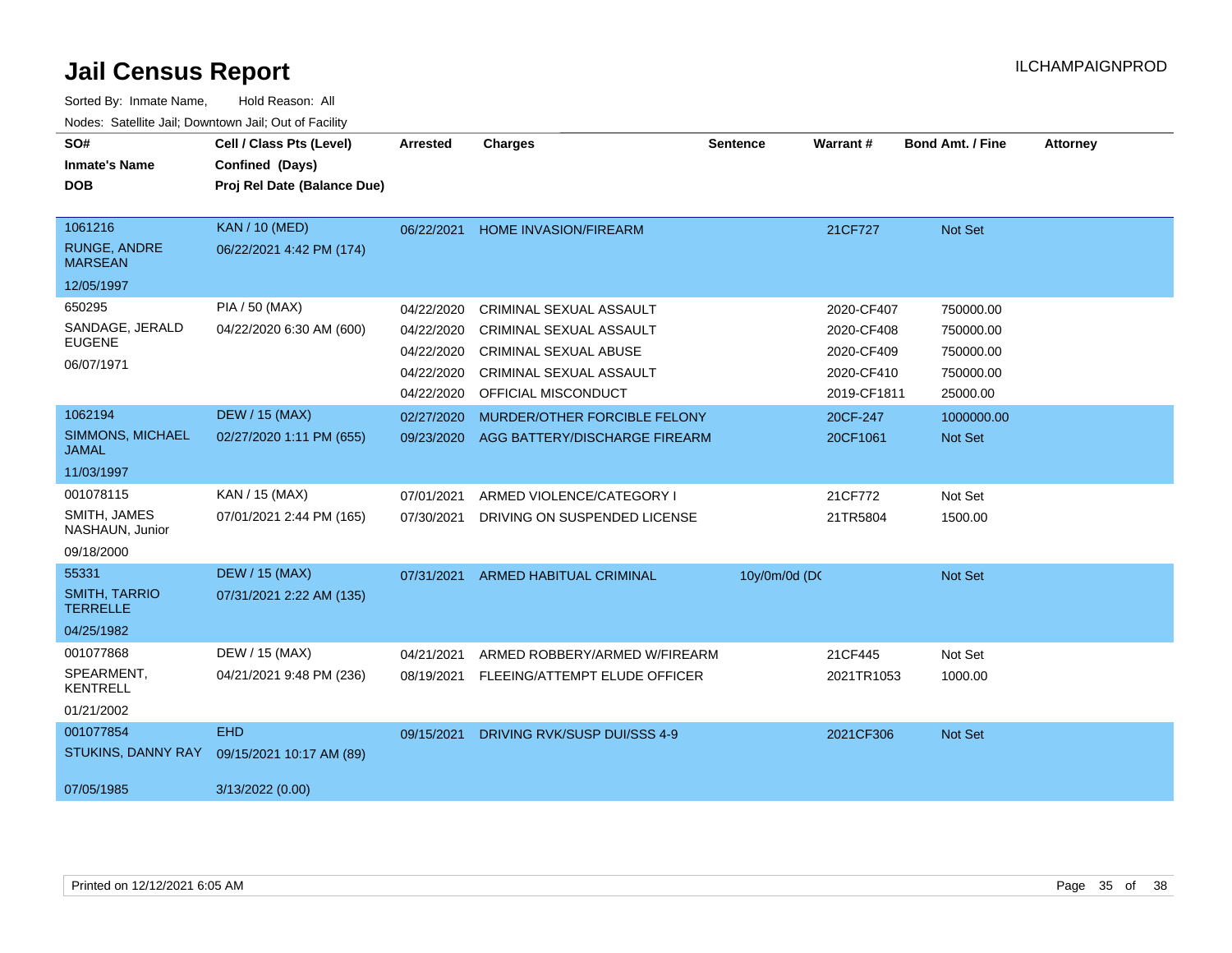# Jail Census Report

Sorted By: Inmate Name, Hold Reason: All

Nodes: Satellite Jail; Downtown Jail; Out of Facility

| SO# / Inmate's Name / DOB | Cell / Class Pts (Level) / Confined (Days) / Proj Rel Date (Balance Due) | Arrested | Charges | Sentence | Warrant # | Bond Amt. / Fine | Attorney |
|---|---|---|---|---|---|---|---|
| 1061216<br>RUNGE, ANDRE MARSEAN<br>12/05/1997 | KAN / 10 (MED)<br>06/22/2021 4:42 PM (174) | 06/22/2021 | HOME INVASION/FIREARM | | 21CF727 | Not Set | |
| 650295<br>SANDAGE, JERALD EUGENE<br>06/07/1971 | PIA / 50 (MAX)<br>04/22/2020 6:30 AM (600) | 04/22/2020 | CRIMINAL SEXUAL ASSAULT | | 2020-CF407 | 750000.00 | |
| | | 04/22/2020 | CRIMINAL SEXUAL ASSAULT | | 2020-CF408 | 750000.00 | |
| | | 04/22/2020 | CRIMINAL SEXUAL ABUSE | | 2020-CF409 | 750000.00 | |
| | | 04/22/2020 | CRIMINAL SEXUAL ASSAULT | | 2020-CF410 | 750000.00 | |
| | | 04/22/2020 | OFFICIAL MISCONDUCT | | 2019-CF1811 | 25000.00 | |
| 1062194<br>SIMMONS, MICHAEL JAMAL<br>11/03/1997 | DEW / 15 (MAX)<br>02/27/2020 1:11 PM (655) | 02/27/2020 | MURDER/OTHER FORCIBLE FELONY | | 20CF-247 | 1000000.00 | |
| | | 09/23/2020 | AGG BATTERY/DISCHARGE FIREARM | | 20CF1061 | Not Set | |
| 001078115<br>SMITH, JAMES NASHAUN, Junior<br>09/18/2000 | KAN / 15 (MAX)<br>07/01/2021 2:44 PM (165) | 07/01/2021 | ARMED VIOLENCE/CATEGORY I | | 21CF772 | Not Set | |
| | | 07/30/2021 | DRIVING ON SUSPENDED LICENSE | | 21TR5804 | 1500.00 | |
| 55331<br>SMITH, TARRIO TERRELLE<br>04/25/1982 | DEW / 15 (MAX)<br>07/31/2021 2:22 AM (135) | 07/31/2021 | ARMED HABITUAL CRIMINAL | 10y/0m/0d (DC | | Not Set | |
| 001077868<br>SPEARMENT, KENTRELL<br>01/21/2002 | DEW / 15 (MAX)<br>04/21/2021 9:48 PM (236) | 04/21/2021 | ARMED ROBBERY/ARMED W/FIREARM | | 21CF445 | Not Set | |
| | | 08/19/2021 | FLEEING/ATTEMPT ELUDE OFFICER | | 2021TR1053 | 1000.00 | |
| 001077854<br>STUKINS, DANNY RAY<br>07/05/1985 | EHD<br>09/15/2021 10:17 AM (89)<br>3/13/2022 (0.00) | 09/15/2021 | DRIVING RVK/SUSP DUI/SSS 4-9 | | 2021CF306 | Not Set | |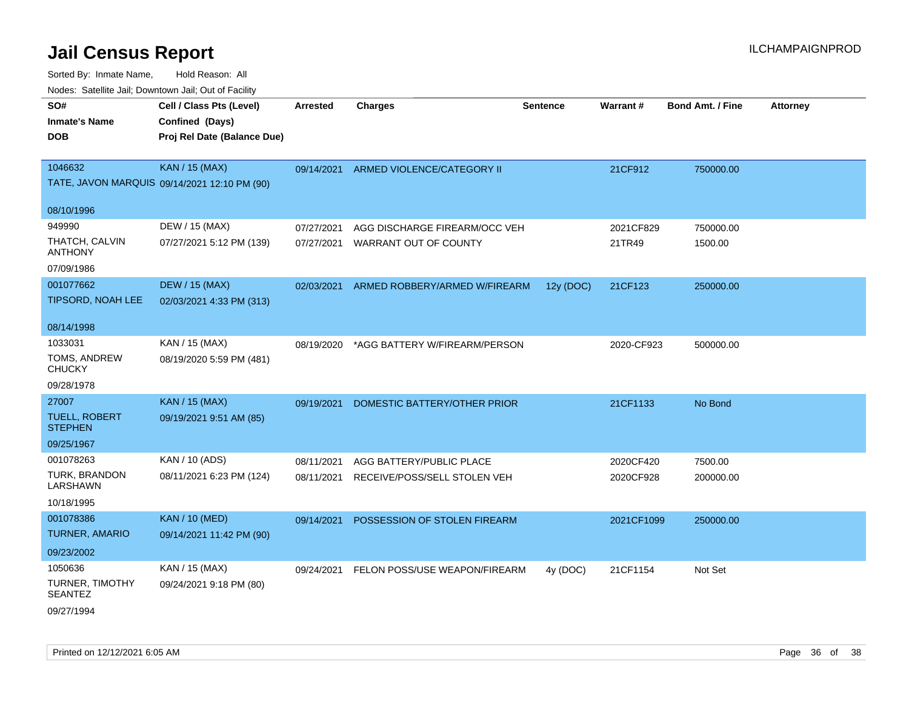# Jail Census Report

ILCHAMPAIGNPROD

Sorted By: Inmate Name, Hold Reason: All

Nodes: Satellite Jail; Downtown Jail; Out of Facility

| SO# / Inmate's Name / DOB | Cell / Class Pts (Level) / Confined (Days) / Proj Rel Date (Balance Due) | Arrested | Charges | Sentence | Warrant # | Bond Amt. / Fine | Attorney |
|---|---|---|---|---|---|---|---|
| 1046632<br>TATE, JAVON MARQUIS<br>08/10/1996 | KAN / 15 (MAX)<br>09/14/2021 12:10 PM (90) | 09/14/2021 | ARMED VIOLENCE/CATEGORY II | | 21CF912 | 750000.00 | |
| 949990<br>THATCH, CALVIN ANTHONY<br>07/09/1986 | DEW / 15 (MAX)<br>07/27/2021 5:12 PM (139) | 07/27/2021 | AGG DISCHARGE FIREARM/OCC VEH | | 2021CF829 | 750000.00 | |
| | | 07/27/2021 | WARRANT OUT OF COUNTY | | 21TR49 | 1500.00 | |
| 001077662<br>TIPSORD, NOAH LEE<br>08/14/1998 | DEW / 15 (MAX)<br>02/03/2021 4:33 PM (313) | 02/03/2021 | ARMED ROBBERY/ARMED W/FIREARM | 12y (DOC) | 21CF123 | 250000.00 | |
| 1033031<br>TOMS, ANDREW CHUCKY<br>09/28/1978 | KAN / 15 (MAX)<br>08/19/2020 5:59 PM (481) | 08/19/2020 | *AGG BATTERY W/FIREARM/PERSON | | 2020-CF923 | 500000.00 | |
| 27007<br>TUELL, ROBERT STEPHEN<br>09/25/1967 | KAN / 15 (MAX)<br>09/19/2021 9:51 AM (85) | 09/19/2021 | DOMESTIC BATTERY/OTHER PRIOR | | 21CF1133 | No Bond | |
| 001078263<br>TURK, BRANDON LARSHAWN<br>10/18/1995 | KAN / 10 (ADS)<br>08/11/2021 6:23 PM (124) | 08/11/2021 | AGG BATTERY/PUBLIC PLACE | | 2020CF420 | 7500.00 | |
| | | 08/11/2021 | RECEIVE/POSS/SELL STOLEN VEH | | 2020CF928 | 200000.00 | |
| 001078386<br>TURNER, AMARIO<br>09/23/2002 | KAN / 10 (MED)<br>09/14/2021 11:42 PM (90) | 09/14/2021 | POSSESSION OF STOLEN FIREARM | | 2021CF1099 | 250000.00 | |
| 1050636<br>TURNER, TIMOTHY SEANTEZ<br>09/27/1994 | KAN / 15 (MAX)<br>09/24/2021 9:18 PM (80) | 09/24/2021 | FELON POSS/USE WEAPON/FIREARM | 4y (DOC) | 21CF1154 | Not Set | |

Printed on 12/12/2021 6:05 AM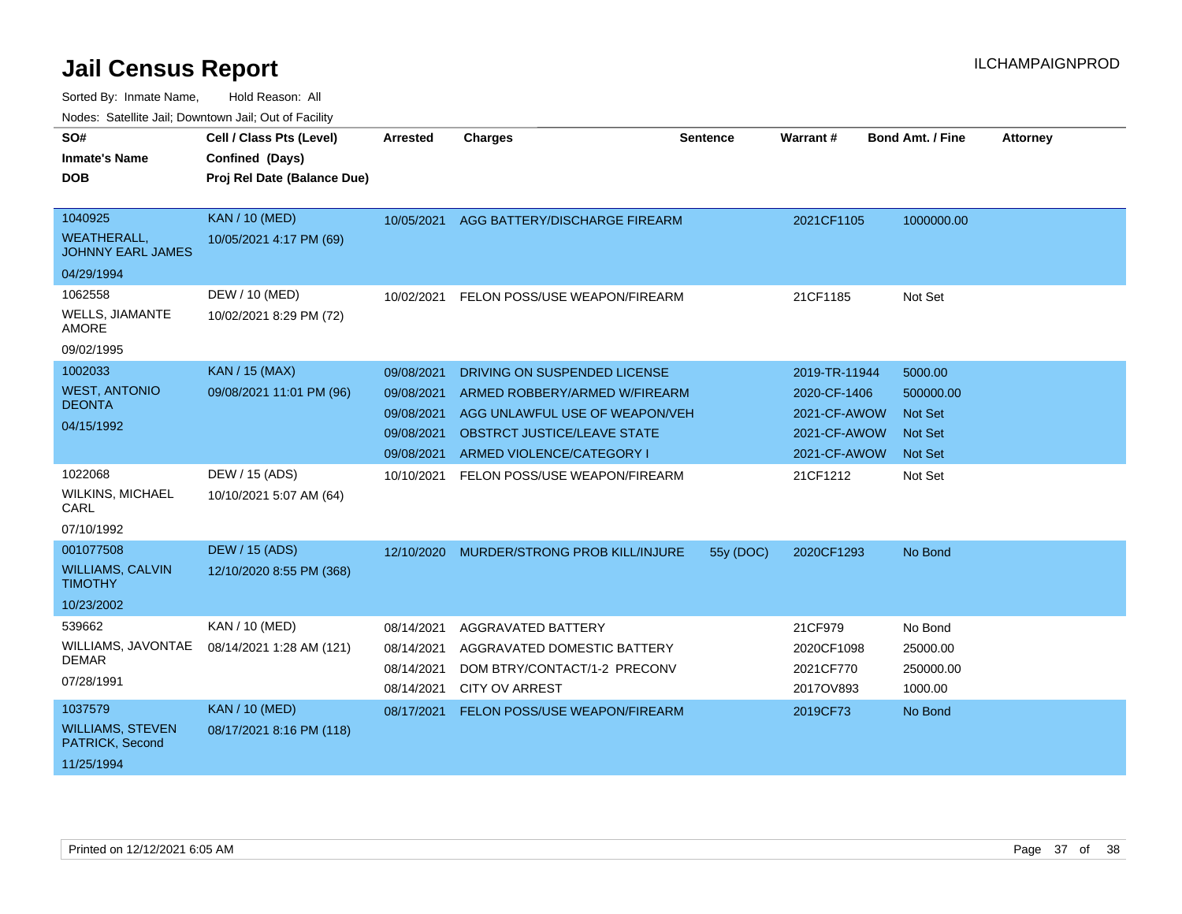# Jail Census Report

ILCHAMPAIGNPROD

Sorted By: Inmate Name, Hold Reason: All

Nodes: Satellite Jail; Downtown Jail; Out of Facility

| SO# / Inmate's Name / DOB | Cell / Class Pts (Level) / Confined (Days) / Proj Rel Date (Balance Due) | Arrested | Charges | Sentence | Warrant # | Bond Amt. / Fine | Attorney |
|---|---|---|---|---|---|---|---|
| 1040925<br>WEATHERALL, JOHNNY EARL JAMES<br>04/29/1994 | KAN / 10 (MED)<br>10/05/2021 4:17 PM (69) | 10/05/2021 | AGG BATTERY/DISCHARGE FIREARM | | 2021CF1105 | 1000000.00 | |
| 1062558<br>WELLS, JIAMANTE AMORE<br>09/02/1995 | DEW / 10 (MED)<br>10/02/2021 8:29 PM (72) | 10/02/2021 | FELON POSS/USE WEAPON/FIREARM | | 21CF1185 | Not Set | |
| 1002033<br>WEST, ANTONIO DEONTA<br>04/15/1992 | KAN / 15 (MAX)<br>09/08/2021 11:01 PM (96) | 09/08/2021 | DRIVING ON SUSPENDED LICENSE | | 2019-TR-11944 | 5000.00 | |
| | | 09/08/2021 | ARMED ROBBERY/ARMED W/FIREARM | | 2020-CF-1406 | 500000.00 | |
| | | 09/08/2021 | AGG UNLAWFUL USE OF WEAPON/VEH | | 2021-CF-AWOW | Not Set | |
| | | 09/08/2021 | OBSTRCT JUSTICE/LEAVE STATE | | 2021-CF-AWOW | Not Set | |
| | | 09/08/2021 | ARMED VIOLENCE/CATEGORY I | | 2021-CF-AWOW | Not Set | |
| 1022068<br>WILKINS, MICHAEL CARL<br>07/10/1992 | DEW / 15 (ADS)<br>10/10/2021 5:07 AM (64) | 10/10/2021 | FELON POSS/USE WEAPON/FIREARM | | 21CF1212 | Not Set | |
| 001077508<br>WILLIAMS, CALVIN TIMOTHY<br>10/23/2002 | DEW / 15 (ADS)<br>12/10/2020 8:55 PM (368) | 12/10/2020 | MURDER/STRONG PROB KILL/INJURE | 55y (DOC) | 2020CF1293 | No Bond | |
| 539662<br>WILLIAMS, JAVONTAE DEMAR<br>07/28/1991 | KAN / 10 (MED)<br>08/14/2021 1:28 AM (121) | 08/14/2021 | AGGRAVATED BATTERY | | 21CF979 | No Bond | |
| | | 08/14/2021 | AGGRAVATED DOMESTIC BATTERY | | 2020CF1098 | 25000.00 | |
| | | 08/14/2021 | DOM BTRY/CONTACT/1-2 PRECONV | | 2021CF770 | 250000.00 | |
| | | 08/14/2021 | CITY OV ARREST | | 2017OV893 | 1000.00 | |
| 1037579<br>WILLIAMS, STEVEN PATRICK, Second<br>11/25/1994 | KAN / 10 (MED)<br>08/17/2021 8:16 PM (118) | 08/17/2021 | FELON POSS/USE WEAPON/FIREARM | | 2019CF73 | No Bond | |

Printed on 12/12/2021 6:05 AM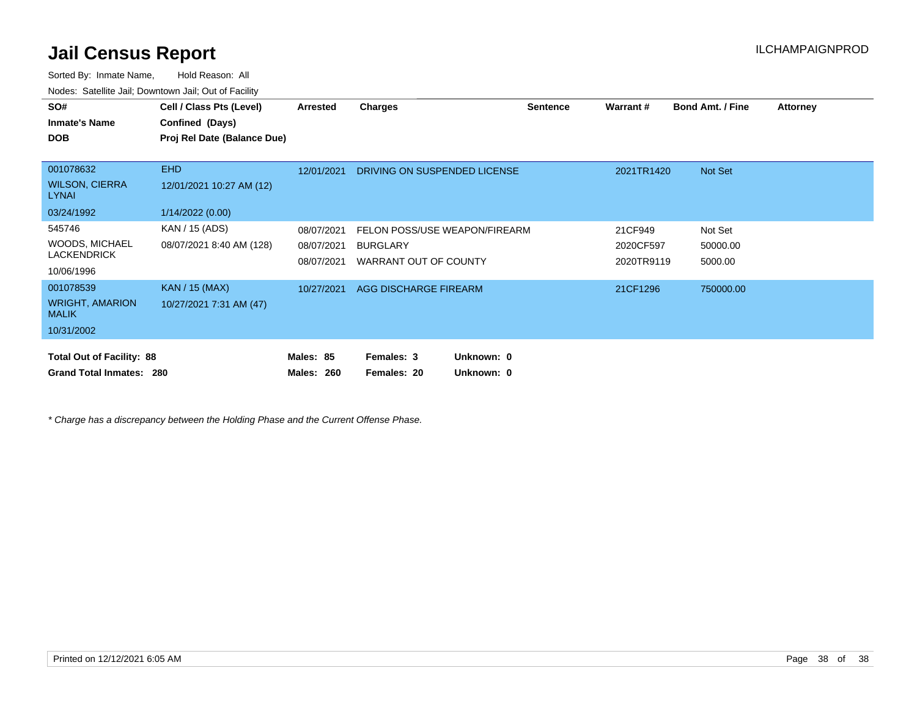# Jail Census Report

ILCHAMPAIGNPROD

Sorted By: Inmate Name, Hold Reason: All

Nodes: Satellite Jail; Downtown Jail; Out of Facility

| SO# / Inmate's Name / DOB | Cell / Class Pts (Level) / Confined (Days) / Proj Rel Date (Balance Due) | Arrested | Charges | Sentence | Warrant # | Bond Amt. / Fine | Attorney |
|---|---|---|---|---|---|---|---|
| 001078632<br>WILSON, CIERRA LYNAI<br>03/24/1992 | EHD<br>12/01/2021 10:27 AM (12)<br>1/14/2022 (0.00) | 12/01/2021 | DRIVING ON SUSPENDED LICENSE | | 2021TR1420 | Not Set | |
| 545746<br>WOODS, MICHAEL LACKENDRICK<br>10/06/1996 | KAN / 15 (ADS)<br>08/07/2021 8:40 AM (128) | 08/07/2021 | FELON POSS/USE WEAPON/FIREARM | | 21CF949 | Not Set | |
| | | 08/07/2021 | BURGLARY | | 2020CF597 | 50000.00 | |
| | | 08/07/2021 | WARRANT OUT OF COUNTY | | 2020TR9119 | 5000.00 | |
| 001078539<br>WRIGHT, AMARION MALIK<br>10/31/2002 | KAN / 15 (MAX)<br>10/27/2021 7:31 AM (47) | 10/27/2021 | AGG DISCHARGE FIREARM | | 21CF1296 | 750000.00 | |

**Total Out of Facility: 88** **Males: 85** **Females: 3** **Unknown: 0**

**Grand Total Inmates: 280** **Males: 260** **Females: 20** **Unknown: 0**

*\* Charge has a discrepancy between the Holding Phase and the Current Offense Phase.*

Printed on 12/12/2021 6:05 AM